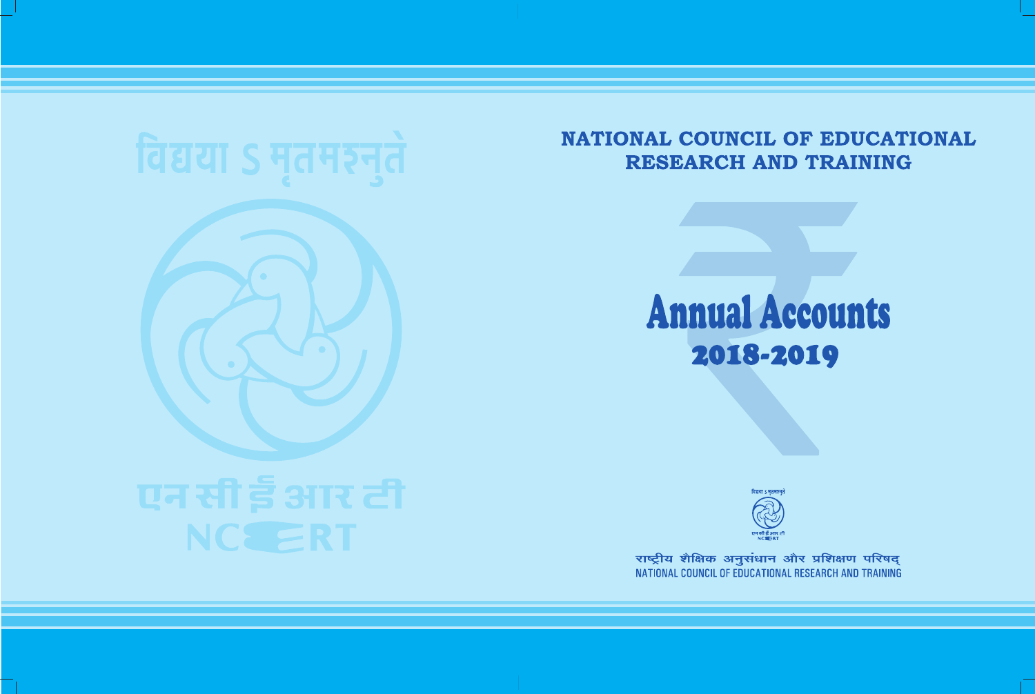विद्यया ऽ मृतमश्नुते

एन सी ई आर टी
NCERT

# NATIONAL COUNCIL OF EDUCATIONAL RESEARCH AND TRAINING

# Annual Accounts

## 2018-2019

विद्यया ऽ मृतमश्नुते

एन सी ई आर टी
NCERT

राष्ट्रीय शैक्षिक अनुसंधान और प्रशिक्षण परिषद्
NATIONAL COUNCIL OF EDUCATIONAL RESEARCH AND TRAINING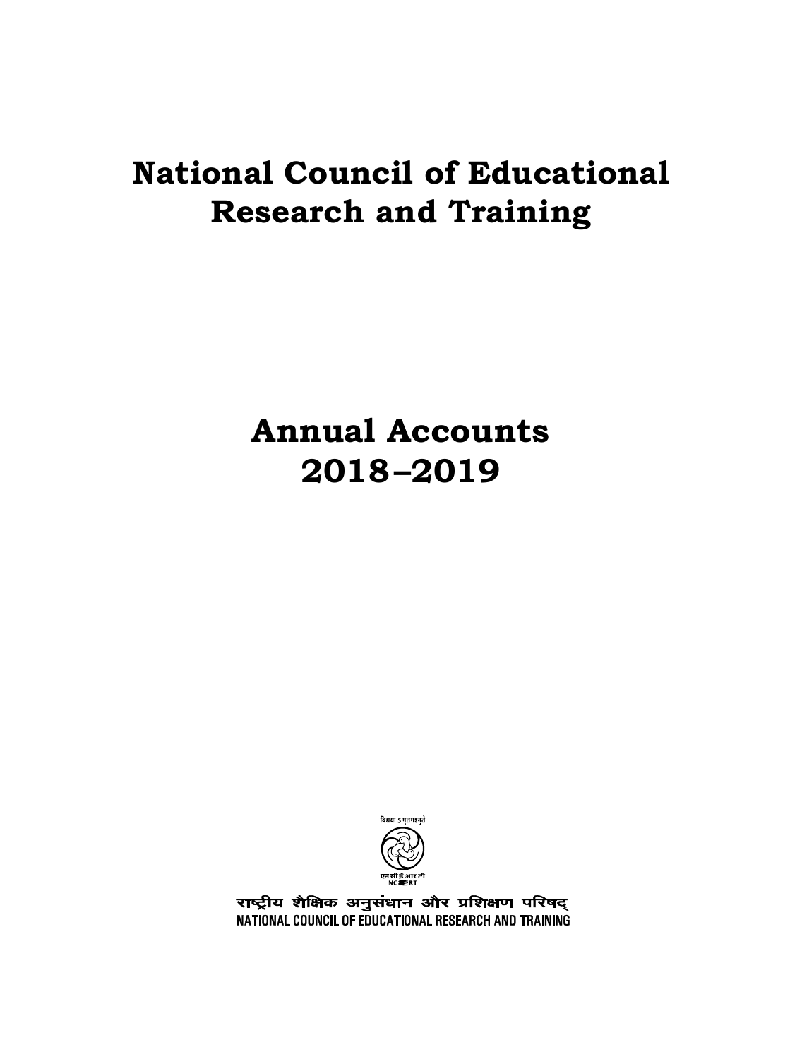# National Council of Educational Research and Training

# Annual Accounts 2018–2019

विद्ययाऽमृतमश्नुते

एन सी ई आर टी
NCERT

राष्ट्रीय शैक्षिक अनुसंधान और प्रशिक्षण परिषद्
NATIONAL COUNCIL OF EDUCATIONAL RESEARCH AND TRAINING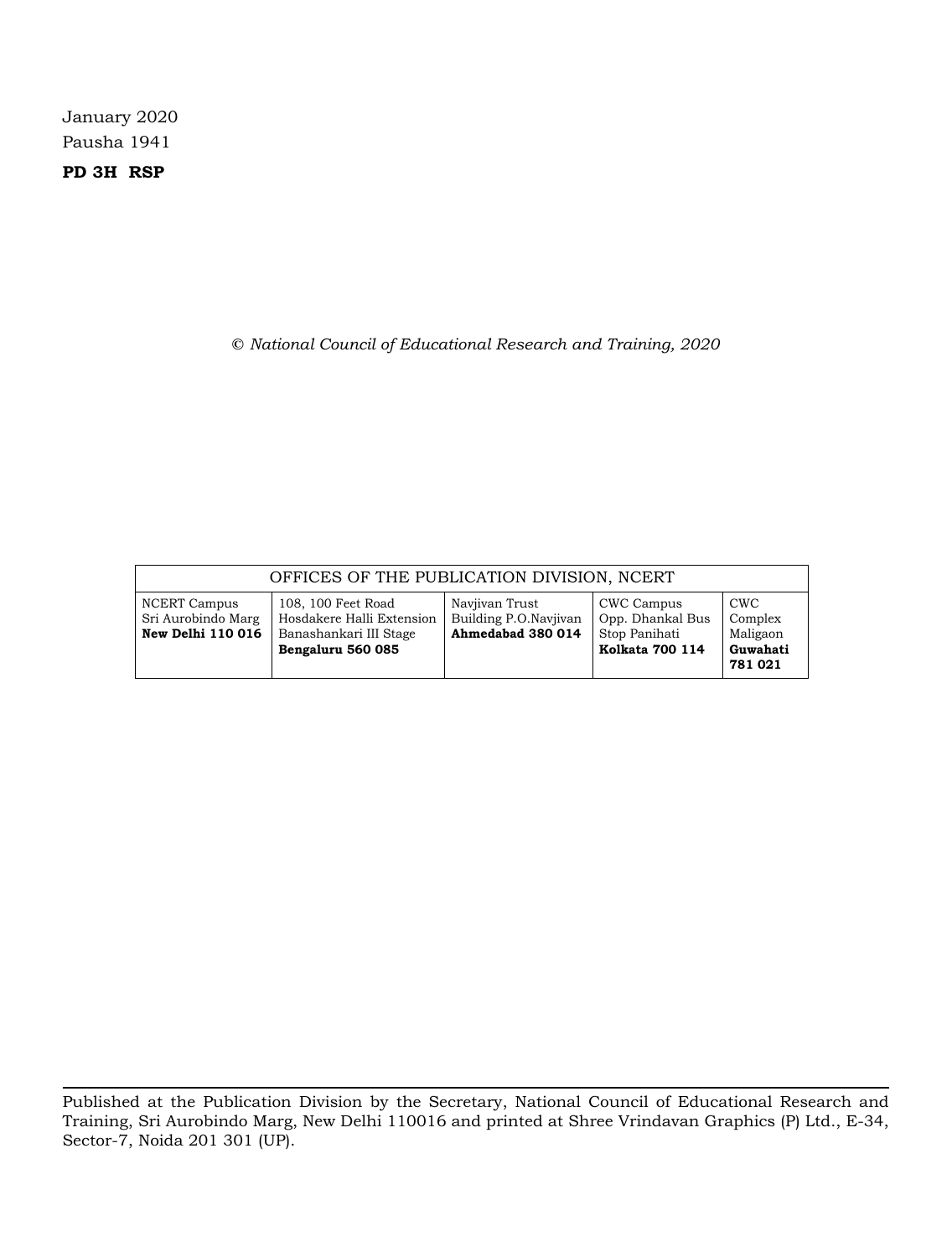January 2020

Pausha 1941

**PD 3H RSP**

*© National Council of Educational Research and Training, 2020*

| OFFICES OF THE PUBLICATION DIVISION, NCERT | | | | |
|---|---|---|---|---|
| NCERT Campus<br>Sri Aurobindo Marg<br>**New Delhi 110 016** | 108, 100 Feet Road<br>Hosdakere Halli Extension<br>Banashankari III Stage<br>**Bengaluru 560 085** | Navjivan Trust<br>Building P.O.Navjivan<br>**Ahmedabad 380 014** | CWC Campus<br>Opp. Dhankal Bus<br>Stop Panihati<br>**Kolkata 700 114** | CWC<br>Complex<br>Maligaon<br>**Guwahati 781 021** |

Published at the Publication Division by the Secretary, National Council of Educational Research and Training, Sri Aurobindo Marg, New Delhi 110016 and printed at Shree Vrindavan Graphics (P) Ltd., E-34, Sector-7, Noida 201 301 (UP).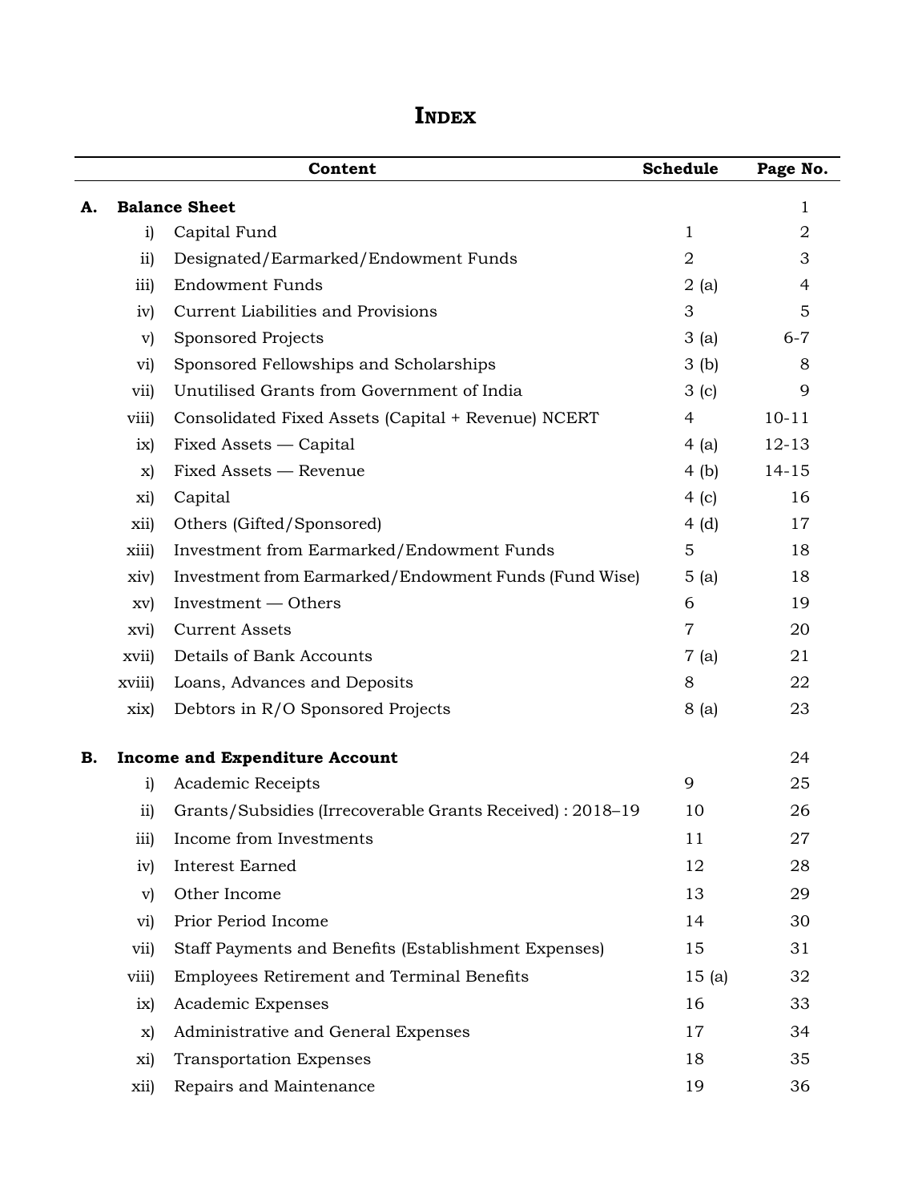# INDEX

| | | Content | Schedule | Page No. |
|---|---|---|---|---|
| **A.** | | **Balance Sheet** | | 1 |
| | i) | Capital Fund | 1 | 2 |
| | ii) | Designated/Earmarked/Endowment Funds | 2 | 3 |
| | iii) | Endowment Funds | 2 (a) | 4 |
| | iv) | Current Liabilities and Provisions | 3 | 5 |
| | v) | Sponsored Projects | 3 (a) | 6-7 |
| | vi) | Sponsored Fellowships and Scholarships | 3 (b) | 8 |
| | vii) | Unutilised Grants from Government of India | 3 (c) | 9 |
| | viii) | Consolidated Fixed Assets (Capital + Revenue) NCERT | 4 | 10-11 |
| | ix) | Fixed Assets — Capital | 4 (a) | 12-13 |
| | x) | Fixed Assets — Revenue | 4 (b) | 14-15 |
| | xi) | Capital | 4 (c) | 16 |
| | xii) | Others (Gifted/Sponsored) | 4 (d) | 17 |
| | xiii) | Investment from Earmarked/Endowment Funds | 5 | 18 |
| | xiv) | Investment from Earmarked/Endowment Funds (Fund Wise) | 5 (a) | 18 |
| | xv) | Investment — Others | 6 | 19 |
| | xvi) | Current Assets | 7 | 20 |
| | xvii) | Details of Bank Accounts | 7 (a) | 21 |
| | xviii) | Loans, Advances and Deposits | 8 | 22 |
| | xix) | Debtors in R/O Sponsored Projects | 8 (a) | 23 |
| **B.** | | **Income and Expenditure Account** | | 24 |
| | i) | Academic Receipts | 9 | 25 |
| | ii) | Grants/Subsidies (Irrecoverable Grants Received) : 2018–19 | 10 | 26 |
| | iii) | Income from Investments | 11 | 27 |
| | iv) | Interest Earned | 12 | 28 |
| | v) | Other Income | 13 | 29 |
| | vi) | Prior Period Income | 14 | 30 |
| | vii) | Staff Payments and Benefits (Establishment Expenses) | 15 | 31 |
| | viii) | Employees Retirement and Terminal Benefits | 15 (a) | 32 |
| | ix) | Academic Expenses | 16 | 33 |
| | x) | Administrative and General Expenses | 17 | 34 |
| | xi) | Transportation Expenses | 18 | 35 |
| | xii) | Repairs and Maintenance | 19 | 36 |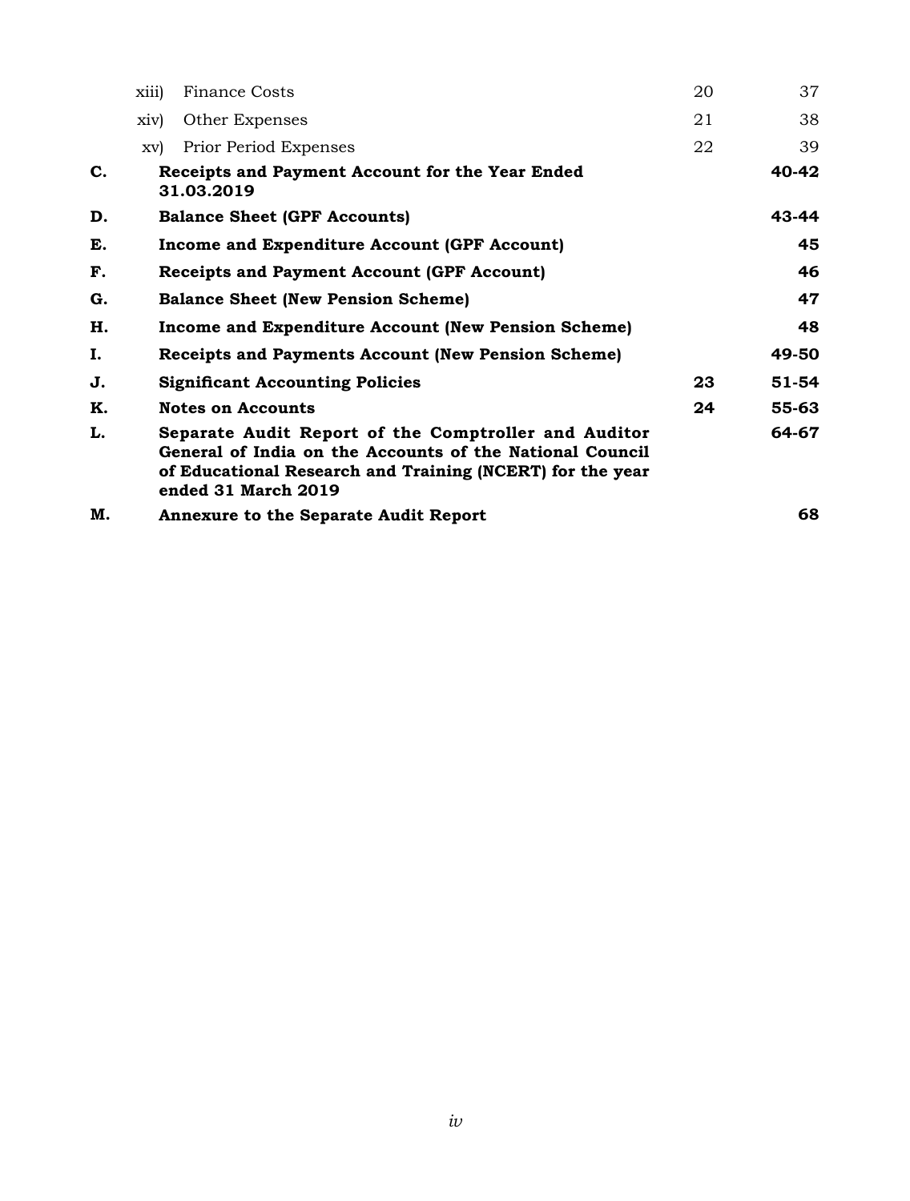| | | | |
|---|---|---|---|
| | xiii) Finance Costs | 20 | 37 |
| | xiv) Other Expenses | 21 | 38 |
| | xv) Prior Period Expenses | 22 | 39 |
| **C.** | **Receipts and Payment Account for the Year Ended 31.03.2019** | | **40-42** |
| **D.** | **Balance Sheet (GPF Accounts)** | | **43-44** |
| **E.** | **Income and Expenditure Account (GPF Account)** | | **45** |
| **F.** | **Receipts and Payment Account (GPF Account)** | | **46** |
| **G.** | **Balance Sheet (New Pension Scheme)** | | **47** |
| **H.** | **Income and Expenditure Account (New Pension Scheme)** | | **48** |
| **I.** | **Receipts and Payments Account (New Pension Scheme)** | | **49-50** |
| **J.** | **Significant Accounting Policies** | **23** | **51-54** |
| **K.** | **Notes on Accounts** | **24** | **55-63** |
| **L.** | **Separate Audit Report of the Comptroller and Auditor General of India on the Accounts of the National Council of Educational Research and Training (NCERT) for the year ended 31 March 2019** | | **64-67** |
| **M.** | **Annexure to the Separate Audit Report** | | **68** |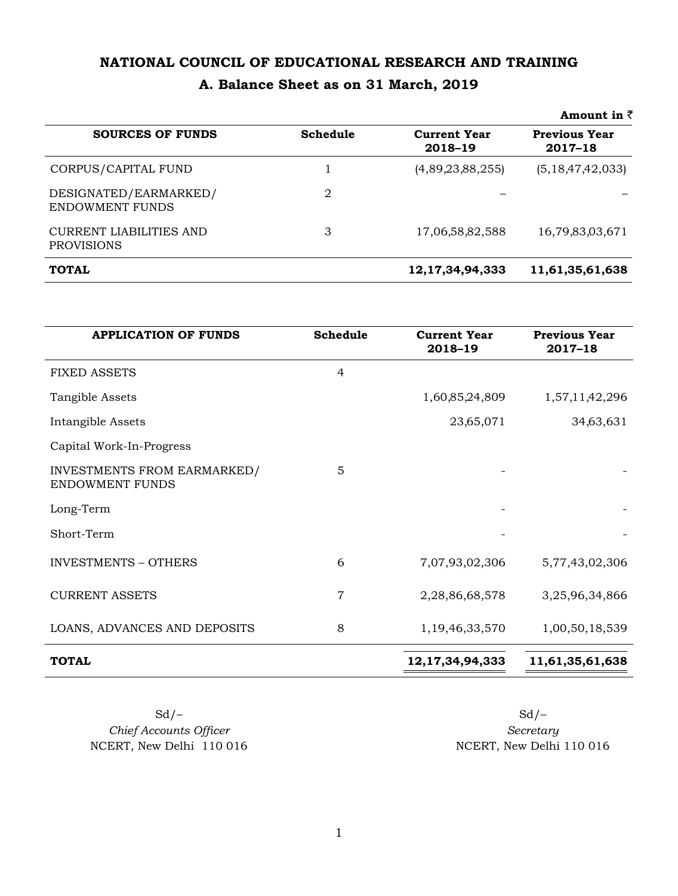# NATIONAL COUNCIL OF EDUCATIONAL RESEARCH AND TRAINING

## A. Balance Sheet as on 31 March, 2019

**Amount in ₹**

| SOURCES OF FUNDS | Schedule | Current Year 2018–19 | Previous Year 2017–18 |
|---|---|---|---|
| CORPUS/CAPITAL FUND | 1 | (4,89,23,88,255) | (5,18,47,42,033) |
| DESIGNATED/EARMARKED/ ENDOWMENT FUNDS | 2 | – | – |
| CURRENT LIABILITIES AND PROVISIONS | 3 | 17,06,58,82,588 | 16,79,83,03,671 |
| **TOTAL** | | **12,17,34,94,333** | **11,61,35,61,638** |

| APPLICATION OF FUNDS | Schedule | Current Year 2018–19 | Previous Year 2017–18 |
|---|---|---|---|
| FIXED ASSETS | 4 | | |
| Tangible Assets | | 1,60,85,24,809 | 1,57,11,42,296 |
| Intangible Assets | | 23,65,071 | 34,63,631 |
| Capital Work-In-Progress | | | |
| INVESTMENTS FROM EARMARKED/ ENDOWMENT FUNDS | 5 | - | - |
| Long-Term | | - | - |
| Short-Term | | - | - |
| INVESTMENTS – OTHERS | 6 | 7,07,93,02,306 | 5,77,43,02,306 |
| CURRENT ASSETS | 7 | 2,28,86,68,578 | 3,25,96,34,866 |
| LOANS, ADVANCES AND DEPOSITS | 8 | 1,19,46,33,570 | 1,00,50,18,539 |
| **TOTAL** | | **12,17,34,94,333** | **11,61,35,61,638** |

Sd/–
*Chief Accounts Officer*
NCERT, New Delhi 110 016

Sd/–
*Secretary*
NCERT, New Delhi 110 016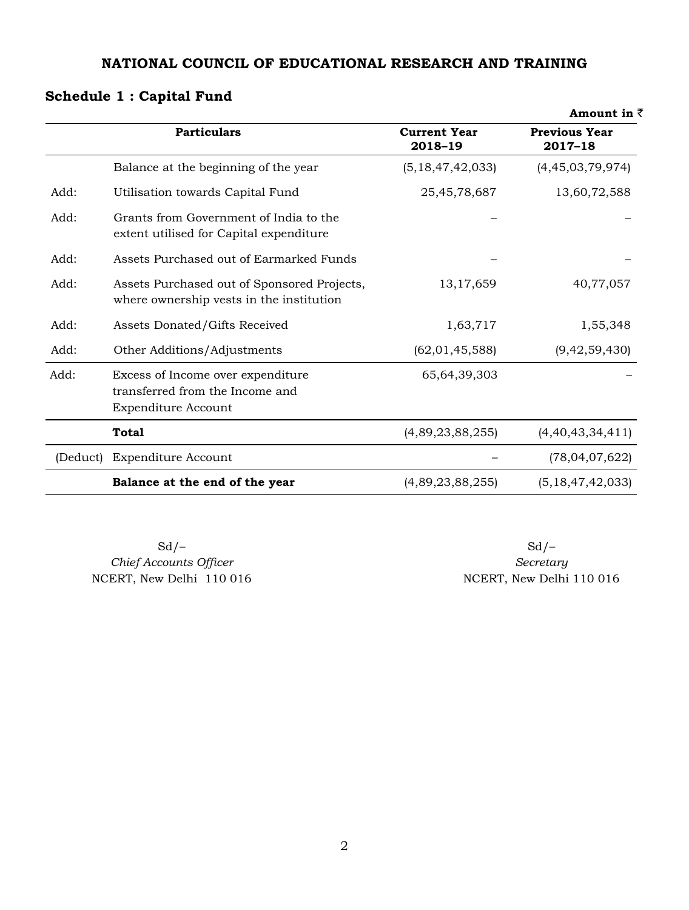**NATIONAL COUNCIL OF EDUCATIONAL RESEARCH AND TRAINING**

## Schedule 1 : Capital Fund

**Amount in ₹**

| | Particulars | Current Year 2018–19 | Previous Year 2017–18 |
|---|---|---|---|
| | Balance at the beginning of the year | (5,18,47,42,033) | (4,45,03,79,974) |
| Add: | Utilisation towards Capital Fund | 25,45,78,687 | 13,60,72,588 |
| Add: | Grants from Government of India to the extent utilised for Capital expenditure | – | – |
| Add: | Assets Purchased out of Earmarked Funds | – | – |
| Add: | Assets Purchased out of Sponsored Projects, where ownership vests in the institution | 13,17,659 | 40,77,057 |
| Add: | Assets Donated/Gifts Received | 1,63,717 | 1,55,348 |
| Add: | Other Additions/Adjustments | (62,01,45,588) | (9,42,59,430) |
| Add: | Excess of Income over expenditure transferred from the Income and Expenditure Account | 65,64,39,303 | – |
| | **Total** | (4,89,23,88,255) | (4,40,43,34,411) |
| (Deduct) | Expenditure Account | – | (78,04,07,622) |
| | **Balance at the end of the year** | (4,89,23,88,255) | (5,18,47,42,033) |

Sd/–
*Chief Accounts Officer*
NCERT, New Delhi 110 016

Sd/–
*Secretary*
NCERT, New Delhi 110 016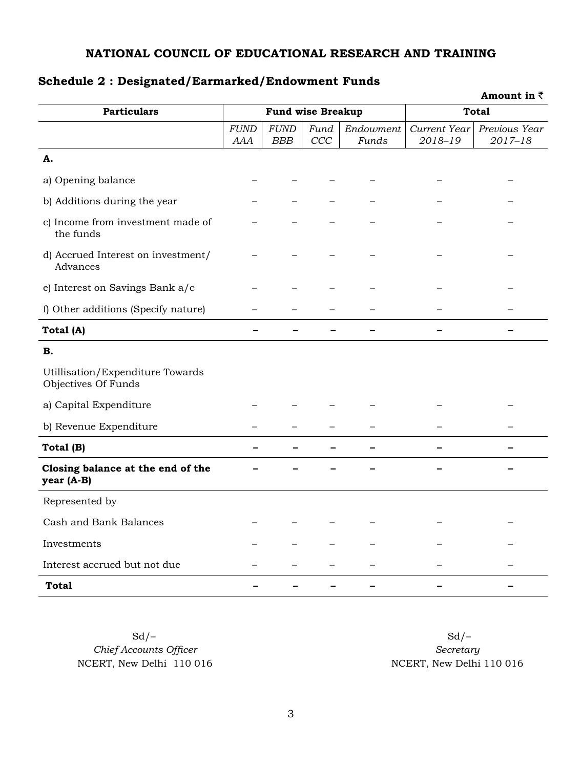**NATIONAL COUNCIL OF EDUCATIONAL RESEARCH AND TRAINING**

## Schedule 2 : Designated/Earmarked/Endowment Funds

**Amount in ₹**

| Particulars | Fund wise Breakup | | | | Total | |
|---|---|---|---|---|---|---|
| | *FUND AAA* | *FUND BBB* | *Fund CCC* | *Endowment Funds* | *Current Year 2018–19* | *Previous Year 2017–18* |
| **A.** | | | | | | |
| a) Opening balance | – | – | – | – | – | – |
| b) Additions during the year | – | – | – | – | – | – |
| c) Income from investment made of the funds | – | – | – | – | – | – |
| d) Accrued Interest on investment/ Advances | – | – | – | – | – | – |
| e) Interest on Savings Bank a/c | – | – | – | – | – | – |
| f) Other additions (Specify nature) | – | – | – | – | – | – |
| **Total (A)** | **–** | **–** | **–** | **–** | **–** | **–** |
| **B.** | | | | | | |
| Utillisation/Expenditure Towards Objectives Of Funds | | | | | | |
| a) Capital Expenditure | – | – | – | – | – | – |
| b) Revenue Expenditure | – | – | – | – | – | – |
| **Total (B)** | **–** | **–** | **–** | **–** | **–** | **–** |
| **Closing balance at the end of the year (A-B)** | **–** | **–** | **–** | **–** | **–** | **–** |
| Represented by | | | | | | |
| Cash and Bank Balances | – | – | – | – | – | – |
| Investments | – | – | – | – | – | – |
| Interest accrued but not due | – | – | – | – | – | – |
| **Total** | **–** | **–** | **–** | **–** | **–** | **–** |

Sd/–
*Chief Accounts Officer*
NCERT, New Delhi 110 016

Sd/–
*Secretary*
NCERT, New Delhi 110 016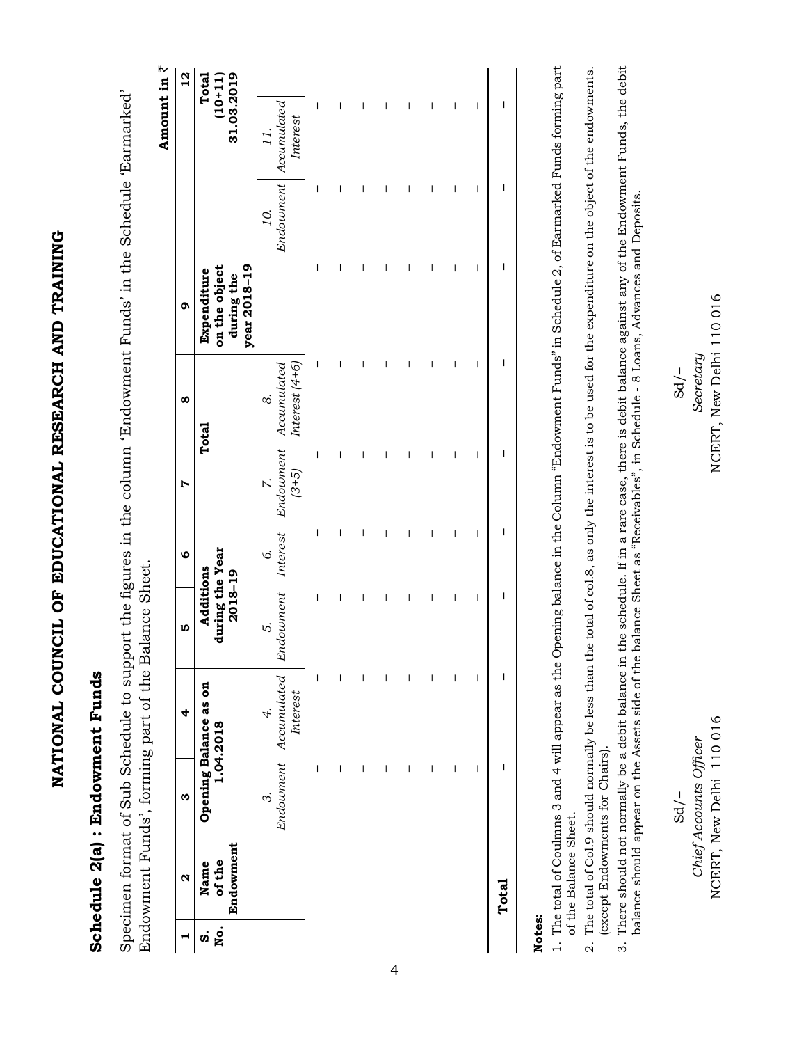# NATIONAL COUNCIL OF EDUCATIONAL RESEARCH AND TRAINING

## Schedule 2(a) : Endowment Funds

Specimen format of Sub Schedule to support the figures in the column 'Endowment Funds' in the Schedule 'Earmarked' Endowment Funds', forming part of the Balance Sheet.

**Amount in ₹**

| 1 | 2 | 3 | 4 | 5 | 6 | 7 | 8 | 9 | | | 12 |
|---|---|---|---|---|---|---|---|---|---|---|---|
| **S. No.** | **Name of the Endowment** | **Opening Balance as on 1.04.2018** | | **Additions during the Year 2018–19** | | **Total** | | **Expenditure on the object during the year 2018–19** | | | **Total (10+11) 31.03.2019** |
| | | *3. Endowment* | *4. Accumulated Interest* | *5. Endowment* | *6. Interest* | *7. Endowment (3+5)* | *8. Accumulated Interest (4+6)* | | *10. Endowment* | *11. Accumulated Interest* | |
| | | – | – | – | – | – | – | – | – | – | – |
| | | – | – | – | – | – | – | – | – | – | – |
| | | – | – | – | – | – | – | – | – | – | – |
| | | – | – | – | – | – | – | – | – | – | – |
| | | – | – | – | – | – | – | – | – | – | – |
| | | – | – | – | – | – | – | – | – | – | – |
| | | – | – | – | – | – | – | – | – | – | – |
| **Total** | | **–** | **–** | **–** | **–** | **–** | **–** | **–** | **–** | **–** | **–** |

**Notes:**

1. The total of Coulmns 3 and 4 will appear as the Opening balance in the Column "Endowment Funds" in Schedule 2, of Earmarked Funds forming part of the Balance Sheet.
2. The total of Col.9 should normally be less than the total of col.8, as only the interest is to be used for the expenditure on the object of the endowments. (except Endowments for Chairs).
3. There should not normally be a debit balance in the schedule. If in a rare case, there is debit balance against any of the Endowment Funds, the debit balance should appear on the Assets side of the balance Sheet as "Receivables", in Schedule - 8 Loans, Advances and Deposits.

Sd/–
*Chief Accounts Officer*
NCERT, New Delhi 110 016

Sd/–
*Secretary*
NCERT, New Delhi 110 016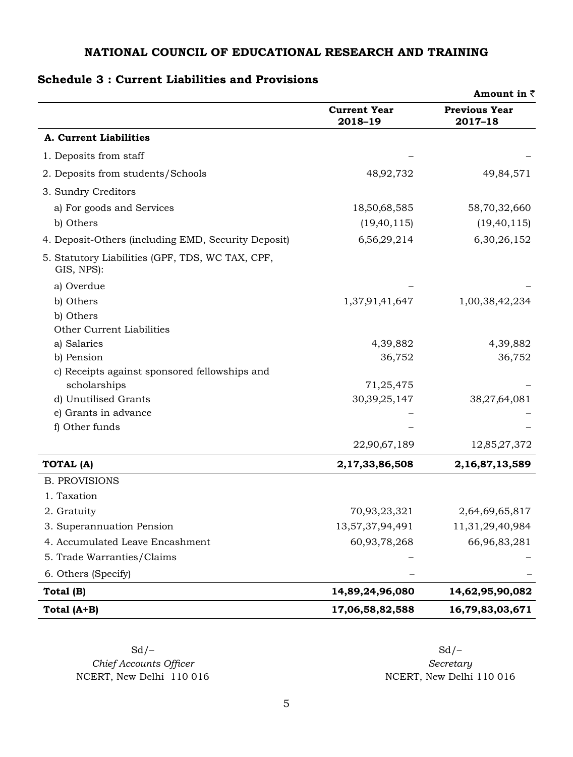**NATIONAL COUNCIL OF EDUCATIONAL RESEARCH AND TRAINING**

## Schedule 3 : Current Liabilities and Provisions

Amount in ₹

| | Current Year 2018–19 | Previous Year 2017–18 |
|---|---|---|
| **A. Current Liabilities** | | |
| 1. Deposits from staff | – | – |
| 2. Deposits from students/Schools | 48,92,732 | 49,84,571 |
| 3. Sundry Creditors | | |
| a) For goods and Services | 18,50,68,585 | 58,70,32,660 |
| b) Others | (19,40,115) | (19,40,115) |
| 4. Deposit-Others (including EMD, Security Deposit) | 6,56,29,214 | 6,30,26,152 |
| 5. Statutory Liabilities (GPF, TDS, WC TAX, CPF, GIS, NPS): | | |
| a) Overdue | – | – |
| b) Others | 1,37,91,41,647 | 1,00,38,42,234 |
| b) Others | | |
| Other Current Liabilities | | |
| a) Salaries | 4,39,882 | 4,39,882 |
| b) Pension | 36,752 | 36,752 |
| c) Receipts against sponsored fellowships and scholarships | 71,25,475 | – |
| d) Unutilised Grants | 30,39,25,147 | 38,27,64,081 |
| e) Grants in advance | – | – |
| f) Other funds | – | – |
| | 22,90,67,189 | 12,85,27,372 |
| **TOTAL (A)** | **2,17,33,86,508** | **2,16,87,13,589** |
| B. PROVISIONS | | |
| 1. Taxation | | |
| 2. Gratuity | 70,93,23,321 | 2,64,69,65,817 |
| 3. Superannuation Pension | 13,57,37,94,491 | 11,31,29,40,984 |
| 4. Accumulated Leave Encashment | 60,93,78,268 | 66,96,83,281 |
| 5. Trade Warranties/Claims | – | – |
| 6. Others (Specify) | – | – |
| **Total (B)** | **14,89,24,96,080** | **14,62,95,90,082** |
| **Total (A+B)** | **17,06,58,82,588** | **16,79,83,03,671** |

Sd/–
*Chief Accounts Officer*
NCERT, New Delhi 110 016

Sd/–
*Secretary*
NCERT, New Delhi 110 016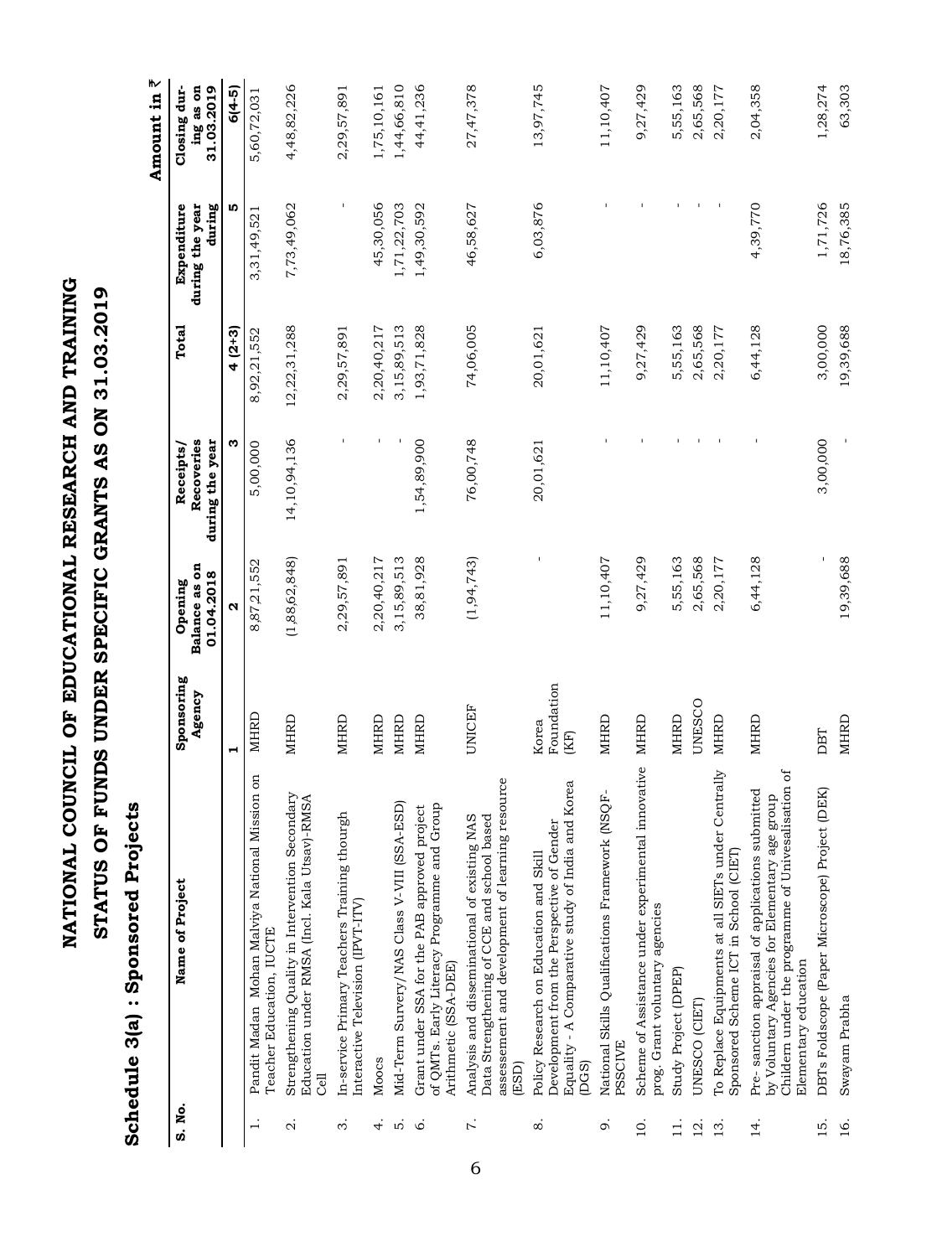# NATIONAL COUNCIL OF EDUCATIONAL RESEARCH AND TRAINING

## STATUS OF FUNDS UNDER SPECIFIC GRANTS AS ON 31.03.2019

### Schedule 3(a) : Sponsored Projects

Amount in ₹

| S. No. | Name of Project | Sponsoring Agency | Opening Balance as on 01.04.2018 | Receipts/ Recoveries during the year | Total | Expenditure during the year during | Closing during as on 31.03.2019 |
|---|---|---|---|---|---|---|---|
| | | 1 | 2 | 3 | 4 (2+3) | 5 | 6(4-5) |
| 1. | Pandit Madan Mohan Malviya National Mission on Teacher Education, IUCTE | MHRD | 8,87,21,552 | 5,00,000 | 8,92,21,552 | 3,31,49,521 | 5,60,72,031 |
| 2. | Strengthening Quality in Intervention Secondary Education under RMSA (Incl. Kala Utsav)-RMSA Cell | MHRD | (1,88,62,848) | 14,10,94,136 | 12,22,31,288 | 7,73,49,062 | 4,48,82,226 |
| 3. | In-service Primary Teachers Training thourgh Interactive Television (IPVT-ITV) | MHRD | 2,29,57,891 | - | 2,29,57,891 | - | 2,29,57,891 |
| 4. | Moocs | MHRD | 2,20,40,217 | - | 2,20,40,217 | 45,30,056 | 1,75,10,161 |
| 5. | Mid-Term Survery/NAS Class V-VIII (SSA-ESD) | MHRD | 3,15,89,513 | - | 3,15,89,513 | 1,71,22,703 | 1,44,66,810 |
| 6. | Grant under SSA for the PAB approved project of QMTs. Early Literacy Programme and Group Arithmetic (SSA-DEE) | MHRD | 38,81,928 | 1,54,89,900 | 1,93,71,828 | 1,49,30,592 | 44,41,236 |
| 7. | Analysis and disseminational of existing NAS Data Strengthening of CCE and school based assessement and development of learning resource (ESD) | UNICEF | (1,94,743) | 76,00,748 | 74,06,005 | 46,58,627 | 27,47,378 |
| 8. | Policy Research on Education and Skill Development from the Perspective of Gender Equality - A Comparative study of India and Korea (DGS) | Korea Foundation (KF) | - | 20,01,621 | 20,01,621 | 6,03,876 | 13,97,745 |
| 9. | National Skills Qualifications Framework (NSQF-PSSCIVE | MHRD | 11,10,407 | - | 11,10,407 | - | 11,10,407 |
| 10. | Scheme of Assistance under experimental innovative prog. Grant voluntary agencies | MHRD | 9,27,429 | - | 9,27,429 | - | 9,27,429 |
| 11. | Study Project (DPEP) | MHRD | 5,55,163 | - | 5,55,163 | - | 5,55,163 |
| 12. | UNESCO (CIET) | UNESCO | 2,65,568 | - | 2,65,568 | - | 2,65,568 |
| 13. | To Replace Equipments at all SIETs under Centrally Sponsored Scheme ICT in School (CIET) | MHRD | 2,20,177 | - | 2,20,177 | - | 2,20,177 |
| 14. | Pre- sanction appraisal of applications submitted by Voluntary Agencies for Elementary age group Childern under the programme of Univesalisation of Elementary education | MHRD | 6,44,128 | - | 6,44,128 | 4,39,770 | 2,04,358 |
| 15. | DBTs Foldscope (Paper Microscope) Project (DEK) | DBT | - | 3,00,000 | 3,00,000 | 1,71,726 | 1,28,274 |
| 16. | Swayam Prabha | MHRD | 19,39,688 | - | 19,39,688 | 18,76,385 | 63,303 |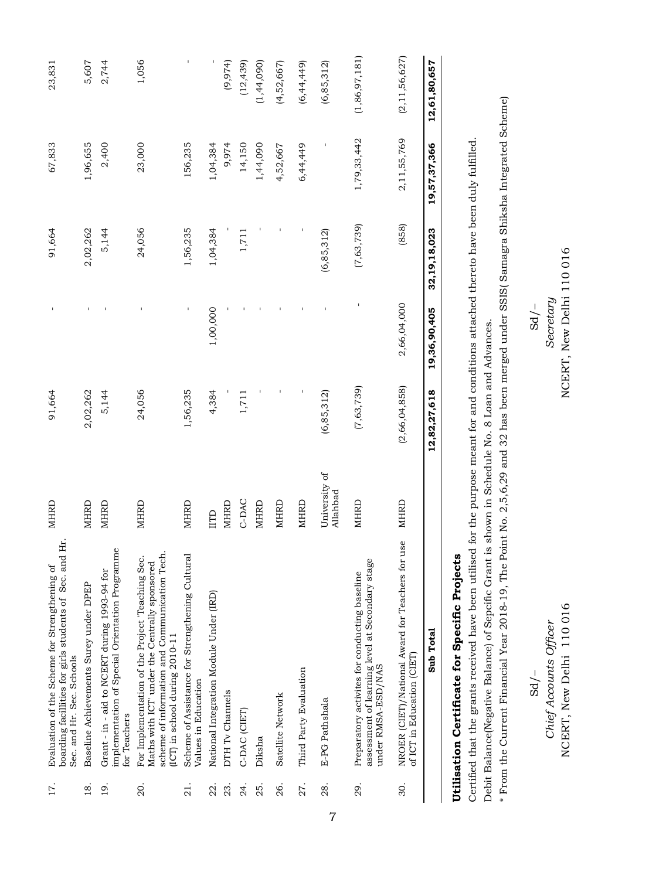| 17. | Evaluation of the Scheme for Strengthening of boarding facilities for girls students of Sec. and Hr. Sec. and Hr. Sec. Schools | MHRD | 91,664 | - | 91,664 | 67,833 | 23,831 |
|---|---|---|---|---|---|---|---|
| 18. | Baseline Achievements Surey under DPEP | MHRD | 2,02,262 | - | 2,02,262 | 1,96,655 | 5,607 |
| 19. | Grant - in - aid to NCERT during 1993-94 for implementation of Special Orientation Programme for Teachers | MHRD | 5,144 | - | 5,144 | 2,400 | 2,744 |
| 20. | For Implementation of the Project 'Teaching Sec. Maths with ICT' under the Centrally sponsored scheme of information and Communication Tech. (ICT) in school during 2010-11 | MHRD | 24,056 | - | 24,056 | 23,000 | 1,056 |
| 21. | Scheme of Assistance for Strengthening Cultural Values in Education | MHRD | 1,56,235 | - | 1,56,235 | 156,235 | - |
| 22. | National Integration Module Under (IRD) | IITD | 4,384 | 1,00,000 | 1,04,384 | 1,04,384 | - |
| 23. | DTH Tv Channels | MHRD | - | - | - | 9,974 | (9,974) |
| 24. | C-DAC (CIET) | C-DAC | 1,711 | - | 1,711 | 14,150 | (12,439) |
| 25. | Diksha | MHRD | - | - | - | 1,44,090 | (1,44,090) |
| 26. | Satellite Network | MHRD | - | - | - | 4,52,667 | (4,52,667) |
| 27. | Third Party Evaluation | MHRD | - | - | - | 6,44,449 | (6,44,449) |
| 28. | E-PG Pathshala | University of Allahbad | (6,85,312) | - | (6,85,312) | - | (6,85,312) |
| 29. | Preparatory activites for conducting baseline assessment of learning level at Secondary stage under RMSA-ESD/NAS | MHRD | (7,63,739) | - | (7,63,739) | 1,79,33,442 | (1,86,97,181) |
| 30. | NROER (CIET)/National Award for Teachers for use of ICT in Education (CIET) | MHRD | (2,66,04,858) | 2,66,04,000 | (858) | 2,11,55,769 | (2,11,56,627) |
| | **Sub Total** | | **12,82,27,618** | **19,36,90,405** | **32,19,18,023** | **19,57,37,366** | **12,61,80,657** |

## Utilisation Certificate for Specific Projects

Certified that the grants received have been utilised for the purpose meant for and conditions attached thereto have been duly fulfilled.

Debit Balance(Negative Balance) of Sepcific Grant is shown in Schedule No. 8 Loan and Advances.

\* From the Current Financial Year 2018-19, The Point No. 2,5,6,29 and 32 has been merged under SSIS( Samagra Shiksha Integrated Scheme)

Sd/–
*Chief Accounts Officer*
NCERT, New Delhi 110 016

Sd/–
*Secretary*
NCERT, New Delhi 110 016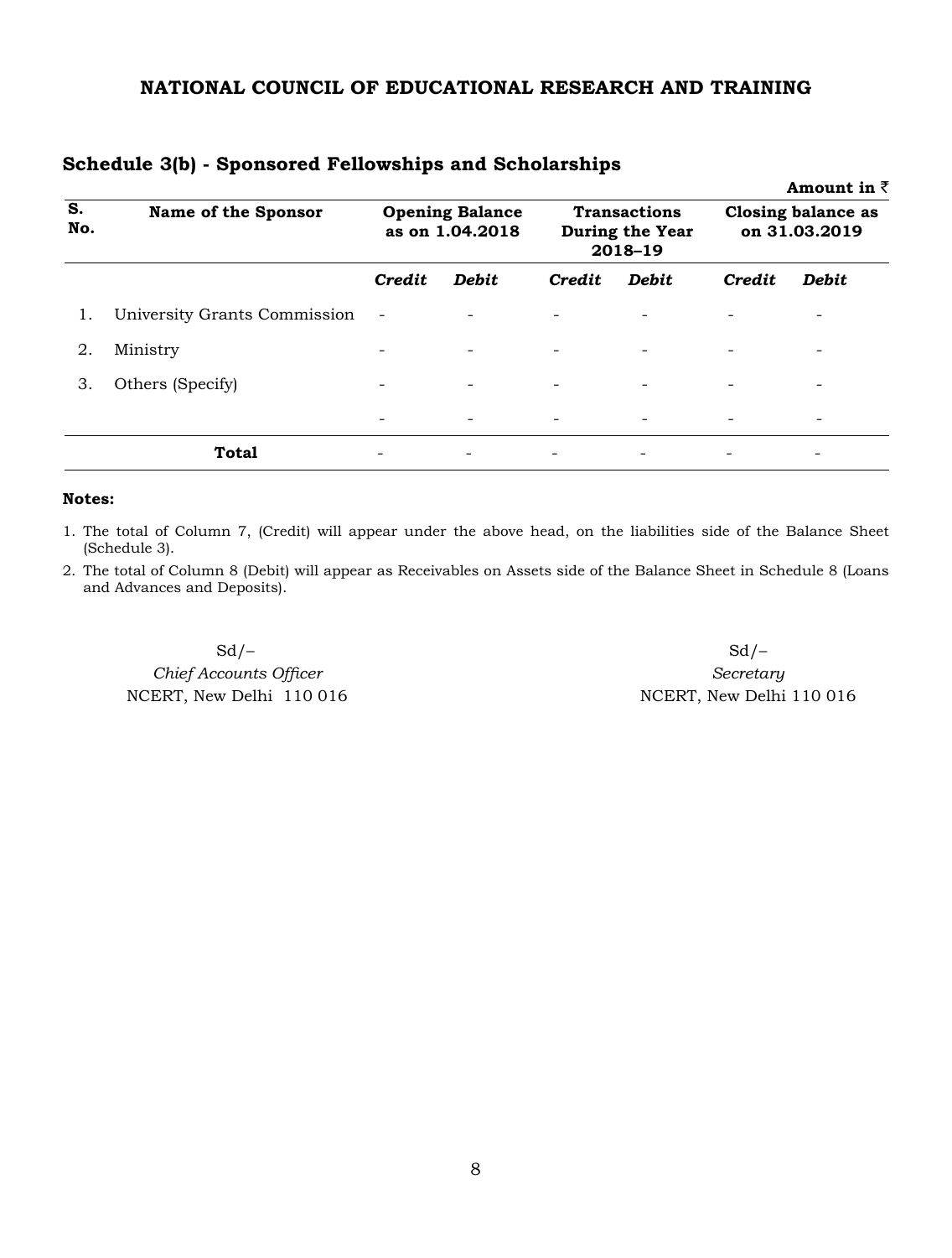## NATIONAL COUNCIL OF EDUCATIONAL RESEARCH AND TRAINING

### Schedule 3(b) - Sponsored Fellowships and Scholarships

**Amount in ₹**

| S. No. | Name of the Sponsor | Opening Balance as on 1.04.2018 | | Transactions During the Year 2018–19 | | Closing balance as on 31.03.2019 | |
|---|---|---|---|---|---|---|---|
| | | ***Credit*** | ***Debit*** | ***Credit*** | ***Debit*** | ***Credit*** | ***Debit*** |
| 1. | University Grants Commission | - | - | - | - | - | - |
| 2. | Ministry | - | - | - | - | - | - |
| 3. | Others (Specify) | - | - | - | - | - | - |
| | | - | - | - | - | - | - |
| | **Total** | - | - | - | - | - | - |

**Notes:**

1. The total of Column 7, (Credit) will appear under the above head, on the liabilities side of the Balance Sheet (Schedule 3).
2. The total of Column 8 (Debit) will appear as Receivables on Assets side of the Balance Sheet in Schedule 8 (Loans and Advances and Deposits).

Sd/–
*Chief Accounts Officer*
NCERT, New Delhi 110 016

Sd/–
*Secretary*
NCERT, New Delhi 110 016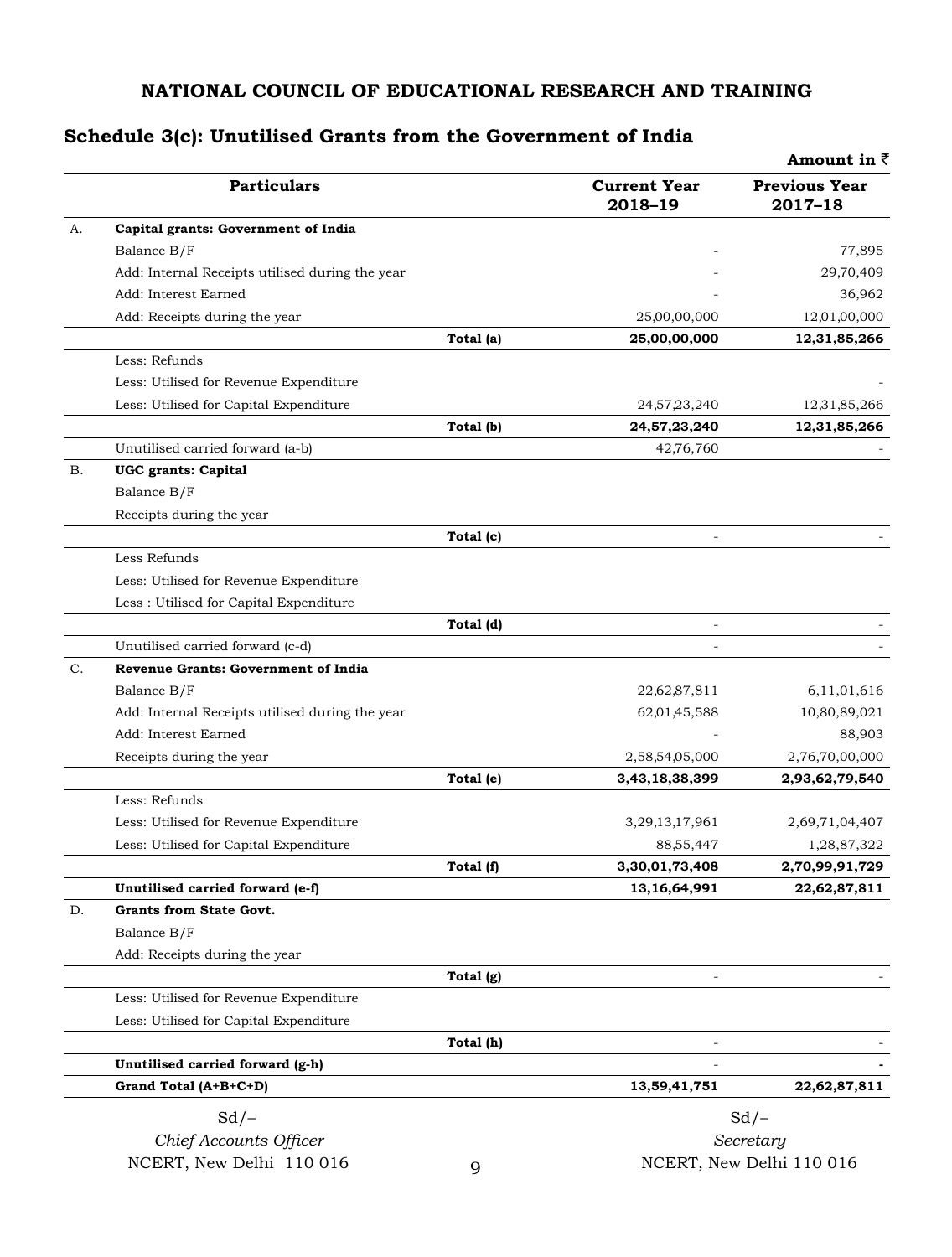# NATIONAL COUNCIL OF EDUCATIONAL RESEARCH AND TRAINING

## Schedule 3(c): Unutilised Grants from the Government of India

**Amount in ₹**

| | Particulars | | Current Year 2018–19 | Previous Year 2017–18 |
|---|---|---|---|---|
| A. | **Capital grants: Government of India** | | | |
| | Balance B/F | | - | 77,895 |
| | Add: Internal Receipts utilised during the year | | - | 29,70,409 |
| | Add: Interest Earned | | - | 36,962 |
| | Add: Receipts during the year | | 25,00,00,000 | 12,01,00,000 |
| | | **Total (a)** | **25,00,00,000** | **12,31,85,266** |
| | Less: Refunds | | | |
| | Less: Utilised for Revenue Expenditure | | | - |
| | Less: Utilised for Capital Expenditure | | 24,57,23,240 | 12,31,85,266 |
| | | **Total (b)** | **24,57,23,240** | **12,31,85,266** |
| | Unutilised carried forward (a-b) | | 42,76,760 | - |
| B. | **UGC grants: Capital** | | | |
| | Balance B/F | | | |
| | Receipts during the year | | | |
| | | **Total (c)** | - | - |
| | Less Refunds | | | |
| | Less: Utilised for Revenue Expenditure | | | |
| | Less : Utilised for Capital Expenditure | | | |
| | | **Total (d)** | - | - |
| | Unutilised carried forward (c-d) | | - | - |
| C. | **Revenue Grants: Government of India** | | | |
| | Balance B/F | | 22,62,87,811 | 6,11,01,616 |
| | Add: Internal Receipts utilised during the year | | 62,01,45,588 | 10,80,89,021 |
| | Add: Interest Earned | | - | 88,903 |
| | Receipts during the year | | 2,58,54,05,000 | 2,76,70,00,000 |
| | | **Total (e)** | **3,43,18,38,399** | **2,93,62,79,540** |
| | Less: Refunds | | | |
| | Less: Utilised for Revenue Expenditure | | 3,29,13,17,961 | 2,69,71,04,407 |
| | Less: Utilised for Capital Expenditure | | 88,55,447 | 1,28,87,322 |
| | | **Total (f)** | **3,30,01,73,408** | **2,70,99,91,729** |
| | **Unutilised carried forward (e-f)** | | **13,16,64,991** | **22,62,87,811** |
| D. | **Grants from State Govt.** | | | |
| | Balance B/F | | | |
| | Add: Receipts during the year | | | |
| | | **Total (g)** | - | - |
| | Less: Utilised for Revenue Expenditure | | | |
| | Less: Utilised for Capital Expenditure | | | |
| | | **Total (h)** | - | - |
| | **Unutilised carried forward (g-h)** | | - | **-** |
| | **Grand Total (A+B+C+D)** | | **13,59,41,751** | **22,62,87,811** |

Sd/–
*Chief Accounts Officer*
NCERT, New Delhi 110 016

Sd/–
*Secretary*
NCERT, New Delhi 110 016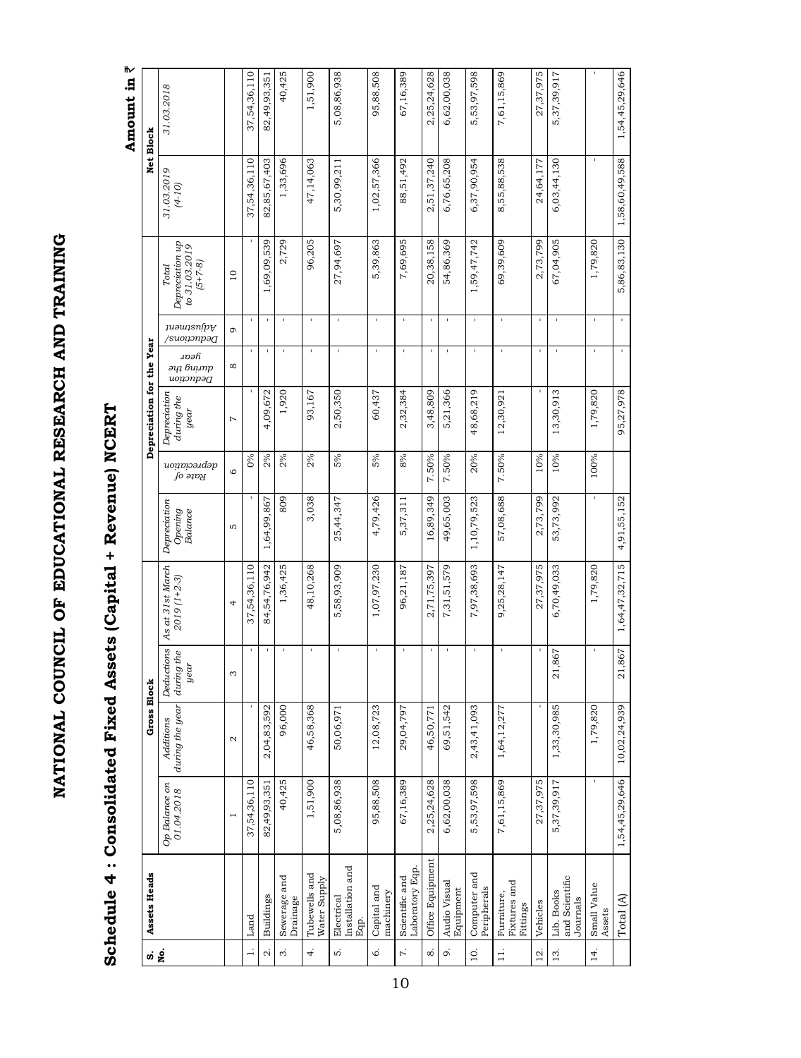# NATIONAL COUNCIL OF EDUCATIONAL RESEARCH AND TRAINING

## Schedule 4 : Consolidated Fixed Assets (Capital + Revenue) NCERT

**Amount in ₹**

| S. No. | Assets Heads | Gross Block | | | | Depreciation for the Year | | | | | | Net Block | |
|---|---|---|---|---|---|---|---|---|---|---|---|---|---|
| | | Op Balance on 01.04.2018 | Additions during the year | Deductions during the year | As at 31st March 2019 (1+2-3) | Depreciation Opening Balance | Rate of depreciation | Depreciation during the year | Deduction during the year | Deductions/ Adjustment | Total Depreciation up to 31.03.2019 (5+7-8) | 31.03.2019 (4-10) | 31.03.2018 |
| | | 1 | 2 | 3 | 4 | 5 | 6 | 7 | 8 | 9 | 10 | | |
| 1. | Land | 37,54,36,110 | - | - | 37,54,36,110 | - | 0% | - | - | - | - | 37,54,36,110 | 37,54,36,110 |
| 2. | Buildings | 82,49,93,351 | 2,04,83,592 | - | 84,54,76,942 | 1,64,99,867 | 2% | 4,09,672 | - | - | 1,69,09,539 | 82,85,67,403 | 82,49,93,351 |
| 3. | Sewerage and Drainage | 40,425 | 96,000 | - | 1,36,425 | 809 | 2% | 1,920 | - | - | 2,729 | 1,33,696 | 40,425 |
| 4. | Tubewells and Water Supply | 1,51,900 | 46,58,368 | - | 48,10,268 | 3,038 | 2% | 93,167 | - | - | 96,205 | 47,14,063 | 1,51,900 |
| 5. | Electrical Installation and Eqp. | 5,08,86,938 | 50,06,971 | - | 5,58,93,909 | 25,44,347 | 5% | 2,50,350 | - | - | 27,94,697 | 5,30,99,211 | 5,08,86,938 |
| 6. | Capital and machinery | 95,88,508 | 12,08,723 | - | 1,07,97,230 | 4,79,426 | 5% | 60,437 | - | - | 5,39,863 | 1,02,57,366 | 95,88,508 |
| 7. | Scientific and Laboratory Eqp. | 67,16,389 | 29,04,797 | - | 96,21,187 | 5,37,311 | 8% | 2,32,384 | - | - | 7,69,695 | 88,51,492 | 67,16,389 |
| 8. | Office Equipment | 2,25,24,628 | 46,50,771 | - | 2,71,75,397 | 16,89,349 | 7.50% | 3,48,809 | - | - | 20,38,158 | 2,51,37,240 | 2,25,24,628 |
| 9. | Audio Visual Equipment | 6,62,00,038 | 69,51,542 | - | 7,31,51,579 | 49,65,003 | 7.50% | 5,21,366 | - | - | 54,86,369 | 6,76,65,208 | 6,62,00,038 |
| 10. | Computer and Peripherals | 5,53,97,598 | 2,43,41,093 | - | 7,97,38,693 | 1,10,79,523 | 20% | 48,68,219 | - | - | 1,59,47,742 | 6,37,90,954 | 5,53,97,598 |
| 11. | Furniture, Fixtures and Fittings | 7,61,15,869 | 1,64,12,277 | - | 9,25,28,147 | 57,08,688 | 7.50% | 12,30,921 | - | - | 69,39,609 | 8,55,88,538 | 7,61,15,869 |
| 12. | Vehicles | 27,37,975 | - | - | 27,37,975 | 2,73,799 | 10% | - | - | - | 2,73,799 | 24,64,177 | 27,37,975 |
| 13. | Lib. Books and Scientific Journals | 5,37,39,917 | 1,33,30,985 | 21,867 | 6,70,49,033 | 53,73,992 | 10% | 13,30,913 | - | - | 67,04,905 | 6,03,44,130 | 5,37,39,917 |
| 14. | Small Value Assets | - | 1,79,820 | - | 1,79,820 | - | 100% | 1,79,820 | - | - | 1,79,820 | - | - |
| | Total (A) | 1,54,45,29,646 | 10,02,24,939 | 21,867 | 1,64,47,32,715 | 4,91,55,152 | | 95,27,978 | - | - | 5,86,83,130 | 1,58,60,49,588 | 1,54,45,29,646 |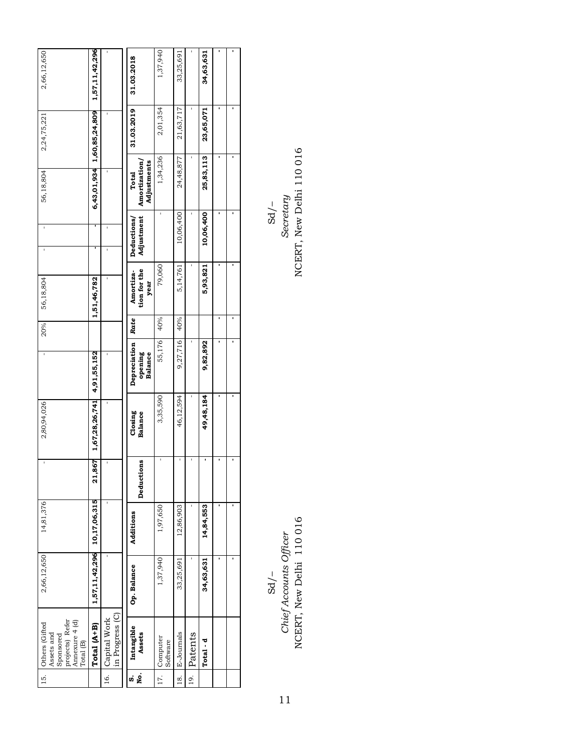| S. No. | Particulars | Op. Balance | Additions | Deductions | Closing Balance | Depreciation opening Balance | Rate | Depreciation for the year | Deductions/ Adjustment | | Total Depreciation | 31.03.2019 | 31.03.2018 |
|---|---|---|---|---|---|---|---|---|---|---|---|---|---|
| 15. | Others (Gifted Assets and Sponsored projects) Refer Annexure 4 (d) Total (B) | 2,66,12,650 | 14,81,376 | - | 2,80,94,026 | - | 20% | 56,18,804 | - | - | 56,18,804 | 2,24,75,221 | 2,66,12,650 |
| | **Total (A+B)** | **1,57,11,42,296** | **10,17,06,315** | **21,867** | **1,67,28,26,741** | **4,91,55,152** | | **1,51,46,782** | **-** | **-** | **6,43,01,934** | **1,60,85,24,809** | **1,57,11,42,296** |
| 16. | Capital Work in Progress (C) | - | - | - | - | - | | - | - | - | - | - | - |

| S. No. | Intangible Assets | Op. Balance | Additions | Deductions | Closing Balance | Depreciation opening Balance | Rate | Amortization for the year | Deductions/ Adjustment | Total Amortization/ Adjustments | 31.03.2019 | 31.03.2018 |
|---|---|---|---|---|---|---|---|---|---|---|---|---|
| 17. | Computer Software | 1,37,940 | 1,97,650 | - | 3,35,590 | 55,176 | 40% | 79,060 | - | 1,34,236 | 2,01,354 | 1,37,940 |
| 18. | E-Journals | 33,25,691 | 12,86,903 | - | 46,12,594 | 9,27,716 | 40% | 5,14,761 | 10,06,400 | 24,48,877 | 21,63,717 | 33,25,691 |
| 19. | Patents | - | - | - | - | - | | - | - | - | - | - |
| | **Total - d** | **34,63,631** | **14,84,553** | **-** | **49,48,184** | **9,82,892** | | **5,93,821** | **10,06,400** | **25,83,113** | **23,65,071** | **34,63,631** |
| | | - | - | - | - | - | - | - | - | - | - | - |
| | | - | - | - | - | - | - | - | - | - | - | - |

Sd/–
*Chief Accounts Officer*
NCERT, New Delhi 110 016

Sd/–
*Secretary*
NCERT, New Delhi 110 016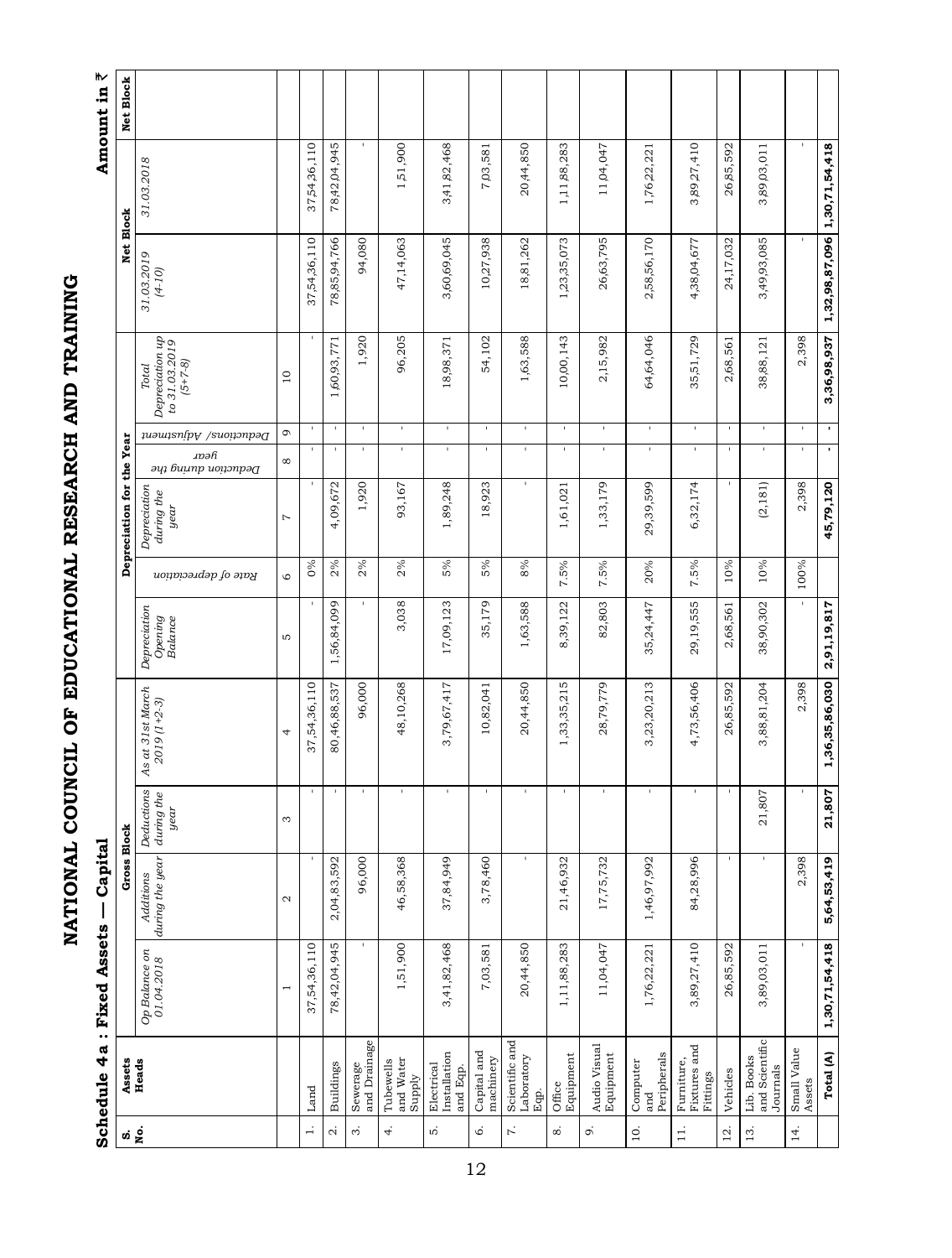# NATIONAL COUNCIL OF EDUCATIONAL RESEARCH AND TRAINING

## Schedule 4a : Fixed Assets — Capital

Amount in ₹

| S. No. | Assets Heads | Gross Block | | | | Depreciation for the Year | | | | | | Net Block | |
|---|---|---|---|---|---|---|---|---|---|---|---|---|---|
| | | *Op Balance on 01.04.2018* | *Additions during the year* | *Deductions during the year* | *As at 31st March 2019 (1+2-3)* | *Depreciation Opening Balance* | *Rate of depreciation* | *Depreciation during the year* | *Deduction during the year* | *Deductions/ Adjustment* | *Total Depreciation up to 31.03.2019 (5+7-8)* | *31.03.2019 (4-10)* | *31.03.2018* |
| | | 1 | 2 | 3 | 4 | 5 | 6 | 7 | 8 | 9 | 10 | | |
| 1. | Land | 37,54,36,110 | - | - | 37,54,36,110 | - | 0% | - | - | - | - | 37,54,36,110 | 37,54,36,110 |
| 2. | Buildings | 78,42,04,945 | 2,04,83,592 | - | 80,46,88,537 | 1,56,84,099 | 2% | 4,09,672 | - | - | 1,60,93,771 | 78,85,94,766 | 78,42,04,945 |
| 3. | Sewerage and Drainage | - | 96,000 | - | 96,000 | - | 2% | 1,920 | - | - | 1,920 | 94,080 | - |
| 4. | Tubewells and Water Supply | 1,51,900 | 46,58,368 | - | 48,10,268 | 3,038 | 2% | 93,167 | - | - | 96,205 | 47,14,063 | 1,51,900 |
| 5. | Electrical Installation and Eqp. | 3,41,82,468 | 37,84,949 | - | 3,79,67,417 | 17,09,123 | 5% | 1,89,248 | - | - | 18,98,371 | 3,60,69,045 | 3,41,82,468 |
| 6. | Capital and machinery | 7,03,581 | 3,78,460 | - | 10,82,041 | 35,179 | 5% | 18,923 | - | - | 54,102 | 10,27,938 | 7,03,581 |
| 7. | Scientific and Laboratory Eqp. | 20,44,850 | - | - | 20,44,850 | 1,63,588 | 8% | - | - | - | 1,63,588 | 18,81,262 | 20,44,850 |
| 8. | Office Equipment | 1,11,88,283 | 21,46,932 | - | 1,33,35,215 | 8,39,122 | 7.5% | 1,61,021 | - | - | 10,00,143 | 1,23,35,073 | 1,11,88,283 |
| 9. | Audio Visual Equipment | 11,04,047 | 17,75,732 | - | 28,79,779 | 82,803 | 7.5% | 1,33,179 | - | - | 2,15,982 | 26,63,795 | 11,04,047 |
| 10. | Computer and Peripherals | 1,76,22,221 | 1,46,97,992 | - | 3,23,20,213 | 35,24,447 | 20% | 29,39,599 | - | - | 64,64,046 | 2,58,56,170 | 1,76,22,221 |
| 11. | Furniture, Fixtures and Fittings | 3,89,27,410 | 84,28,996 | - | 4,73,56,406 | 29,19,555 | 7.5% | 6,32,174 | - | - | 35,51,729 | 4,38,04,677 | 3,89,27,410 |
| 12. | Vehicles | 26,85,592 | - | - | 26,85,592 | 2,68,561 | 10% | - | - | - | 2,68,561 | 24,17,032 | 26,85,592 |
| 13. | Lib. Books and Scientific Journals | 3,89,03,011 | - | 21,807 | 3,88,81,204 | 38,90,302 | 10% | (2,181) | - | - | 38,88,121 | 3,49,93,085 | 3,89,03,011 |
| 14. | Small Value Assets | - | 2,398 | - | 2,398 | - | 100% | 2,398 | - | - | 2,398 | - | - |
| | **Total (A)** | **1,30,71,54,418** | **5,64,53,419** | **21,807** | **1,36,35,86,030** | **2,91,19,817** | | **45,79,120** | **-** | **-** | **3,36,98,937** | **1,32,98,87,096** | **1,30,71,54,418** |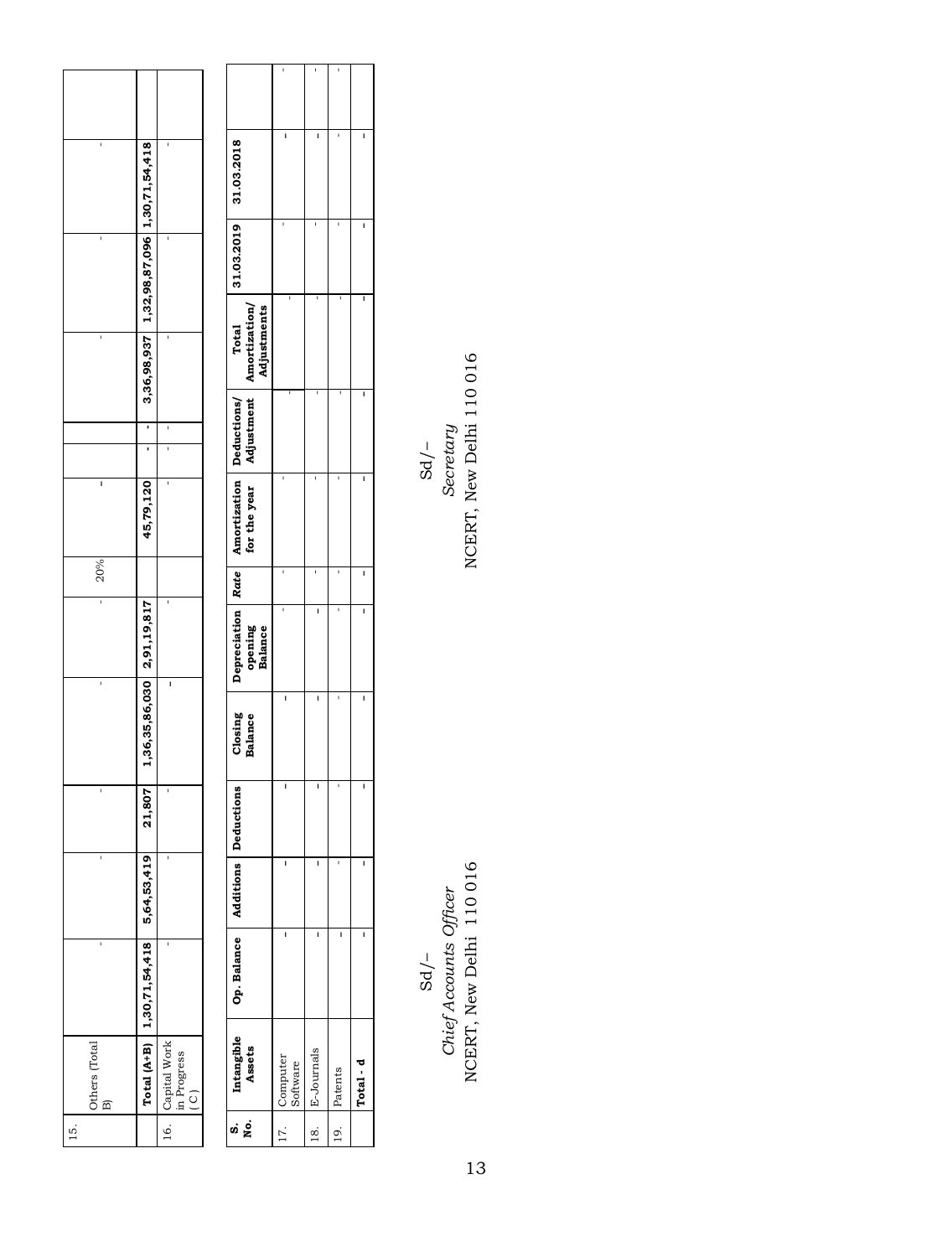| | | | | | | | | | | | | | | |
|---|---|---|---|---|---|---|---|---|---|---|---|---|---|---|
| 15. | Others (Total B) | - | - | - | - | - | 20% | - | | | - | - | - | |
| | **Total (A+B)** | **1,30,71,54,418** | **5,64,53,419** | **21,807** | **1,36,35,86,030** | **2,91,19,817** | | **45,79,120** | **-** | **-** | **3,36,98,937** | **1,32,98,87,096** | **1,30,71,54,418** | |
| 16. | Capital Work in Progress ( C ) | - | - | - | - | - | | - | - | - | - | - | - | |

| S. No. | Intangible Assets | Op. Balance | Additions | Deductions | Closing Balance | Depreciation opening Balance | *Rate* | Amortization for the year | Deductions/ Adjustment | Total Amortization/ Adjustments | 31.03.2019 | 31.03.2018 | |
|---|---|---|---|---|---|---|---|---|---|---|---|---|---|
| 17. | Computer Software | - | - | - | - | - | - | - | - | - | - | - | - |
| 18. | E-Journals | - | - | - | - | - | - | - | - | - | - | - | - |
| 19. | Patents | - | - | - | - | - | - | - | - | - | - | - | - |
| | **Total - d** | - | - | - | - | - | - | - | - | - | - | - | |

Sd/–
*Chief Accounts Officer*
NCERT, New Delhi 110 016

Sd/–
*Secretary*
NCERT, New Delhi 110 016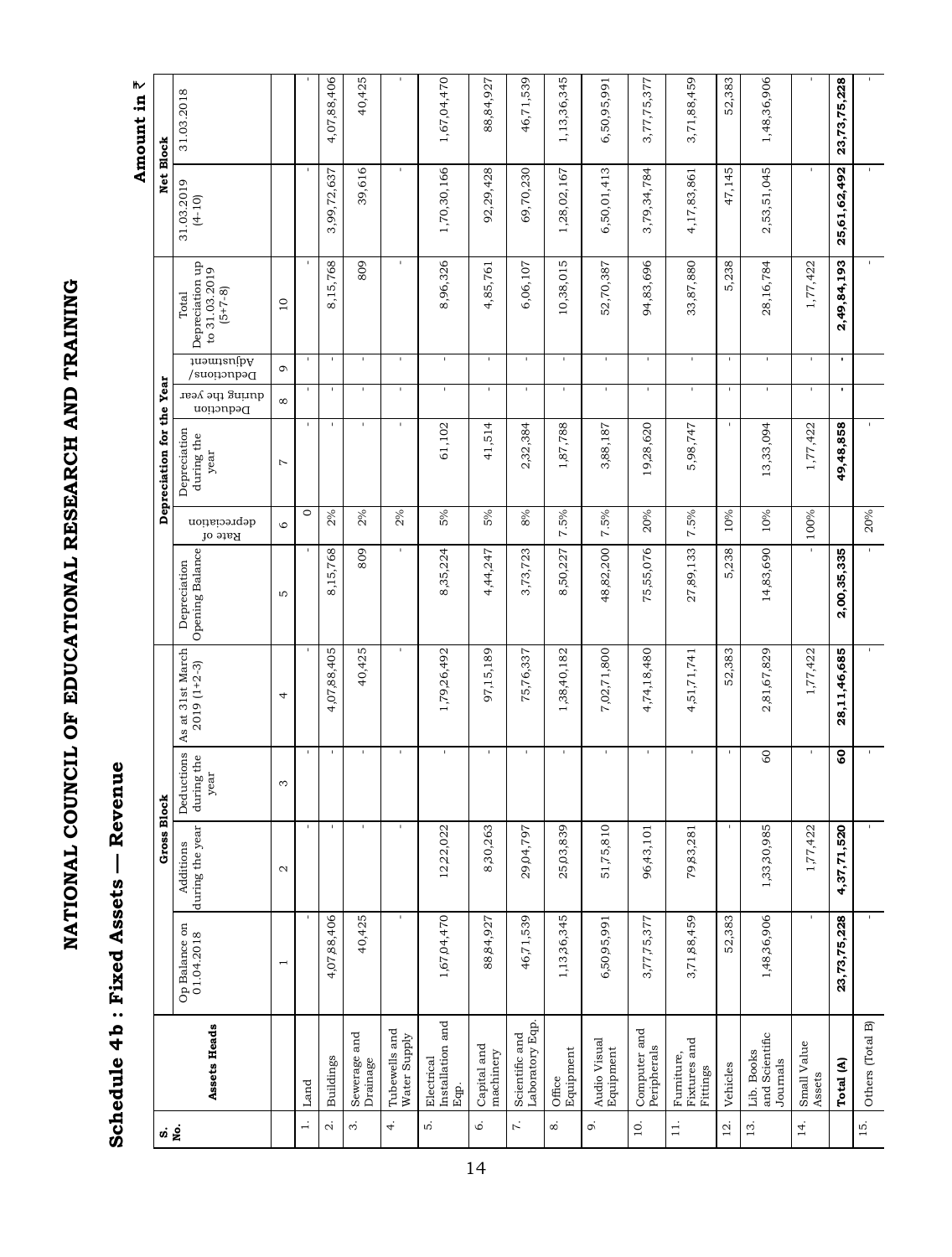# NATIONAL COUNCIL OF EDUCATIONAL RESEARCH AND TRAINING

## Schedule 4b : Fixed Assets — Revenue

Amount in ₹

| S. No. | Assets Heads | Gross Block | | | | Depreciation Opening Balance | Depreciation for the Year | | | | Total Depreciation up to 31.03.2019 (5+7-8) | Net Block | |
|---|---|---|---|---|---|---|---|---|---|---|---|---|---|
| | | Op Balance on 01.04.2018 | Additions during the year | Deductions during the year | As at 31st March 2019 (1+2-3) | | Rate of depreciation | Depreciation during the year | Deduction during the year | Deductions/ Adjustment | | 31.03.2019 (4-10) | 31.03.2018 |
| | | 1 | 2 | 3 | 4 | 5 | 6 | 7 | 8 | 9 | 10 | | |
| 1. | Land | - | - | - | - | - | 0 | - | - | - | - | - | - |
| 2. | Buildings | 4,07,88,406 | - | - | 4,07,88,405 | 8,15,768 | 2% | - | - | - | 8,15,768 | 3,99,72,637 | 4,07,88,406 |
| 3. | Sewerage and Drainage | 40,425 | - | - | 40,425 | 809 | 2% | - | - | - | 809 | 39,616 | 40,425 |
| 4. | Tubewells and Water Supply | - | - | - | - | - | 2% | - | - | - | - | - | - |
| 5. | Electrical Installation and Eqp. | 1,67,04,470 | 12,22,022 | - | 1,79,26,492 | 8,35,224 | 5% | 61,102 | - | - | 8,96,326 | 1,70,30,166 | 1,67,04,470 |
| 6. | Capital and machinery | 88,84,927 | 8,30,263 | - | 97,15,189 | 4,44,247 | 5% | 41,514 | - | - | 4,85,761 | 92,29,428 | 88,84,927 |
| 7. | Scientific and Laboratory Eqp. | 46,71,539 | 29,04,797 | - | 75,76,337 | 3,73,723 | 8% | 2,32,384 | - | - | 6,06,107 | 69,70,230 | 46,71,539 |
| 8. | Office Equipment | 1,13,36,345 | 25,03,839 | - | 1,38,40,182 | 8,50,227 | 7.5% | 1,87,788 | - | - | 10,38,015 | 1,28,02,167 | 1,13,36,345 |
| 9. | Audio Visual Equipment | 6,50,95,991 | 51,75,810 | - | 7,02,71,800 | 48,82,200 | 7.5% | 3,88,187 | - | - | 52,70,387 | 6,50,01,413 | 6,50,95,991 |
| 10. | Computer and Peripherals | 3,77,75,377 | 96,43,101 | - | 4,74,18,480 | 75,55,076 | 20% | 19,28,620 | - | - | 94,83,696 | 3,79,34,784 | 3,77,75,377 |
| 11. | Furniture, Fixtures and Fittings | 3,71,88,459 | 79,83,281 | - | 4,51,71,741 | 27,89,133 | 7.5% | 5,98,747 | - | - | 33,87,880 | 4,17,83,861 | 3,71,88,459 |
| 12. | Vehicles | 52,383 | - | - | 52,383 | 5,238 | 10% | - | - | - | 5,238 | 47,145 | 52,383 |
| 13. | Lib. Books and Scientific Journals | 1,48,36,906 | 1,33,30,985 | 60 | 2,81,67,829 | 14,83,690 | 10% | 13,33,094 | - | - | 28,16,784 | 2,53,51,045 | 1,48,36,906 |
| 14. | Small Value Assets | - | 1,77,422 | - | 1,77,422 | - | 100% | 1,77,422 | - | - | 1,77,422 | - | - |
| | **Total (A)** | **23,73,75,228** | **4,37,71,520** | **60** | **28,11,46,685** | **2,00,35,335** | | **49,48,858** | **-** | **-** | **2,49,84,193** | **25,61,62,492** | **23,73,75,228** |
| 15. | Others (Total B) | - | - | - | - | - | 20% | - | | | - | - | - |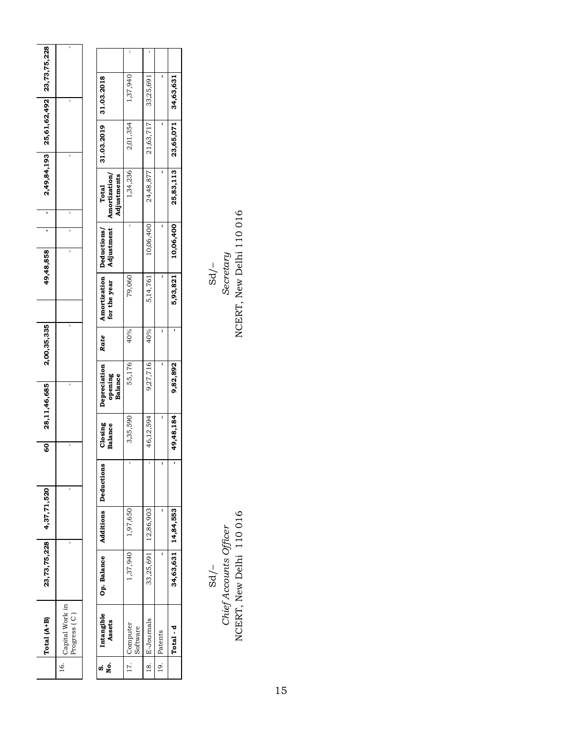| | Total (A+B) | 23,73,75,228 | 4,37,71,520 | 60 | 28,11,46,685 | 2,00,35,335 | | 49,48,858 | - | - | 2,49,84,193 | 25,61,62,492 | 23,73,75,228 |
|---|---|---|---|---|---|---|---|---|---|---|---|---|---|
| 16. | Capital Work in Progress ( C ) | - | - | - | - | - | | - | - | - | - | - | - |

| S. No. | Intangible Assets | Op. Balance | Additions | Deductions | Closing Balance | Depreciation opening Balance | *Rate* | Amortization for the year | Deductions/ Adjustment | Total Amortization/ Adjustments | 31.03.2019 | 31.03.2018 | |
|---|---|---|---|---|---|---|---|---|---|---|---|---|---|
| 17. | Computer Software | 1,37,940 | 1,97,650 | - | 3,35,590 | 55,176 | 40% | 79,060 | - | 1,34,236 | 2,01,354 | 1,37,940 | - |
| 18. | E-Journals | 33,25,691 | 12,86,903 | - | 46,12,594 | 9,27,716 | 40% | 5,14,761 | 10,06,400 | 24,48,877 | 21,63,717 | 33,25,691 | - |
| 19. | Patents | - | - | - | - | - | - | - | - | - | - | - | |
| | **Total - d** | **34,63,631** | **14,84,553** | **-** | **49,48,184** | **9,82,892** | **-** | **5,93,821** | **10,06,400** | **25,83,113** | **23,65,071** | **34,63,631** | |

Sd/–
*Chief Accounts Officer*
NCERT, New Delhi 110 016

Sd/–
*Secretary*
NCERT, New Delhi 110 016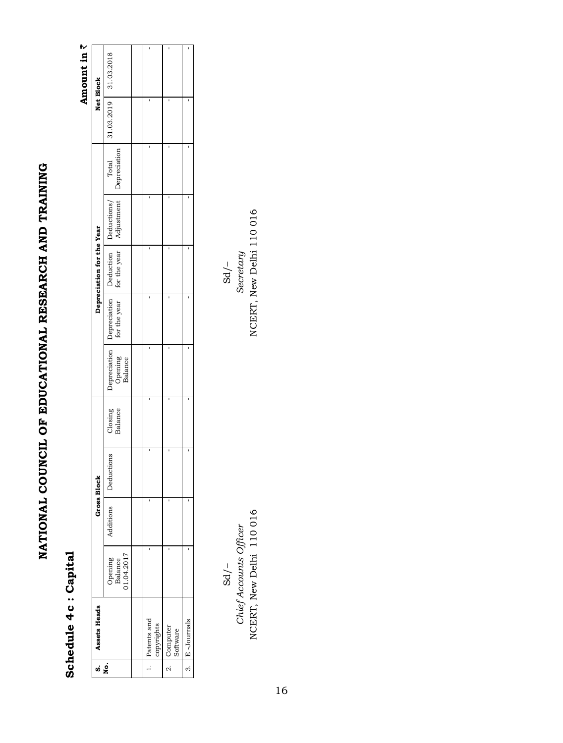# NATIONAL COUNCIL OF EDUCATIONAL RESEARCH AND TRAINING

## Schedule 4c : Capital

**Amount in ₹**

| S. No. | Assets Heads | Gross Block | | | | Depreciation for the Year | | | | | Net Block | |
|---|---|---|---|---|---|---|---|---|---|---|---|---|
| | | Opening Balance 01.04.2017 | Additions | Deductions | Closing Balance | Depreciation Opening Balance | Depreciation for the year | Deduction for the year | Deductions/ Adjustment | Total Depreciation | 31.03.2019 | 31.03.2018 |
| | | | | | | | | | | | | |
| 1. | Patents and copyrights | - | - | - | - | - | - | - | - | - | - | - |
| 2. | Computer Software | - | - | - | - | - | - | - | - | - | - | - |
| 3. | E -Journals | - | - | - | - | - | - | - | - | - | - | - |

Sd/–
*Chief Accounts Officer*
NCERT, New Delhi 110 016

Sd/–
*Secretary*
NCERT, New Delhi 110 016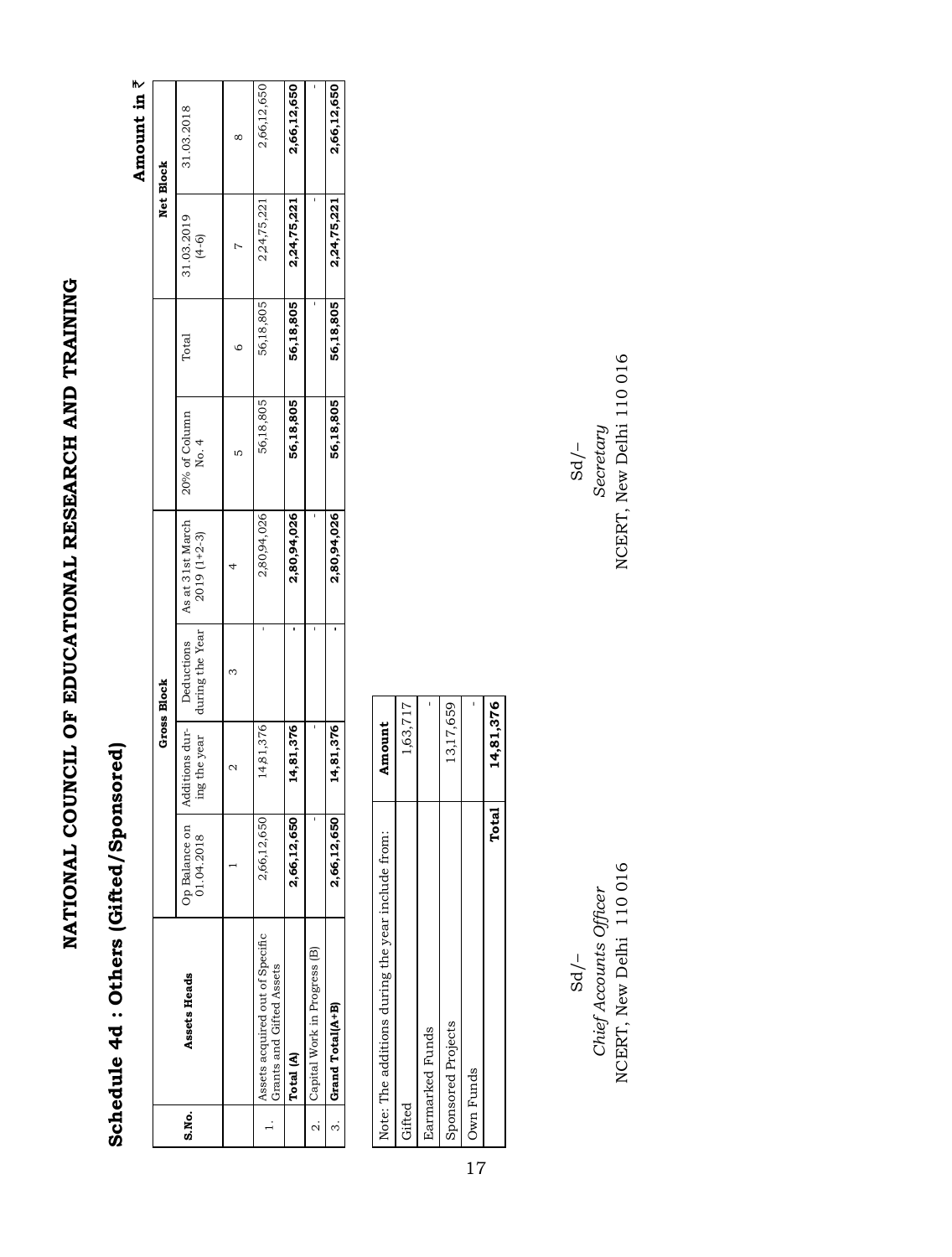# NATIONAL COUNCIL OF EDUCATIONAL RESEARCH AND TRAINING

## Schedule 4d : Others (Gifted/Sponsored)

**Amount in ₹**

| S.No. | Assets Heads | Gross Block | | | | | | | Net Block | |
|---|---|---|---|---|---|---|---|---|---|---|
| | | Op Balance on 01.04.2018 | Additions during the year | Deductions during the Year | As at 31st March 2019 (1+2-3) | 20% of Column No. 4 | Total | | 31.03.2019 (4-6) | 31.03.2018 |
| | | 1 | 2 | 3 | 4 | 5 | 6 | | 7 | 8 |
| 1. | Assets acquired out of Specific Grants and Gifted Assets | 2,66,12,650 | 14,81,376 | - | 2,80,94,026 | 56,18,805 | 56,18,805 | | 2,24,75,221 | 2,66,12,650 |
| | **Total (A)** | **2,66,12,650** | **14,81,376** | **-** | **2,80,94,026** | **56,18,805** | **56,18,805** | | **2,24,75,221** | **2,66,12,650** |
| 2. | Capital Work in Progress (B) | - | - | - | - | | - | | - | - |
| 3. | **Grand Total(A+B)** | **2,66,12,650** | **14,81,376** | **-** | **2,80,94,026** | **56,18,805** | **56,18,805** | | **2,24,75,221** | **2,66,12,650** |

| Note: The additions during the year include from: | Amount |
|---|---|
| Gifted | 1,63,717 |
| Earmarked Funds | - |
| Sponsored Projects | 13,17,659 |
| Own Funds | - |
| **Total** | **14,81,376** |

Sd/–
*Chief Accounts Officer*
NCERT, New Delhi 110 016

Sd/–
*Secretary*
NCERT, New Delhi 110 016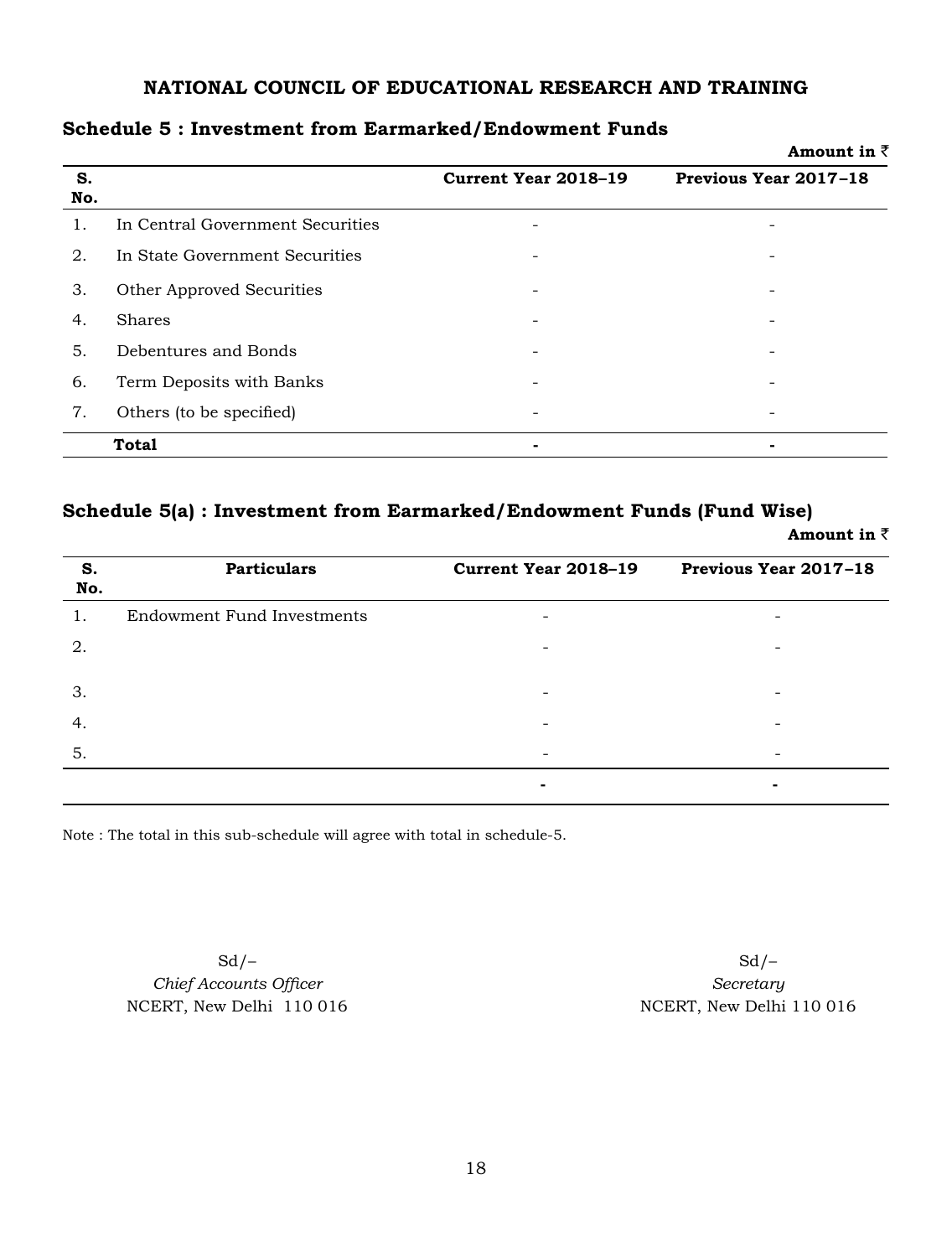**NATIONAL COUNCIL OF EDUCATIONAL RESEARCH AND TRAINING**

## Schedule 5 : Investment from Earmarked/Endowment Funds

**Amount in ₹**

| S. No. | | Current Year 2018–19 | Previous Year 2017–18 |
|---|---|---|---|
| 1. | In Central Government Securities | - | - |
| 2. | In State Government Securities | - | - |
| 3. | Other Approved Securities | - | - |
| 4. | Shares | - | - |
| 5. | Debentures and Bonds | - | - |
| 6. | Term Deposits with Banks | - | - |
| 7. | Others (to be specified) | - | - |
| | **Total** | **-** | **-** |

## Schedule 5(a) : Investment from Earmarked/Endowment Funds (Fund Wise)

**Amount in ₹**

| S. No. | Particulars | Current Year 2018–19 | Previous Year 2017–18 |
|---|---|---|---|
| 1. | Endowment Fund Investments | - | - |
| 2. | | - | - |
| 3. | | - | - |
| 4. | | - | - |
| 5. | | - | - |
| | | **-** | **-** |

Note : The total in this sub-schedule will agree with total in schedule-5.

Sd/–
*Chief Accounts Officer*
NCERT, New Delhi 110 016

Sd/–
*Secretary*
NCERT, New Delhi 110 016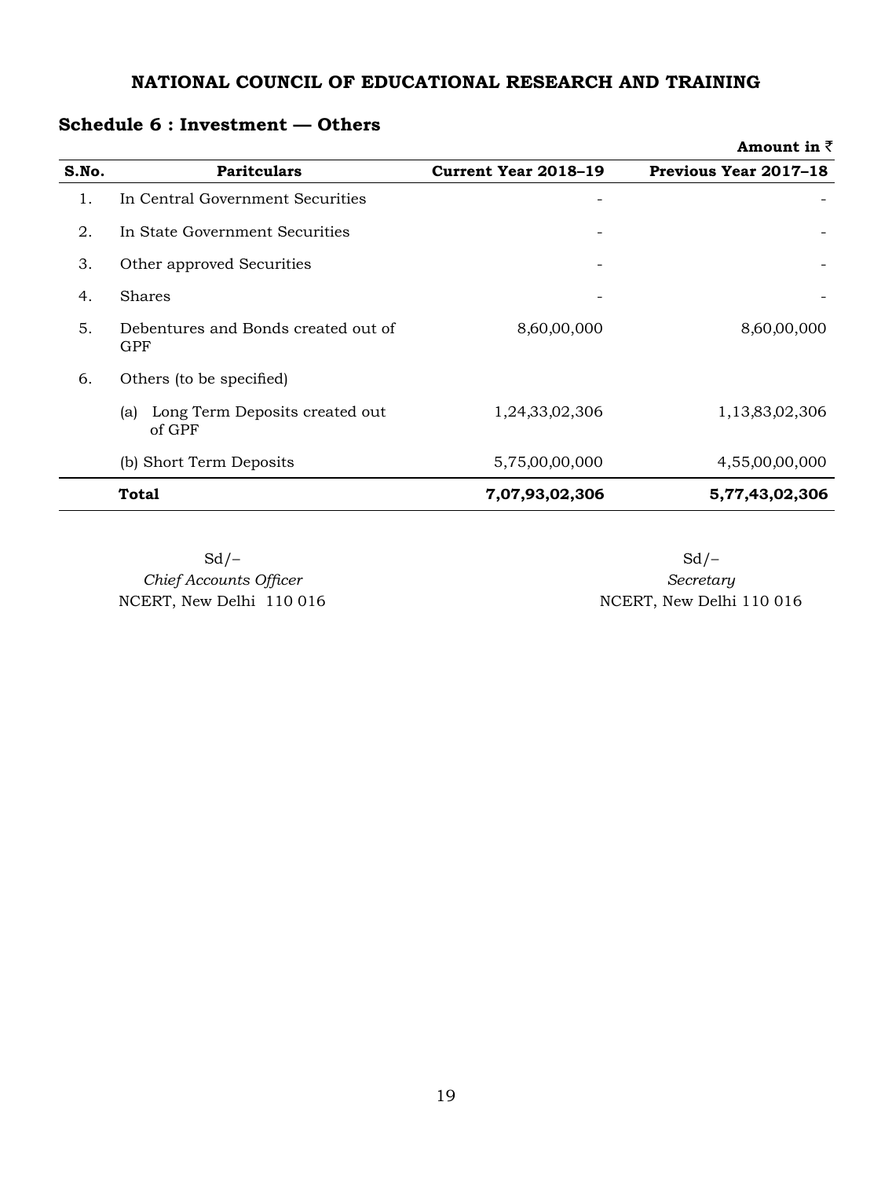# NATIONAL COUNCIL OF EDUCATIONAL RESEARCH AND TRAINING

## Schedule 6 : Investment — Others

**Amount in ₹**

| S.No. | Paritculars | Current Year 2018–19 | Previous Year 2017–18 |
|---|---|---|---|
| 1. | In Central Government Securities | - | - |
| 2. | In State Government Securities | - | - |
| 3. | Other approved Securities | - | - |
| 4. | Shares | - | - |
| 5. | Debentures and Bonds created out of GPF | 8,60,00,000 | 8,60,00,000 |
| 6. | Others (to be specified) | | |
| | (a) Long Term Deposits created out of GPF | 1,24,33,02,306 | 1,13,83,02,306 |
| | (b) Short Term Deposits | 5,75,00,00,000 | 4,55,00,00,000 |
| | **Total** | **7,07,93,02,306** | **5,77,43,02,306** |

Sd/–
*Chief Accounts Officer*
NCERT, New Delhi 110 016

Sd/–
*Secretary*
NCERT, New Delhi 110 016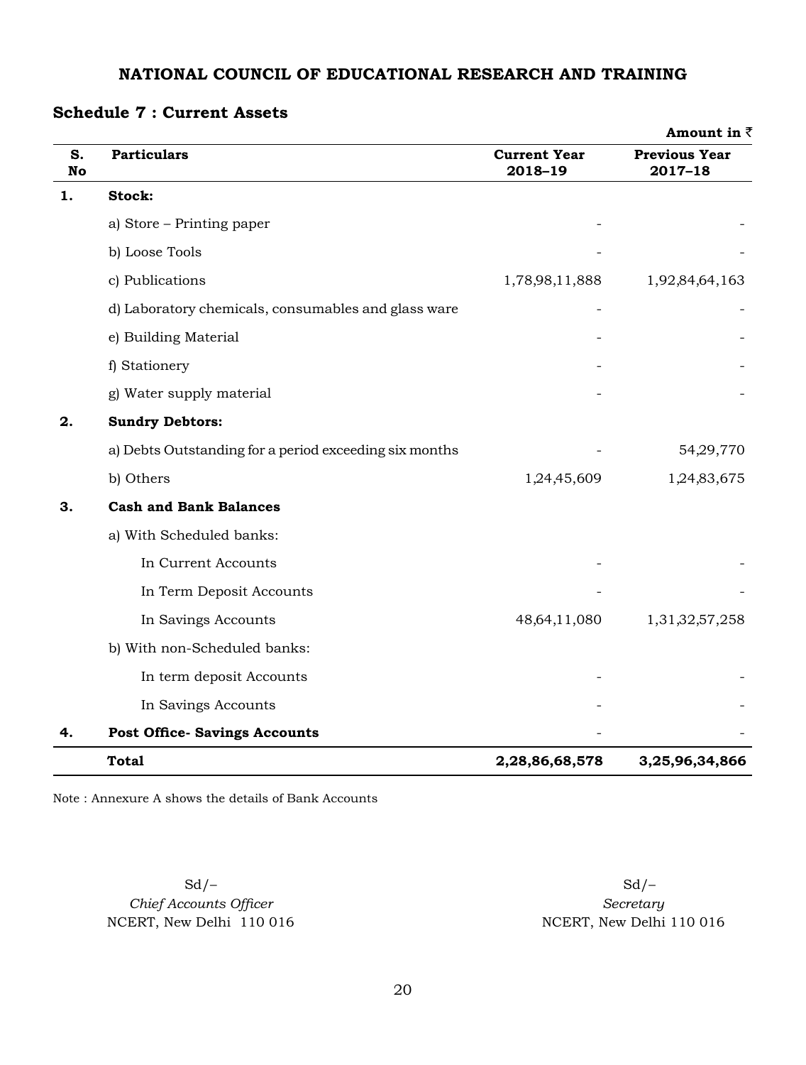## NATIONAL COUNCIL OF EDUCATIONAL RESEARCH AND TRAINING

### Schedule 7 : Current Assets

**Amount in ₹**

| S. No | Particulars | Current Year 2018–19 | Previous Year 2017–18 |
|---|---|---|---|
| **1.** | **Stock:** | | |
| | a) Store – Printing paper | - | - |
| | b) Loose Tools | - | - |
| | c) Publications | 1,78,98,11,888 | 1,92,84,64,163 |
| | d) Laboratory chemicals, consumables and glass ware | - | - |
| | e) Building Material | - | - |
| | f) Stationery | - | - |
| | g) Water supply material | - | - |
| **2.** | **Sundry Debtors:** | | |
| | a) Debts Outstanding for a period exceeding six months | - | 54,29,770 |
| | b) Others | 1,24,45,609 | 1,24,83,675 |
| **3.** | **Cash and Bank Balances** | | |
| | a) With Scheduled banks: | | |
| | In Current Accounts | - | - |
| | In Term Deposit Accounts | - | - |
| | In Savings Accounts | 48,64,11,080 | 1,31,32,57,258 |
| | b) With non-Scheduled banks: | | |
| | In term deposit Accounts | - | - |
| | In Savings Accounts | - | - |
| **4.** | **Post Office- Savings Accounts** | - | - |
| | **Total** | **2,28,86,68,578** | **3,25,96,34,866** |

Note : Annexure A shows the details of Bank Accounts

Sd/–
*Chief Accounts Officer*
NCERT, New Delhi 110 016

Sd/–
*Secretary*
NCERT, New Delhi 110 016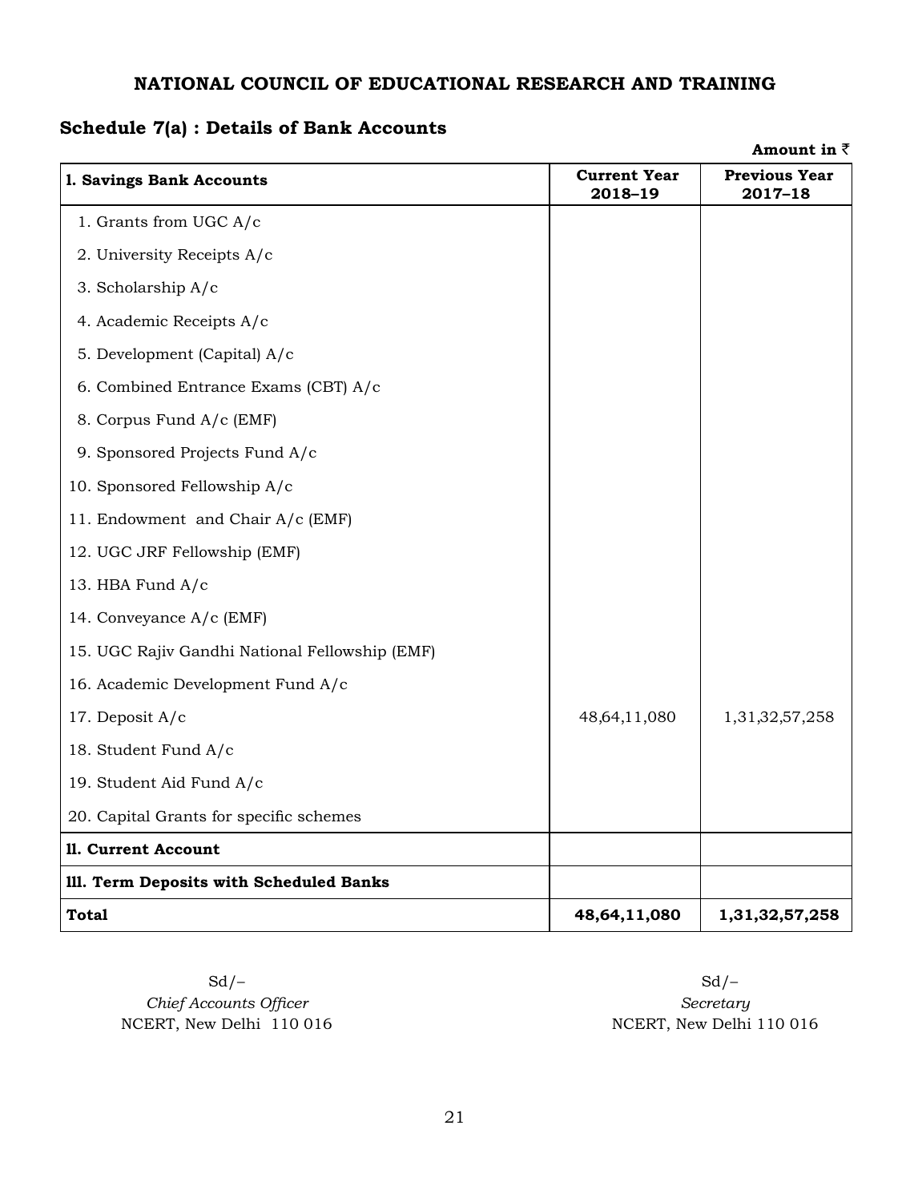## NATIONAL COUNCIL OF EDUCATIONAL RESEARCH AND TRAINING

### Schedule 7(a) : Details of Bank Accounts

**Amount in ₹**

| **1. Savings Bank Accounts** | **Current Year 2018–19** | **Previous Year 2017–18** |
|---|---|---|
| 1. Grants from UGC A/c | | |
| 2. University Receipts A/c | | |
| 3. Scholarship A/c | | |
| 4. Academic Receipts A/c | | |
| 5. Development (Capital) A/c | | |
| 6. Combined Entrance Exams (CBT) A/c | | |
| 8. Corpus Fund A/c (EMF) | | |
| 9. Sponsored Projects Fund A/c | | |
| 10. Sponsored Fellowship A/c | | |
| 11. Endowment and Chair A/c (EMF) | | |
| 12. UGC JRF Fellowship (EMF) | | |
| 13. HBA Fund A/c | | |
| 14. Conveyance A/c (EMF) | | |
| 15. UGC Rajiv Gandhi National Fellowship (EMF) | | |
| 16. Academic Development Fund A/c | | |
| 17. Deposit A/c | 48,64,11,080 | 1,31,32,57,258 |
| 18. Student Fund A/c | | |
| 19. Student Aid Fund A/c | | |
| 20. Capital Grants for specific schemes | | |
| **11. Current Account** | | |
| **111. Term Deposits with Scheduled Banks** | | |
| **Total** | **48,64,11,080** | **1,31,32,57,258** |

Sd/–
*Chief Accounts Officer*
NCERT, New Delhi 110 016

Sd/–
*Secretary*
NCERT, New Delhi 110 016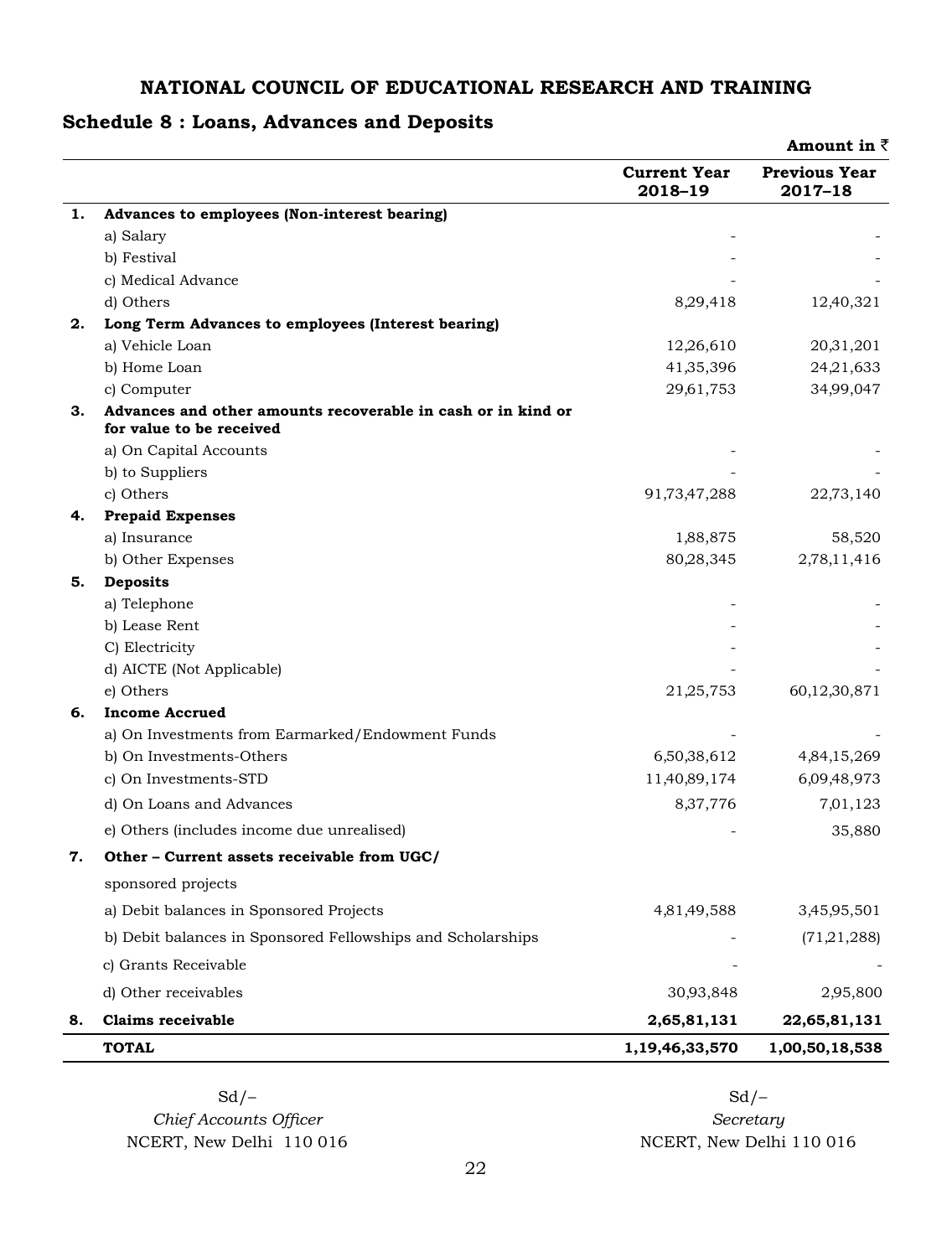# NATIONAL COUNCIL OF EDUCATIONAL RESEARCH AND TRAINING

## Schedule 8 : Loans, Advances and Deposits

**Amount in ₹**

| | | Current Year 2018–19 | Previous Year 2017–18 |
|---|---|---|---|
| **1.** | **Advances to employees (Non-interest bearing)** | | |
| | a) Salary | - | - |
| | b) Festival | - | - |
| | c) Medical Advance | - | - |
| | d) Others | 8,29,418 | 12,40,321 |
| **2.** | **Long Term Advances to employees (Interest bearing)** | | |
| | a) Vehicle Loan | 12,26,610 | 20,31,201 |
| | b) Home Loan | 41,35,396 | 24,21,633 |
| | c) Computer | 29,61,753 | 34,99,047 |
| **3.** | **Advances and other amounts recoverable in cash or in kind or for value to be received** | | |
| | a) On Capital Accounts | - | - |
| | b) to Suppliers | - | - |
| | c) Others | 91,73,47,288 | 22,73,140 |
| **4.** | **Prepaid Expenses** | | |
| | a) Insurance | 1,88,875 | 58,520 |
| | b) Other Expenses | 80,28,345 | 2,78,11,416 |
| **5.** | **Deposits** | | |
| | a) Telephone | - | - |
| | b) Lease Rent | - | - |
| | C) Electricity | - | - |
| | d) AICTE (Not Applicable) | - | - |
| | e) Others | 21,25,753 | 60,12,30,871 |
| **6.** | **Income Accrued** | | |
| | a) On Investments from Earmarked/Endowment Funds | - | - |
| | b) On Investments-Others | 6,50,38,612 | 4,84,15,269 |
| | c) On Investments-STD | 11,40,89,174 | 6,09,48,973 |
| | d) On Loans and Advances | 8,37,776 | 7,01,123 |
| | e) Others (includes income due unrealised) | - | 35,880 |
| **7.** | **Other – Current assets receivable from UGC/** sponsored projects | | |
| | a) Debit balances in Sponsored Projects | 4,81,49,588 | 3,45,95,501 |
| | b) Debit balances in Sponsored Fellowships and Scholarships | - | (71,21,288) |
| | c) Grants Receivable | - | - |
| | d) Other receivables | 30,93,848 | 2,95,800 |
| **8.** | **Claims receivable** | **2,65,81,131** | **22,65,81,131** |
| | **TOTAL** | **1,19,46,33,570** | **1,00,50,18,538** |

Sd/–
*Chief Accounts Officer*
NCERT, New Delhi 110 016

Sd/–
*Secretary*
NCERT, New Delhi 110 016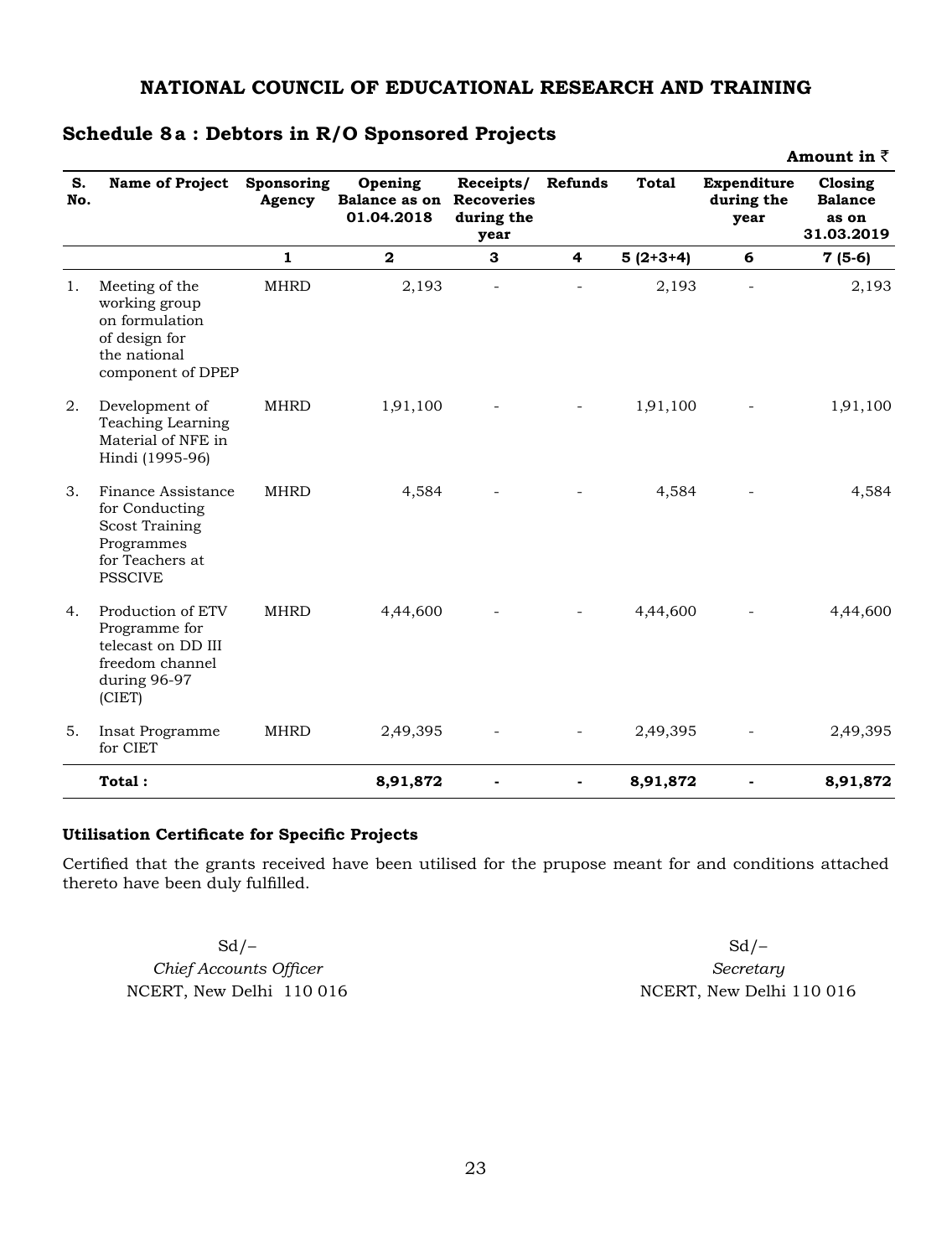**NATIONAL COUNCIL OF EDUCATIONAL RESEARCH AND TRAINING**

## Schedule 8 a : Debtors in R/O Sponsored Projects

**Amount in ₹**

| S. No. | Name of Project | Sponsoring Agency | Opening Balance as on 01.04.2018 | Receipts/ Recoveries during the year | Refunds | Total | Expenditure during the year | Closing Balance as on 31.03.2019 |
|---|---|---|---|---|---|---|---|---|
| | | 1 | 2 | 3 | 4 | 5 (2+3+4) | 6 | 7 (5-6) |
| 1. | Meeting of the working group on formulation of design for the national component of DPEP | MHRD | 2,193 | - | - | 2,193 | - | 2,193 |
| 2. | Development of Teaching Learning Material of NFE in Hindi (1995-96) | MHRD | 1,91,100 | - | - | 1,91,100 | - | 1,91,100 |
| 3. | Finance Assistance for Conducting Scost Training Programmes for Teachers at PSSCIVE | MHRD | 4,584 | - | - | 4,584 | - | 4,584 |
| 4. | Production of ETV Programme for telecast on DD III freedom channel during 96-97 (CIET) | MHRD | 4,44,600 | - | - | 4,44,600 | - | 4,44,600 |
| 5. | Insat Programme for CIET | MHRD | 2,49,395 | - | - | 2,49,395 | - | 2,49,395 |
| | **Total :** | | **8,91,872** | **-** | **-** | **8,91,872** | **-** | **8,91,872** |

**Utilisation Certificate for Specific Projects**

Certified that the grants received have been utilised for the prupose meant for and conditions attached thereto have been duly fulfilled.

Sd/–
*Chief Accounts Officer*
NCERT, New Delhi 110 016

Sd/–
*Secretary*
NCERT, New Delhi 110 016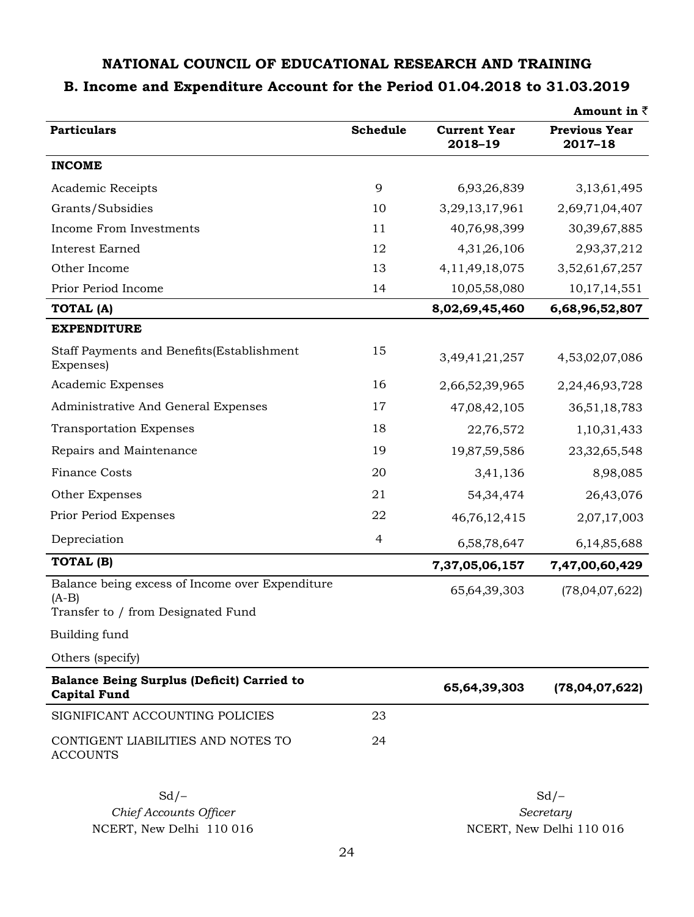# NATIONAL COUNCIL OF EDUCATIONAL RESEARCH AND TRAINING

## B. Income and Expenditure Account for the Period 01.04.2018 to 31.03.2019

**Amount in ₹**

| Particulars | Schedule | Current Year 2018–19 | Previous Year 2017–18 |
|---|---|---|---|
| **INCOME** | | | |
| Academic Receipts | 9 | 6,93,26,839 | 3,13,61,495 |
| Grants/Subsidies | 10 | 3,29,13,17,961 | 2,69,71,04,407 |
| Income From Investments | 11 | 40,76,98,399 | 30,39,67,885 |
| Interest Earned | 12 | 4,31,26,106 | 2,93,37,212 |
| Other Income | 13 | 4,11,49,18,075 | 3,52,61,67,257 |
| Prior Period Income | 14 | 10,05,58,080 | 10,17,14,551 |
| **TOTAL (A)** | | **8,02,69,45,460** | **6,68,96,52,807** |
| **EXPENDITURE** | | | |
| Staff Payments and Benefits(Establishment Expenses) | 15 | 3,49,41,21,257 | 4,53,02,07,086 |
| Academic Expenses | 16 | 2,66,52,39,965 | 2,24,46,93,728 |
| Administrative And General Expenses | 17 | 47,08,42,105 | 36,51,18,783 |
| Transportation Expenses | 18 | 22,76,572 | 1,10,31,433 |
| Repairs and Maintenance | 19 | 19,87,59,586 | 23,32,65,548 |
| Finance Costs | 20 | 3,41,136 | 8,98,085 |
| Other Expenses | 21 | 54,34,474 | 26,43,076 |
| Prior Period Expenses | 22 | 46,76,12,415 | 2,07,17,003 |
| Depreciation | 4 | 6,58,78,647 | 6,14,85,688 |
| **TOTAL (B)** | | **7,37,05,06,157** | **7,47,00,60,429** |
| Balance being excess of Income over Expenditure (A-B) | | 65,64,39,303 | (78,04,07,622) |
| Transfer to / from Designated Fund | | | |
| Building fund | | | |
| Others (specify) | | | |
| **Balance Being Surplus (Deficit) Carried to Capital Fund** | | **65,64,39,303** | **(78,04,07,622)** |
| SIGNIFICANT ACCOUNTING POLICIES | 23 | | |
| CONTIGENT LIABILITIES AND NOTES TO ACCOUNTS | 24 | | |

Sd/–
*Chief Accounts Officer*
NCERT, New Delhi 110 016

Sd/–
*Secretary*
NCERT, New Delhi 110 016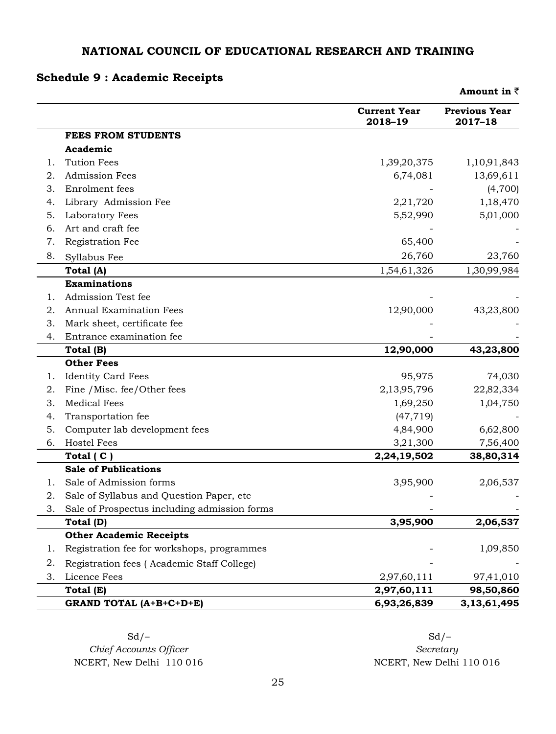# NATIONAL COUNCIL OF EDUCATIONAL RESEARCH AND TRAINING

## Schedule 9 : Academic Receipts

**Amount in ₹**

| | | Current Year 2018–19 | Previous Year 2017–18 |
|---|---|---|---|
| | **FEES FROM STUDENTS** | | |
| | **Academic** | | |
| 1. | Tution Fees | 1,39,20,375 | 1,10,91,843 |
| 2. | Admission Fees | 6,74,081 | 13,69,611 |
| 3. | Enrolment fees | - | (4,700) |
| 4. | Library Admission Fee | 2,21,720 | 1,18,470 |
| 5. | Laboratory Fees | 5,52,990 | 5,01,000 |
| 6. | Art and craft fee | - | - |
| 7. | Registration Fee | 65,400 | - |
| 8. | Syllabus Fee | 26,760 | 23,760 |
| | **Total (A)** | 1,54,61,326 | 1,30,99,984 |
| | **Examinations** | | |
| 1. | Admission Test fee | - | - |
| 2. | Annual Examination Fees | 12,90,000 | 43,23,800 |
| 3. | Mark sheet, certificate fee | - | - |
| 4. | Entrance examination fee | - | - |
| | **Total (B)** | **12,90,000** | **43,23,800** |
| | **Other Fees** | | |
| 1. | Identity Card Fees | 95,975 | 74,030 |
| 2. | Fine /Misc. fee/Other fees | 2,13,95,796 | 22,82,334 |
| 3. | Medical Fees | 1,69,250 | 1,04,750 |
| 4. | Transportation fee | (47,719) | - |
| 5. | Computer lab development fees | 4,84,900 | 6,62,800 |
| 6. | Hostel Fees | 3,21,300 | 7,56,400 |
| | **Total ( C )** | **2,24,19,502** | **38,80,314** |
| | **Sale of Publications** | | |
| 1. | Sale of Admission forms | 3,95,900 | 2,06,537 |
| 2. | Sale of Syllabus and Question Paper, etc | - | - |
| 3. | Sale of Prospectus including admission forms | - | - |
| | **Total (D)** | **3,95,900** | **2,06,537** |
| | **Other Academic Receipts** | | |
| 1. | Registration fee for workshops, programmes | - | 1,09,850 |
| 2. | Registration fees ( Academic Staff College) | - | - |
| 3. | Licence Fees | 2,97,60,111 | 97,41,010 |
| | **Total (E)** | **2,97,60,111** | **98,50,860** |
| | **GRAND TOTAL (A+B+C+D+E)** | **6,93,26,839** | **3,13,61,495** |

Sd/–
*Chief Accounts Officer*
NCERT, New Delhi 110 016

Sd/–
*Secretary*
NCERT, New Delhi 110 016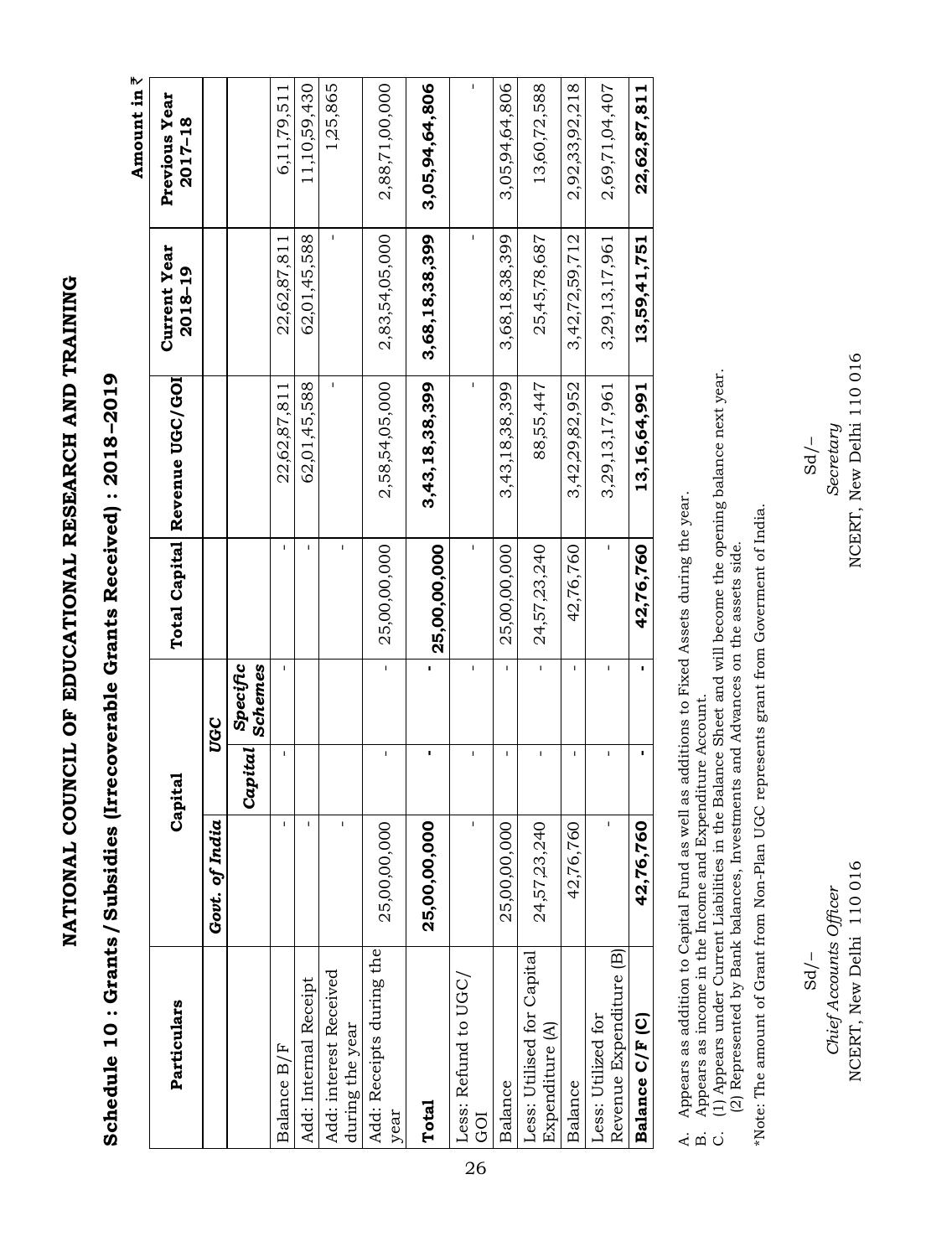# NATIONAL COUNCIL OF EDUCATIONAL RESEARCH AND TRAINING

## Schedule 10 : Grants / Subsidies (Irrecoverable Grants Received) : 2018–2019

Amount in ₹

| Particulars | Capital | | | Total Capital | Revenue UGC/GOI | Current Year 2018–19 | Previous Year 2017–18 |
|---|---|---|---|---|---|---|---|
| | Govt. of India | UGC | | | | | |
| | | *Capital* | *Specific Schemes* | | | | |
| Balance B/F | - | - | - | - | 22,62,87,811 | 22,62,87,811 | 6,11,79,511 |
| Add: Internal Receipt | - | | | - | 62,01,45,588 | 62,01,45,588 | 11,10,59,430 |
| Add: interest Received during the year | - | | | - | - | - | 1,25,865 |
| Add: Receipts during the year | 25,00,00,000 | - | - | 25,00,00,000 | 2,58,54,05,000 | 2,83,54,05,000 | 2,88,71,00,000 |
| **Total** | **25,00,00,000** | **-** | **-** | **25,00,00,000** | **3,43,18,38,399** | **3,68,18,38,399** | **3,05,94,64,806** |
| Less: Refund to UGC/ GOI | - | - | - | - | - | - | - |
| Balance | 25,00,00,000 | - | - | 25,00,00,000 | 3,43,18,38,399 | 3,68,18,38,399 | 3,05,94,64,806 |
| Less: Utilised for Capital Expenditure (A) | 24,57,23,240 | - | - | 24,57,23,240 | 88,55,447 | 25,45,78,687 | 13,60,72,588 |
| Balance | 42,76,760 | - | - | 42,76,760 | 3,42,29,82,952 | 3,42,72,59,712 | 2,92,33,92,218 |
| Less: Utilized for Revenue Expenditure (B) | - | - | - | - | 3,29,13,17,961 | 3,29,13,17,961 | 2,69,71,04,407 |
| **Balance C/F (C)** | **42,76,760** | **-** | **-** | **42,76,760** | **13,16,64,991** | **13,59,41,751** | **22,62,87,811** |

A. Appears as addition to Capital Fund as well as additions to Fixed Assets during the year.
B. Appears as income in the Income and Expenditure Account.
C. (1) Appears under Current Liabilities in the Balance Sheet and will become the opening balance next year.
   (2) Represented by Bank balances, Investments and Advances on the assets side.

*Note: The amount of Grant from Non-Plan UGC represents grant from Goverment of India.

Sd/–
*Chief Accounts Officer*
NCERT, New Delhi 110 016

Sd/–
*Secretary*
NCERT, New Delhi 110 016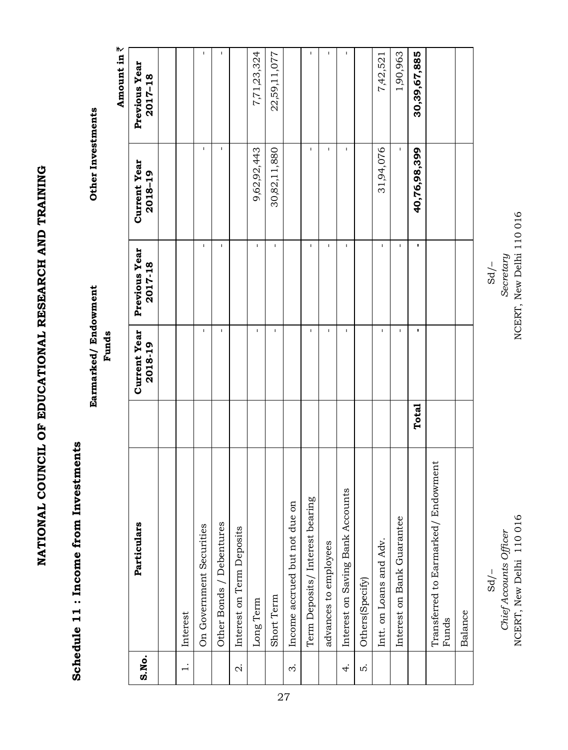# NATIONAL COUNCIL OF EDUCATIONAL RESEARCH AND TRAINING

## Schedule 11 : Income from Investments

Amount in ₹

| S.No. | Particulars | | Earmarked/ Endowment Funds | | Other Investments | |
|---|---|---|---|---|---|---|
| | | | Current Year 2018-19 | Previous Year 2017-18 | Current Year 2018-19 | Previous Year 2017-18 |
| 1. | Interest | | | | | |
| | On Government Securities | | - | - | - | - |
| | Other Bonds / Debentures | | - | - | - | - |
| 2. | Interest on Term Deposits | | | | | |
| | Long Term | | - | - | 9,62,92,443 | 7,71,23,324 |
| | Short Term | | - | - | 30,82,11,880 | 22,59,11,077 |
| 3. | Income accrued but not due on | | | | | |
| | Term Deposits/ Interest bearing | | - | - | - | - |
| | advances to employees | | - | - | - | - |
| 4. | Interest on Saving Bank Accounts | | - | - | - | - |
| 5. | Others(Specify) | | | | | |
| | Intt. on Loans and Adv. | | - | - | 31,94,076 | 7,42,521 |
| | Interest on Bank Guarantee | | - | - | - | 1,90,963 |
| | | **Total** | **-** | **-** | **40,76,98,399** | **30,39,67,885** |
| | Transferred to Earmarked/ Endowment Funds | | | | | |
| | Balance | | | | | |

Sd/–
*Chief Accounts Officer*
NCERT, New Delhi 110 016

Sd/–
*Secretary*
NCERT, New Delhi 110 016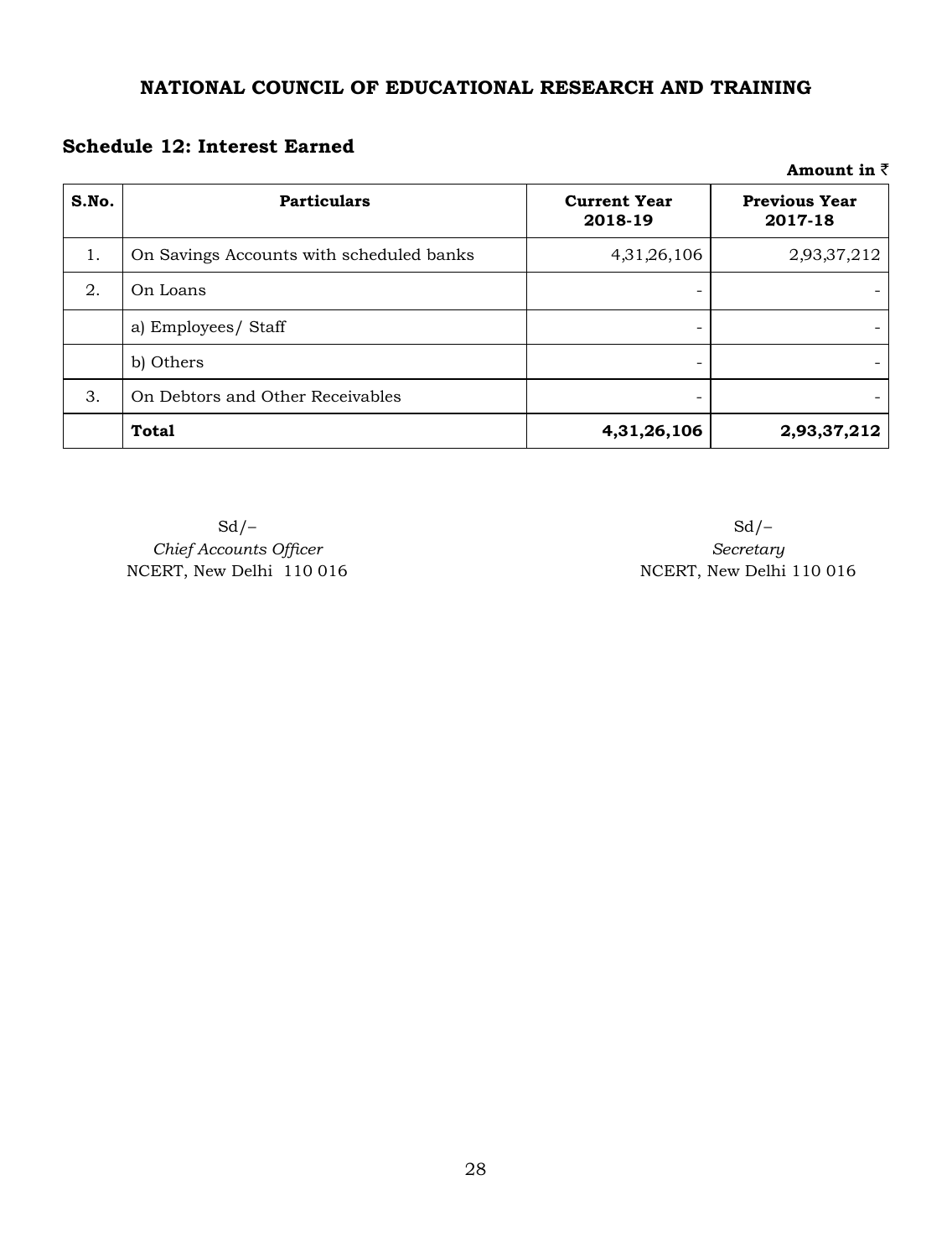# NATIONAL COUNCIL OF EDUCATIONAL RESEARCH AND TRAINING

## Schedule 12: Interest Earned

**Amount in ₹**

| S.No. | Particulars | Current Year 2018-19 | Previous Year 2017-18 |
|---|---|---|---|
| 1. | On Savings Accounts with scheduled banks | 4,31,26,106 | 2,93,37,212 |
| 2. | On Loans | - | - |
| | a) Employees/ Staff | - | - |
| | b) Others | - | - |
| 3. | On Debtors and Other Receivables | - | - |
| | **Total** | **4,31,26,106** | **2,93,37,212** |

Sd/–
*Chief Accounts Officer*
NCERT, New Delhi 110 016

Sd/–
*Secretary*
NCERT, New Delhi 110 016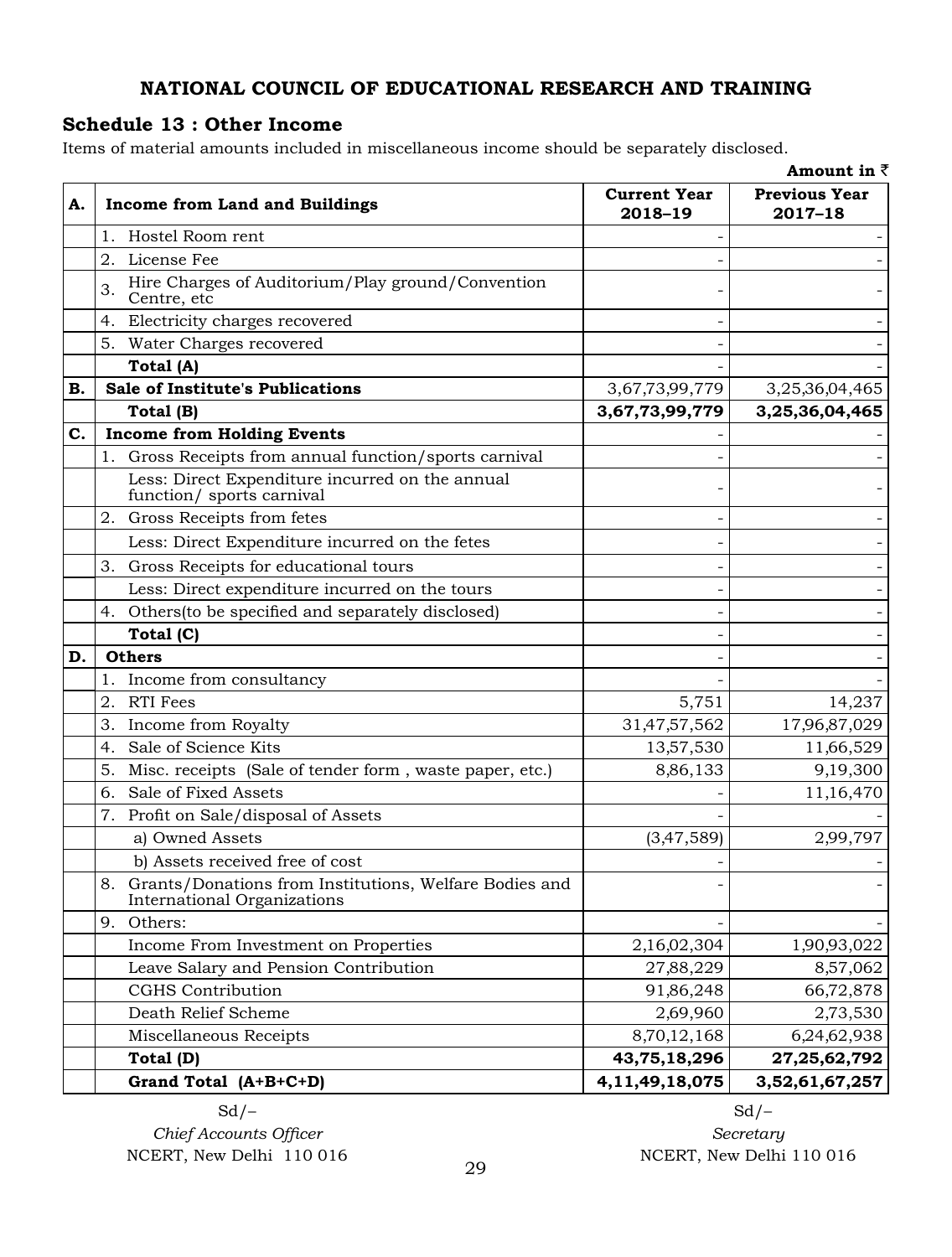# NATIONAL COUNCIL OF EDUCATIONAL RESEARCH AND TRAINING

## Schedule 13 : Other Income

Items of material amounts included in miscellaneous income should be separately disclosed.

**Amount in ₹**

| A. | Income from Land and Buildings | Current Year 2018–19 | Previous Year 2017–18 |
|---|---|---|---|
| | 1. Hostel Room rent | - | - |
| | 2. License Fee | - | - |
| | 3. Hire Charges of Auditorium/Play ground/Convention Centre, etc | - | - |
| | 4. Electricity charges recovered | - | - |
| | 5. Water Charges recovered | - | - |
| | **Total (A)** | - | - |
| **B.** | **Sale of Institute's Publications** | 3,67,73,99,779 | 3,25,36,04,465 |
| | **Total (B)** | **3,67,73,99,779** | **3,25,36,04,465** |
| **C.** | **Income from Holding Events** | - | - |
| | 1. Gross Receipts from annual function/sports carnival | - | - |
| | Less: Direct Expenditure incurred on the annual function/ sports carnival | - | - |
| | 2. Gross Receipts from fetes | - | - |
| | Less: Direct Expenditure incurred on the fetes | - | - |
| | 3. Gross Receipts for educational tours | - | - |
| | Less: Direct expenditure incurred on the tours | - | - |
| | 4. Others(to be specified and separately disclosed) | - | - |
| | **Total (C)** | - | - |
| **D.** | **Others** | - | - |
| | 1. Income from consultancy | - | - |
| | 2. RTI Fees | 5,751 | 14,237 |
| | 3. Income from Royalty | 31,47,57,562 | 17,96,87,029 |
| | 4. Sale of Science Kits | 13,57,530 | 11,66,529 |
| | 5. Misc. receipts (Sale of tender form , waste paper, etc.) | 8,86,133 | 9,19,300 |
| | 6. Sale of Fixed Assets | - | 11,16,470 |
| | 7. Profit on Sale/disposal of Assets | - | - |
| | a) Owned Assets | (3,47,589) | 2,99,797 |
| | b) Assets received free of cost | - | - |
| | 8. Grants/Donations from Institutions, Welfare Bodies and International Organizations | - | - |
| | 9. Others: | - | - |
| | Income From Investment on Properties | 2,16,02,304 | 1,90,93,022 |
| | Leave Salary and Pension Contribution | 27,88,229 | 8,57,062 |
| | CGHS Contribution | 91,86,248 | 66,72,878 |
| | Death Relief Scheme | 2,69,960 | 2,73,530 |
| | Miscellaneous Receipts | 8,70,12,168 | 6,24,62,938 |
| | **Total (D)** | **43,75,18,296** | **27,25,62,792** |
| | **Grand Total (A+B+C+D)** | **4,11,49,18,075** | **3,52,61,67,257** |

Sd/–
*Chief Accounts Officer*
NCERT, New Delhi 110 016

Sd/–
*Secretary*
NCERT, New Delhi 110 016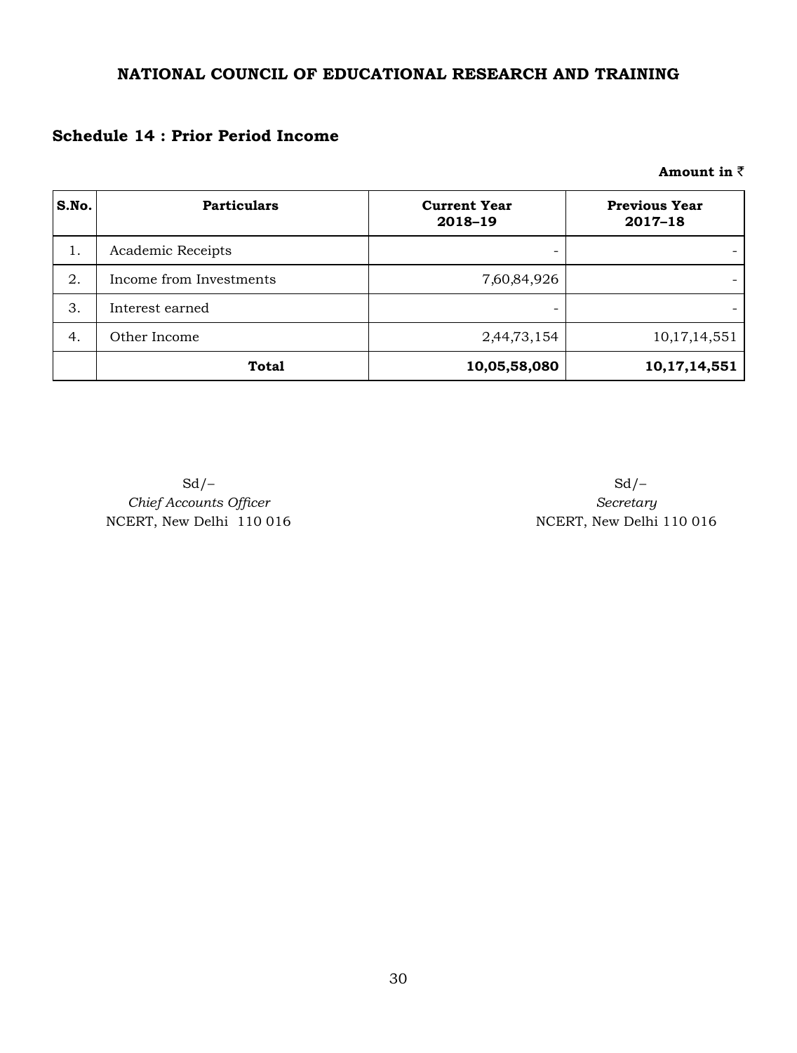# NATIONAL COUNCIL OF EDUCATIONAL RESEARCH AND TRAINING

## Schedule 14 : Prior Period Income

**Amount in ₹**

| S.No. | Particulars | Current Year 2018–19 | Previous Year 2017–18 |
|---|---|---|---|
| 1. | Academic Receipts | - | - |
| 2. | Income from Investments | 7,60,84,926 | - |
| 3. | Interest earned | - | - |
| 4. | Other Income | 2,44,73,154 | 10,17,14,551 |
| | **Total** | **10,05,58,080** | **10,17,14,551** |

Sd/–
*Chief Accounts Officer*
NCERT, New Delhi 110 016

Sd/–
*Secretary*
NCERT, New Delhi 110 016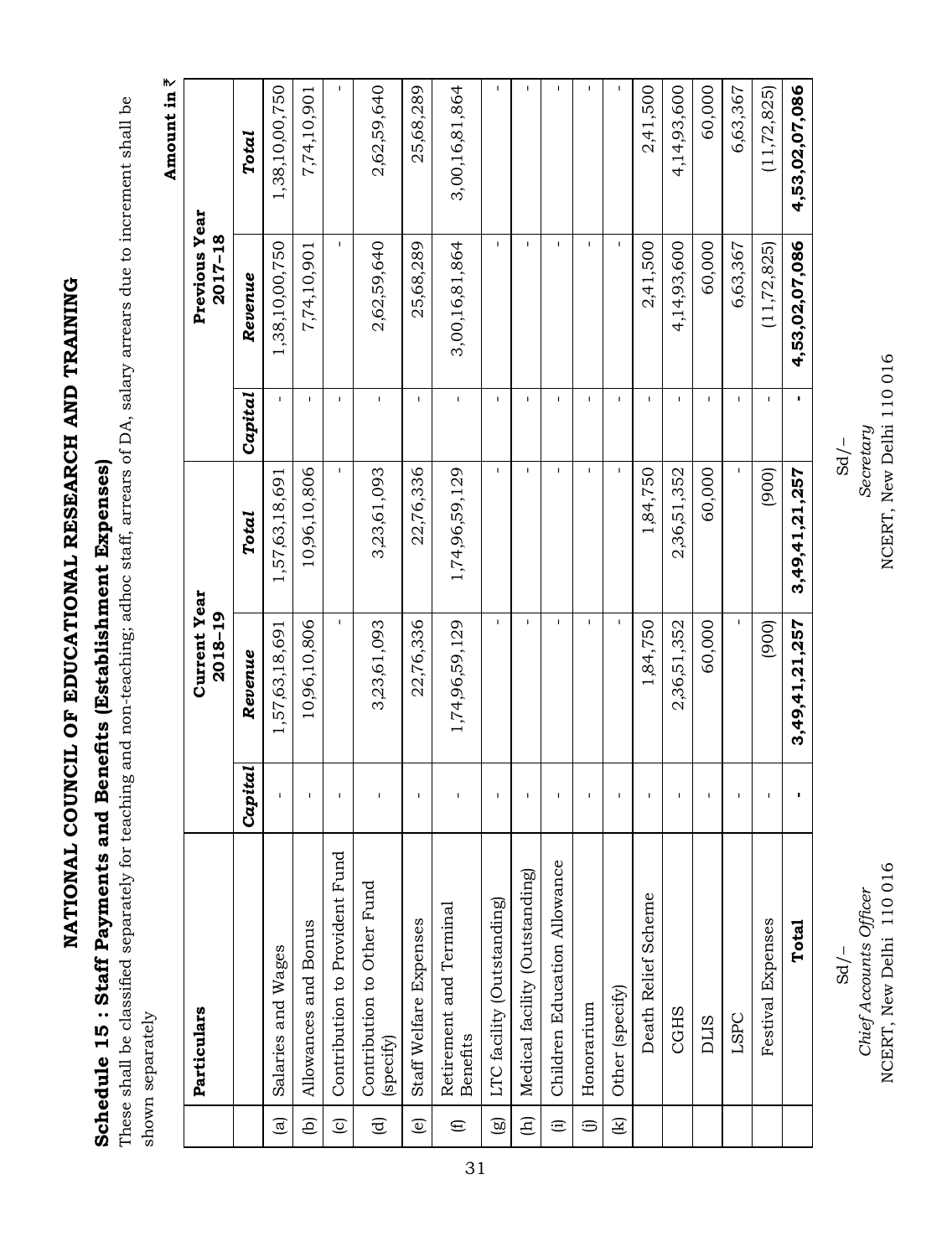# NATIONAL COUNCIL OF EDUCATIONAL RESEARCH AND TRAINING

## Schedule 15 : Staff Payments and Benefits (Establishment Expenses)

These shall be classified separately for teaching and non-teaching; adhoc staff, arrears of DA, salary arrears due to increment shall be shown separately

**Amount in ₹**

| | Particulars | Current Year 2018–19 | | | Previous Year 2017–18 | | |
|---|---|---|---|---|---|---|---|
| | | *Capital* | *Revenue* | *Total* | *Capital* | *Revenue* | *Total* |
| (a) | Salaries and Wages | - | 1,57,63,18,691 | 1,57,63,18,691 | - | 1,38,10,00,750 | 1,38,10,00,750 |
| (b) | Allowances and Bonus | - | 10,96,10,806 | 10,96,10,806 | - | 7,74,10,901 | 7,74,10,901 |
| (c) | Contribution to Provident Fund | - | - | - | - | - | - |
| (d) | Contribution to Other Fund (specify) | - | 3,23,61,093 | 3,23,61,093 | - | 2,62,59,640 | 2,62,59,640 |
| (e) | Staff Welfare Expenses | - | 22,76,336 | 22,76,336 | - | 25,68,289 | 25,68,289 |
| (f) | Retirement and Terminal Benefits | - | 1,74,96,59,129 | 1,74,96,59,129 | - | 3,00,16,81,864 | 3,00,16,81,864 |
| (g) | LTC facility (Outstanding) | - | - | - | - | - | - |
| (h) | Medical facility (Outstanding) | - | - | - | - | - | - |
| (i) | Children Education Allowance | - | - | - | - | - | - |
| (j) | Honorarium | - | - | - | - | - | - |
| (k) | Other (specify) | - | - | - | - | - | - |
| | Death Relief Scheme | - | 1,84,750 | 1,84,750 | - | 2,41,500 | 2,41,500 |
| | CGHS | - | 2,36,51,352 | 2,36,51,352 | - | 4,14,93,600 | 4,14,93,600 |
| | DLIS | - | 60,000 | 60,000 | - | 60,000 | 60,000 |
| | LSPC | - | - | - | - | 6,63,367 | 6,63,367 |
| | Festival Expenses | - | (900) | (900) | - | (11,72,825) | (11,72,825) |
| | **Total** | **-** | **3,49,41,21,257** | **3,49,41,21,257** | **-** | **4,53,02,07,086** | **4,53,02,07,086** |

Sd/–
*Chief Accounts Officer*
NCERT, New Delhi 110 016

Sd/–
*Secretary*
NCERT, New Delhi 110 016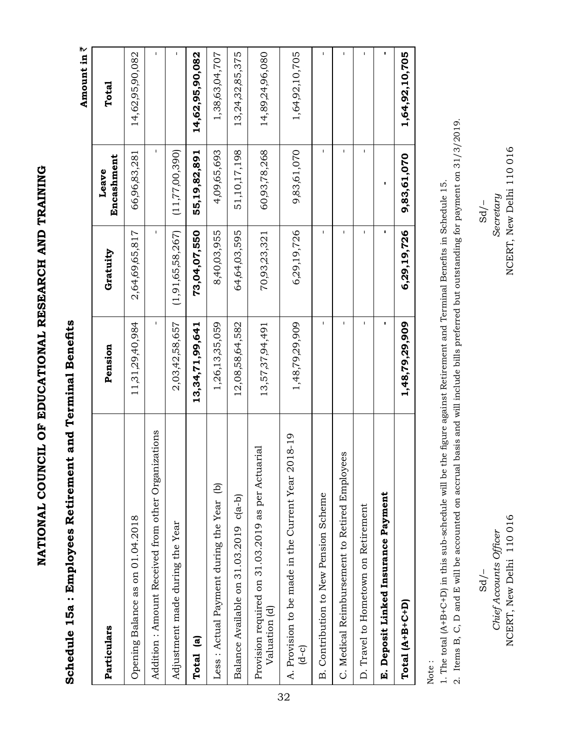# NATIONAL COUNCIL OF EDUCATIONAL RESEARCH AND TRAINING

## Schedule 15a : Employees Retirement and Terminal Benefits

Amount in ₹

| Particulars | Pension | Gratuity | Leave Encashment | Total |
|---|---|---|---|---|
| Opening Balance as on 01.04.2018 | 11,31,29,40,984 | 2,64,69,65,817 | 66,96,83,281 | 14,62,95,90,082 |
| Addition : Amount Received from other Organizations | - | - | - | - |
| Adjustment made during the Year | 2,03,42,58,657 | (1,91,65,58,267) | (11,77,00,390) | - |
| **Total (a)** | **13,34,71,99,641** | **73,04,07,550** | **55,19,82,891** | **14,62,95,90,082** |
| Less : Actual Payment during the Year (b) | 1,26,13,35,059 | 8,40,03,955 | 4,09,65,693 | 1,38,63,04,707 |
| Balance Available on 31.03.2019 c(a-b) | 12,08,58,64,582 | 64,64,03,595 | 51,10,17,198 | 13,24,32,85,375 |
| Provision required on 31.03.2019 as per Actuarial Valuation (d) | 13,57,37,94,491 | 70,93,23,321 | 60,93,78,268 | 14,89,24,96,080 |
| A. Provision to be made in the Current Year 2018-19 (d-c) | 1,48,79,29,909 | 6,29,19,726 | 9,83,61,070 | 1,64,92,10,705 |
| B. Contribution to New Pension Scheme | - | - | - | - |
| C. Medical Reimbursement to Retired Employees | - | - | - | - |
| D. Travel to Hometown on Retirement | - | - | - | - |
| **E. Deposit Linked Insurance Payment** | **-** | **-** | **-** | **-** |
| **Total (A+B+C+D)** | **1,48,79,29,909** | **6,29,19,726** | **9,83,61,070** | **1,64,92,10,705** |

Note :

1. The total (A+B+C+D) in this sub-schedule will be the figure against Retirement and Terminal Benefits in Schedule 15.
2. Items B, C, D and E will be accounted on accrual basis and will include bills preferred but outstanding for payment on 31/3/2019.

Sd/–
*Chief Accounts Officer*
NCERT, New Delhi 110 016

Sd/–
*Secretary*
NCERT, New Delhi 110 016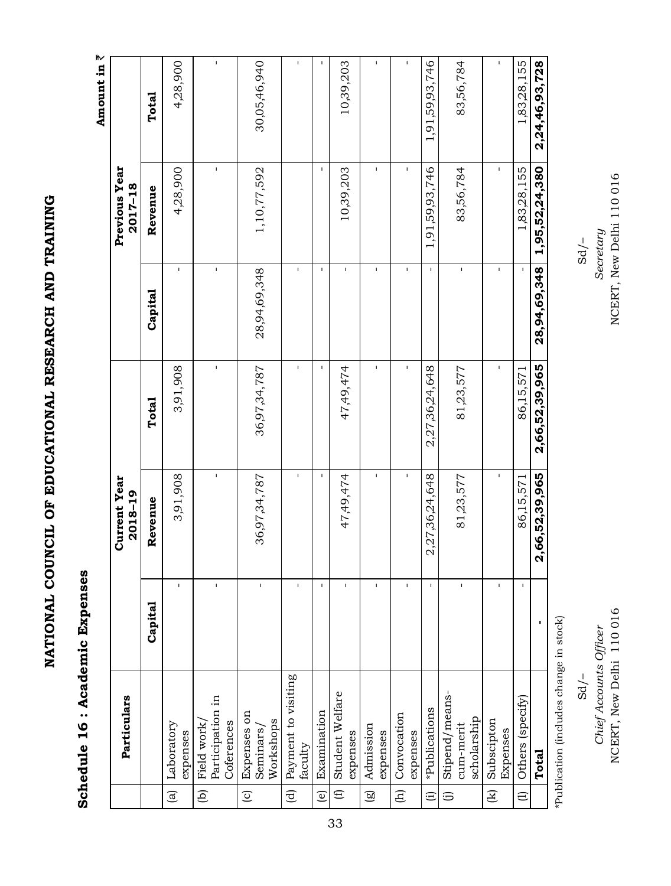# NATIONAL COUNCIL OF EDUCATIONAL RESEARCH AND TRAINING

## Schedule 16 : Academic Expenses

Amount in ₹

| | Particulars | Current Year 2018–19 | | | Previous Year 2017–18 | | |
|---|---|---|---|---|---|---|---|
| | | Capital | Revenue | Total | Capital | Revenue | Total |
| (a) | Laboratory expenses | - | 3,91,908 | 3,91,908 | - | 4,28,900 | 4,28,900 |
| (b) | Field work/ Participation in Coferences | - | - | - | - | - | - |
| (c) | Expenses on Seminars/ Workshops | - | 36,97,34,787 | 36,97,34,787 | 28,94,69,348 | 1,10,77,592 | 30,05,46,940 |
| (d) | Payment to visiting faculty | - | - | - | - | | - |
| (e) | Examination | - | - | - | - | - | - |
| (f) | Student Welfare expenses | - | 47,49,474 | 47,49,474 | - | 10,39,203 | 10,39,203 |
| (g) | Admission expenses | - | - | - | - | - | - |
| (h) | Convocation expenses | - | - | - | - | - | - |
| (i) | *Publications | - | 2,27,36,24,648 | 2,27,36,24,648 | - | 1,91,59,93,746 | 1,91,59,93,746 |
| (j) | Stipend/means-cum-merit scholarship | - | 81,23,577 | 81,23,577 | - | 83,56,784 | 83,56,784 |
| (k) | Subscipton Expenses | - | - | - | - | - | - |
| (l) | Others (specify) | - | 86,15,571 | 86,15,571 | - | 1,83,28,155 | 1,83,28,155 |
| | **Total** | **-** | **2,66,52,39,965** | **2,66,52,39,965** | **28,94,69,348** | **1,95,52,24,380** | **2,24,46,93,728** |

*Publication (includes change in stock)

Sd/–
*Chief Accounts Officer*
NCERT, New Delhi 110 016

Sd/–
*Secretary*
NCERT, New Delhi 110 016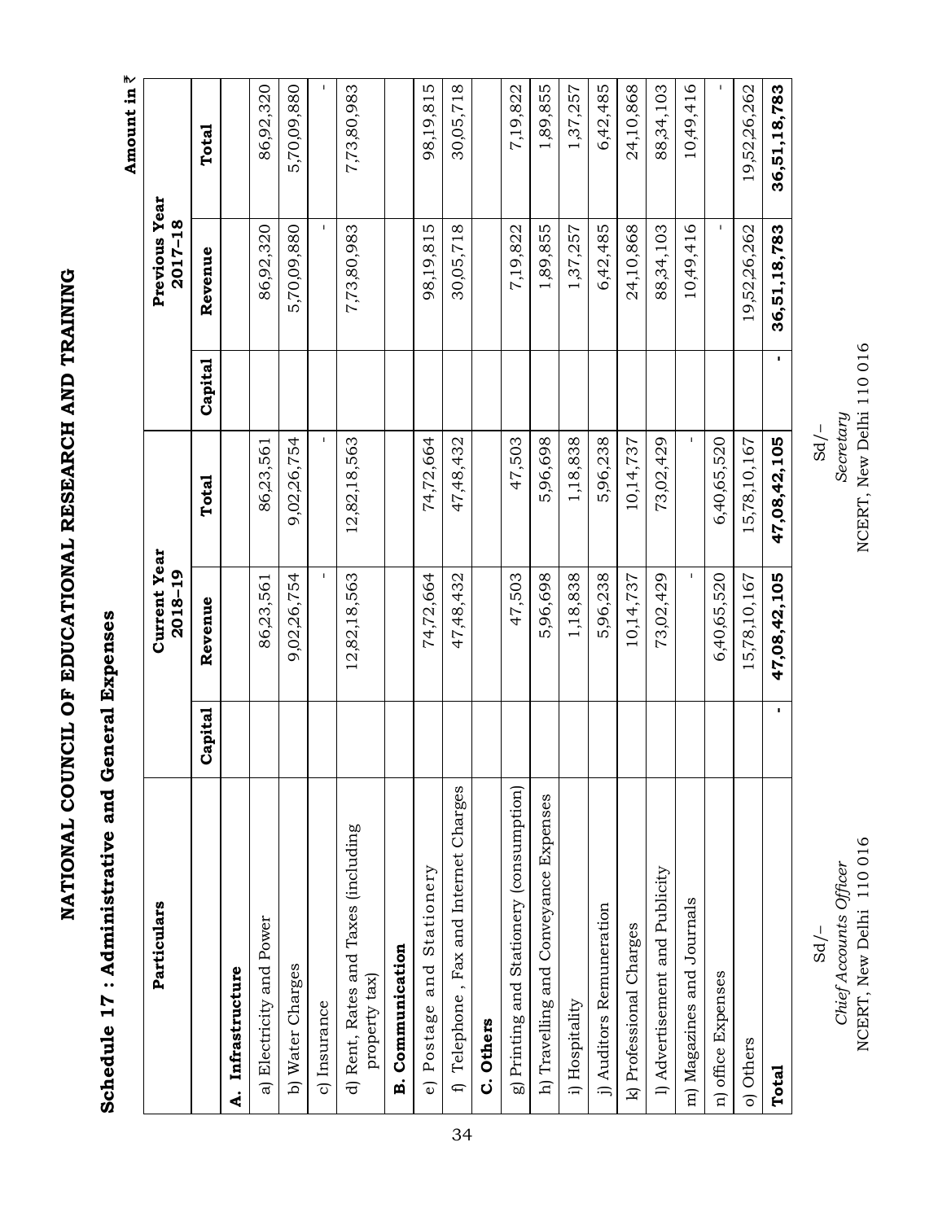# NATIONAL COUNCIL OF EDUCATIONAL RESEARCH AND TRAINING

## Schedule 17 : Administrative and General Expenses

Amount in ₹

| Particulars | Current Year 2018–19 | | | Previous Year 2017–18 | | |
|---|---|---|---|---|---|---|
| | Capital | Revenue | Total | Capital | Revenue | Total |
| **A. Infrastructure** | | | | | | |
| a) Electricity and Power | | 86,23,561 | 86,23,561 | | 86,92,320 | 86,92,320 |
| b) Water Charges | | 9,02,26,754 | 9,02,26,754 | | 5,70,09,880 | 5,70,09,880 |
| c) Insurance | | - | - | | - | - |
| d) Rent, Rates and Taxes (including property tax) | | 12,82,18,563 | 12,82,18,563 | | 7,73,80,983 | 7,73,80,983 |
| **B. Communication** | | | | | | |
| e) Postage and Stationery | | 74,72,664 | 74,72,664 | | 98,19,815 | 98,19,815 |
| f) Telephone , Fax and Internet Charges | | 47,48,432 | 47,48,432 | | 30,05,718 | 30,05,718 |
| **C. Others** | | | | | | |
| g) Printing and Stationery (consumption) | | 47,503 | 47,503 | | 7,19,822 | 7,19,822 |
| h) Travelling and Conveyance Expenses | | 5,96,698 | 5,96,698 | | 1,89,855 | 1,89,855 |
| i) Hospitality | | 1,18,838 | 1,18,838 | | 1,37,257 | 1,37,257 |
| j) Auditors Remuneration | | 5,96,238 | 5,96,238 | | 6,42,485 | 6,42,485 |
| k) Professional Charges | | 10,14,737 | 10,14,737 | | 24,10,868 | 24,10,868 |
| l) Advertisement and Publicity | | 73,02,429 | 73,02,429 | | 88,34,103 | 88,34,103 |
| m) Magazines and Journals | | - | - | | 10,49,416 | 10,49,416 |
| n) office Expenses | | 6,40,65,520 | 6,40,65,520 | | - | - |
| o) Others | | 15,78,10,167 | 15,78,10,167 | | 19,52,26,262 | 19,52,26,262 |
| **Total** | **-** | **47,08,42,105** | **47,08,42,105** | **-** | **36,51,18,783** | **36,51,18,783** |

Sd/–
*Chief Accounts Officer*
NCERT, New Delhi 110 016

Sd/–
*Secretary*
NCERT, New Delhi 110 016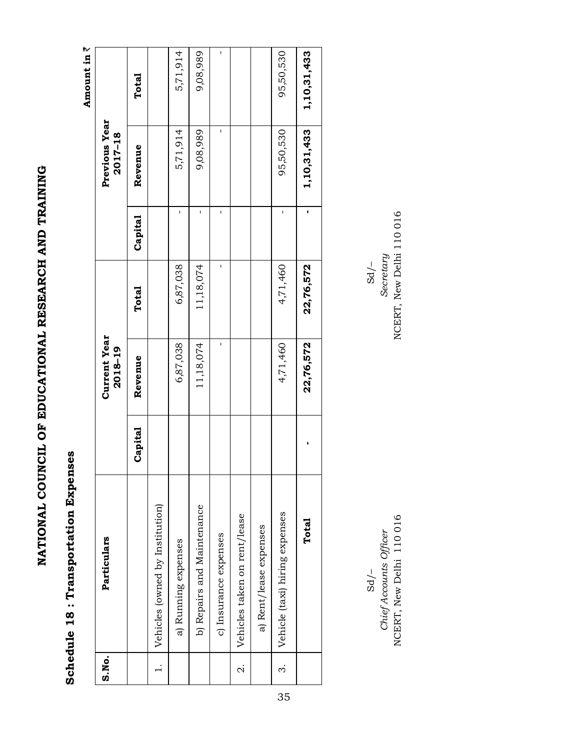# NATIONAL COUNCIL OF EDUCATIONAL RESEARCH AND TRAINING

## Schedule 18 : Transportation Expenses

Amount in ₹

| S.No. | Particulars | Current Year 2018–19 | | | Previous Year 2017–18 | | |
|---|---|---|---|---|---|---|---|
| | | Capital | Revenue | Total | Capital | Revenue | Total |
| 1. | Vehicles (owned by Institution) | | | | | | |
| | a) Running expenses | | 6,87,038 | 6,87,038 | - | 5,71,914 | 5,71,914 |
| | b) Repairs and Maintenance | | 11,18,074 | 11,18,074 | - | 9,08,989 | 9,08,989 |
| | c) Insurance expenses | | - | - | - | - | - |
| 2. | Vehicles taken on rent/lease | | | | | | |
| | a) Rent/lease expenses | | | | | | |
| 3. | Vehicle (taxi) hiring expenses | | 4,71,460 | 4,71,460 | - | 95,50,530 | 95,50,530 |
| | **Total** | **-** | **22,76,572** | **22,76,572** | **-** | **1,10,31,433** | **1,10,31,433** |

Sd/–
*Chief Accounts Officer*
NCERT, New Delhi 110 016

Sd/–
*Secretary*
NCERT, New Delhi 110 016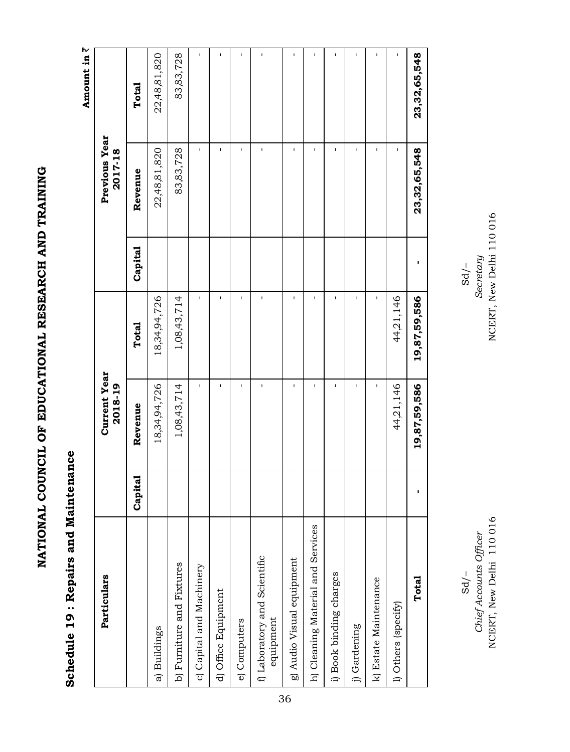# NATIONAL COUNCIL OF EDUCATIONAL RESEARCH AND TRAINING

## Schedule 19 : Repairs and Maintenance

Amount in ₹

| Particulars | Current Year 2018-19 | | | Previous Year 2017-18 | | |
|---|---|---|---|---|---|---|
| | Capital | Revenue | Total | Capital | Revenue | Total |
| a) Buildings | | 18,34,94,726 | 18,34,94,726 | | 22,48,81,820 | 22,48,81,820 |
| b) Furniture and Fixtures | | 1,08,43,714 | 1,08,43,714 | | 83,83,728 | 83,83,728 |
| c) Capital and Machinery | | - | - | | - | - |
| d) Office Equipment | | - | - | | - | - |
| e) Computers | | - | - | | - | - |
| f) Laboratory and Scientific equipment | | - | - | | - | - |
| g) Audio Visual equipment | | - | - | | - | - |
| h) Cleaning Material and Services | | - | - | | - | - |
| i) Book binding charges | | - | - | | - | - |
| j) Gardening | | - | - | | - | - |
| k) Estate Maintenance | | - | - | | - | - |
| l) Others (specify) | | 44,21,146 | 44,21,146 | | - | - |
| **Total** | **-** | **19,87,59,586** | **19,87,59,586** | **-** | **23,32,65,548** | **23,32,65,548** |

Sd/–
*Chief Accounts Officer*
NCERT, New Delhi 110 016

Sd/–
*Secretary*
NCERT, New Delhi 110 016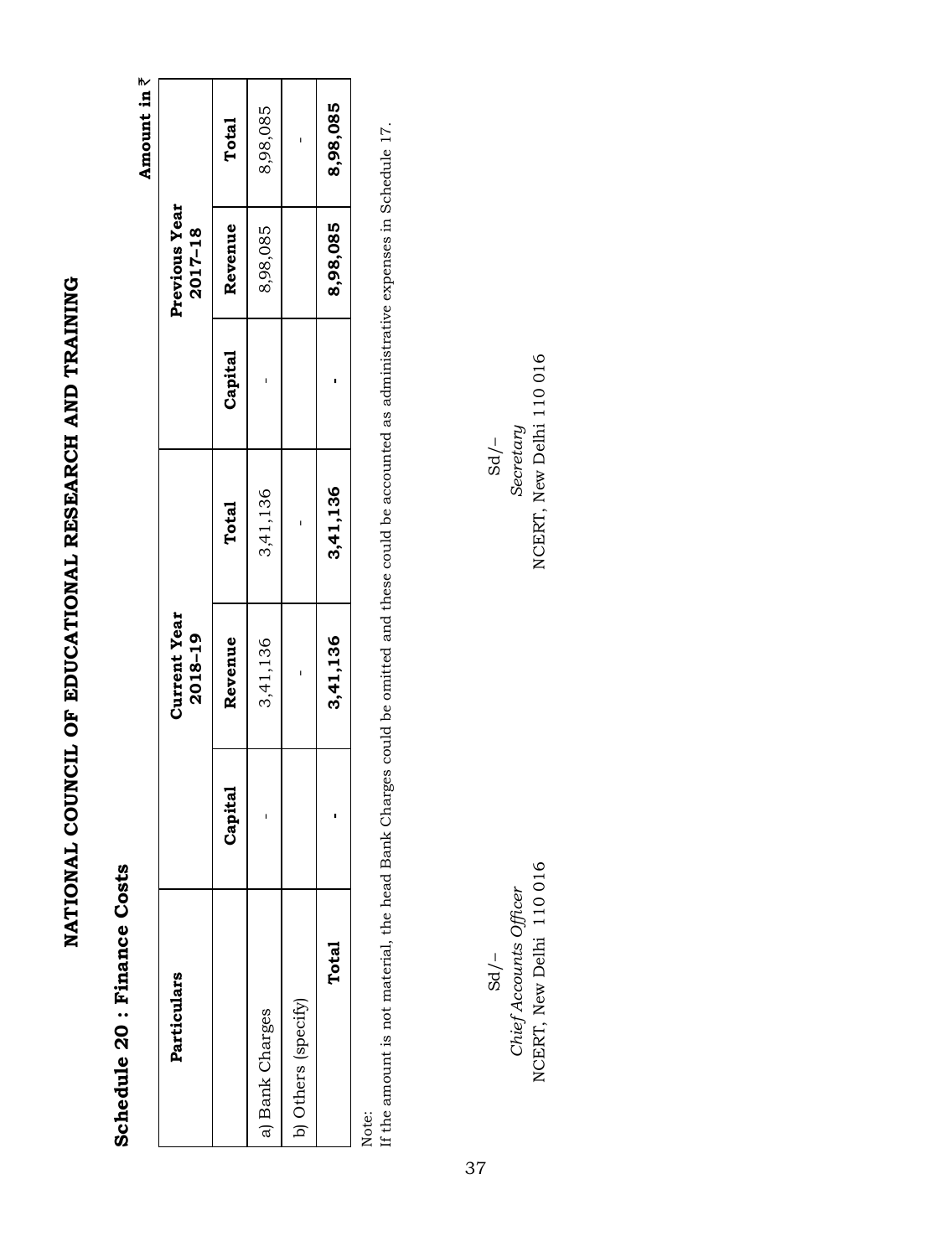# NATIONAL COUNCIL OF EDUCATIONAL RESEARCH AND TRAINING

## Schedule 20 : Finance Costs

**Amount in ₹**

| Particulars | Current Year 2018–19 | | | Previous Year 2017–18 | | |
|---|---|---|---|---|---|---|
| | **Capital** | **Revenue** | **Total** | **Capital** | **Revenue** | **Total** |
| a) Bank Charges | - | 3,41,136 | 3,41,136 | - | 8,98,085 | 8,98,085 |
| b) Others (specify) | | - | - | | | - |
| **Total** | **-** | **3,41,136** | **3,41,136** | **-** | **8,98,085** | **8,98,085** |

Note:
If the amount is not material, the head Bank Charges could be omitted and these could be accounted as administrative expenses in Schedule 17.

Sd/–
*Chief Accounts Officer*
NCERT, New Delhi 110 016

Sd/–
*Secretary*
NCERT, New Delhi 110 016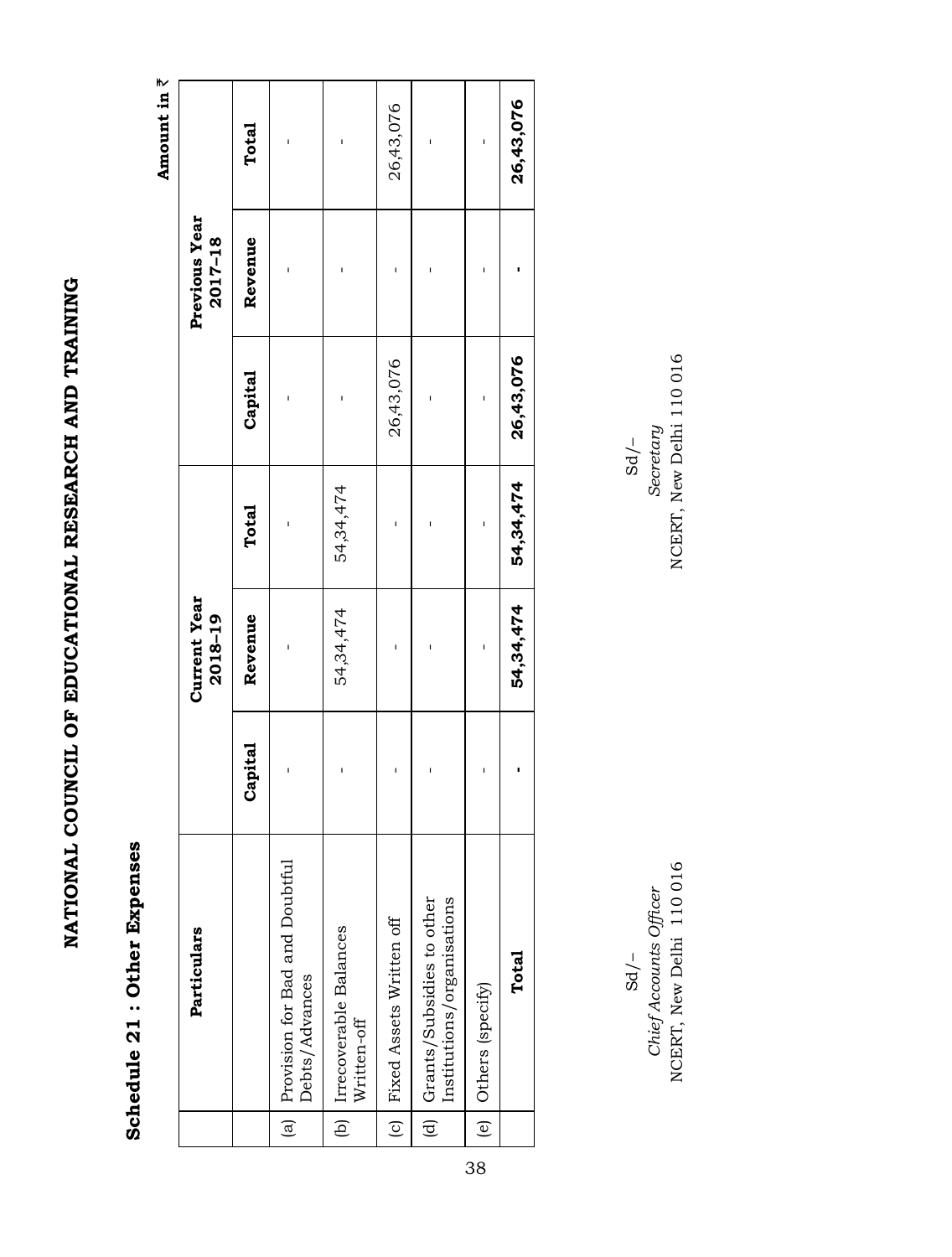# NATIONAL COUNCIL OF EDUCATIONAL RESEARCH AND TRAINING

## Schedule 21 : Other Expenses

Amount in ₹

| | Particulars | Current Year 2018–19 | | | Previous Year 2017–18 | | |
|---|---|---|---|---|---|---|---|
| | | Capital | Revenue | Total | Capital | Revenue | Total |
| (a) | Provision for Bad and Doubtful Debts/Advances | - | - | - | - | - | - |
| (b) | Irrecoverable Balances Written-off | - | 54,34,474 | 54,34,474 | - | - | - |
| (c) | Fixed Assets Written off | - | - | - | 26,43,076 | - | 26,43,076 |
| (d) | Grants/Subsidies to other Institutions/organisations | - | - | - | - | - | - |
| (e) | Others (specify) | - | - | - | - | - | - |
| | **Total** | **-** | **54,34,474** | **54,34,474** | **26,43,076** | **-** | **26,43,076** |

Sd/–
*Chief Accounts Officer*
NCERT, New Delhi 110 016

Sd/–
*Secretary*
NCERT, New Delhi 110 016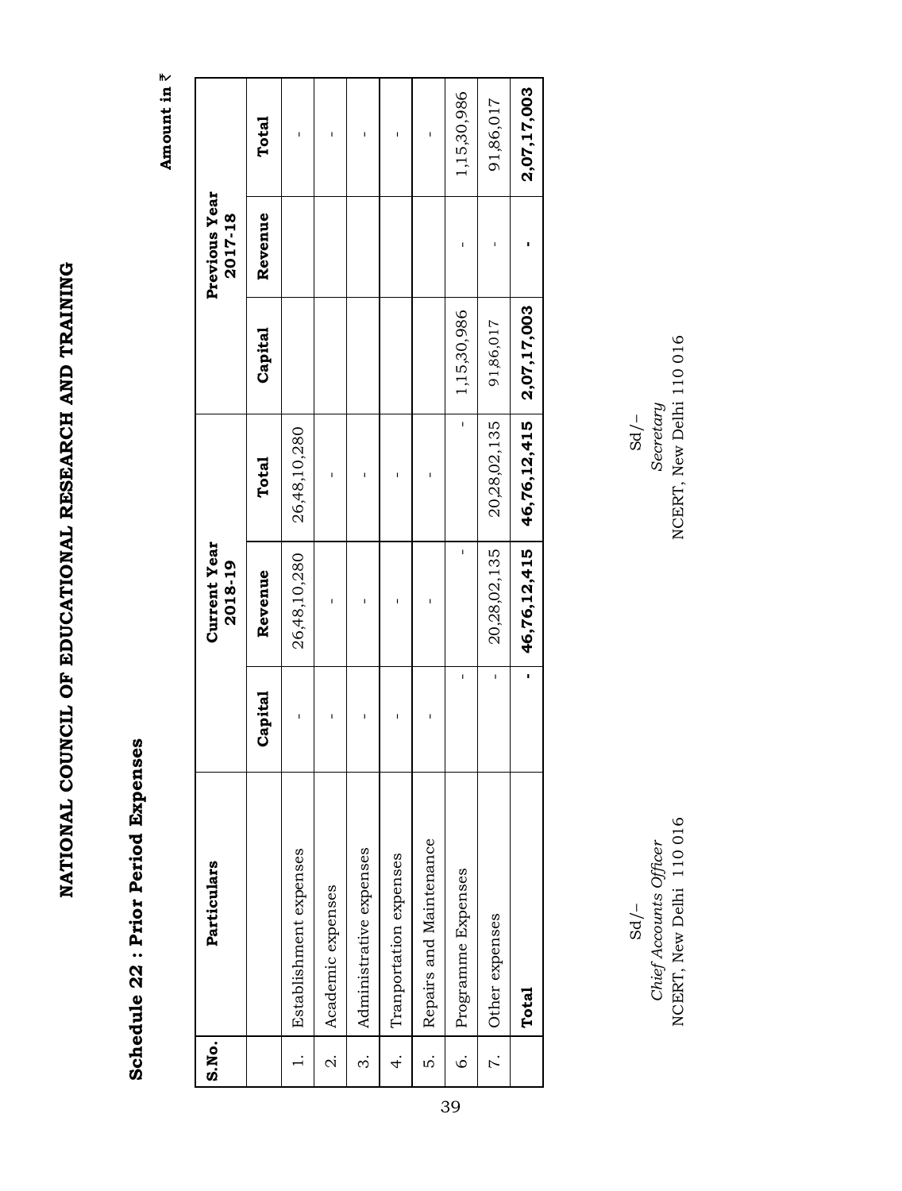# NATIONAL COUNCIL OF EDUCATIONAL RESEARCH AND TRAINING

## Schedule 22 : Prior Period Expenses

**Amount in ₹**

| S.No. | Particulars | Current Year 2018-19 | | | Previous Year 2017-18 | | |
|---|---|---|---|---|---|---|---|
| | | Capital | Revenue | Total | Capital | Revenue | Total |
| 1. | Establishment expenses | - | 26,48,10,280 | 26,48,10,280 | | | - |
| 2. | Academic expenses | - | - | - | | | - |
| 3. | Administrative expenses | - | - | - | | | - |
| 4. | Tranportation expenses | - | - | - | | | - |
| 5. | Repairs and Maintenance | - | - | - | | | - |
| 6. | Programme Expenses | - | - | - | 1,15,30,986 | - | 1,15,30,986 |
| 7. | Other expenses | - | 20,28,02,135 | 20,28,02,135 | 91,86,017 | - | 91,86,017 |
| | **Total** | **-** | **46,76,12,415** | **46,76,12,415** | **2,07,17,003** | **-** | **2,07,17,003** |

Sd/–
*Chief Accounts Officer*
NCERT, New Delhi 110 016

Sd/–
*Secretary*
NCERT, New Delhi 110 016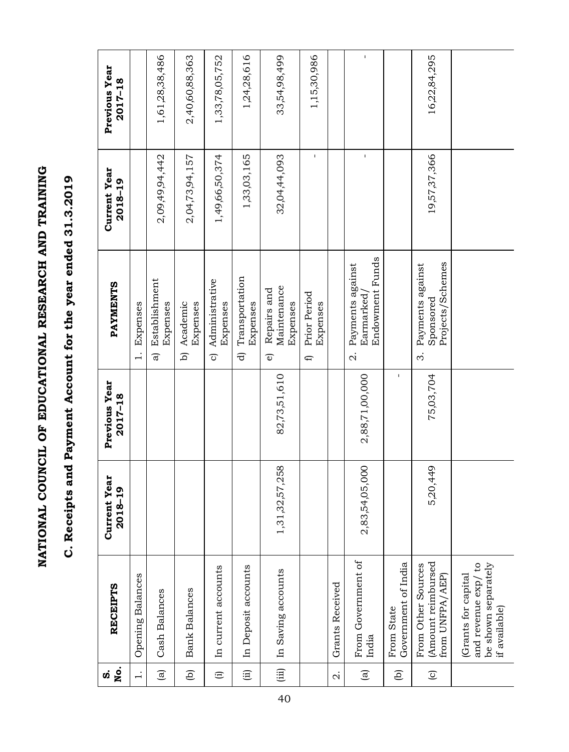# NATIONAL COUNCIL OF EDUCATIONAL RESEARCH AND TRAINING

## C. Receipts and Payment Account for the year ended 31.3.2019

| S. No. | RECEIPTS | Current Year 2018–19 | Previous Year 2017–18 | PAYMENTS | Current Year 2018–19 | Previous Year 2017–18 |
|---|---|---|---|---|---|---|
| 1. | Opening Balances | | | 1. Expenses | | |
| (a) | Cash Balances | | | a) Establishment Expenses | 2,09,49,94,442 | 1,61,28,38,486 |
| (b) | Bank Balances | | | b) Academic Expenses | 2,04,73,94,157 | 2,40,60,88,363 |
| (i) | In current accounts | | | c) Administrative Expenses | 1,49,66,50,374 | 1,33,78,05,752 |
| (ii) | In Deposit accounts | | | d) Transportation Expenses | 1,33,03,165 | 1,24,28,616 |
| (iii) | In Saving accounts | 1,31,32,57,258 | 82,73,51,610 | e) Repairs and Maintenance Expenses | 32,04,44,093 | 33,54,98,499 |
| | | | | f) Prior Period Expenses | - | 1,15,30,986 |
| 2. | Grants Received | | | | | |
| (a) | From Government of India | 2,83,54,05,000 | 2,88,71,00,000 | 2. Payments against Earmarked/ Endowment Funds | - | - |
| (b) | From State Government of India | | - | | | |
| (c) | From Other Sources (Amount reimbursed from UNFPA/AEP) | 5,20,449 | 75,03,704 | 3. Payments against Sponsored Projects/Schemes | 19,57,37,366 | 16,22,84,295 |
| | (Grants for capital and revenue exp/ to be shown separately if available) | | | | | |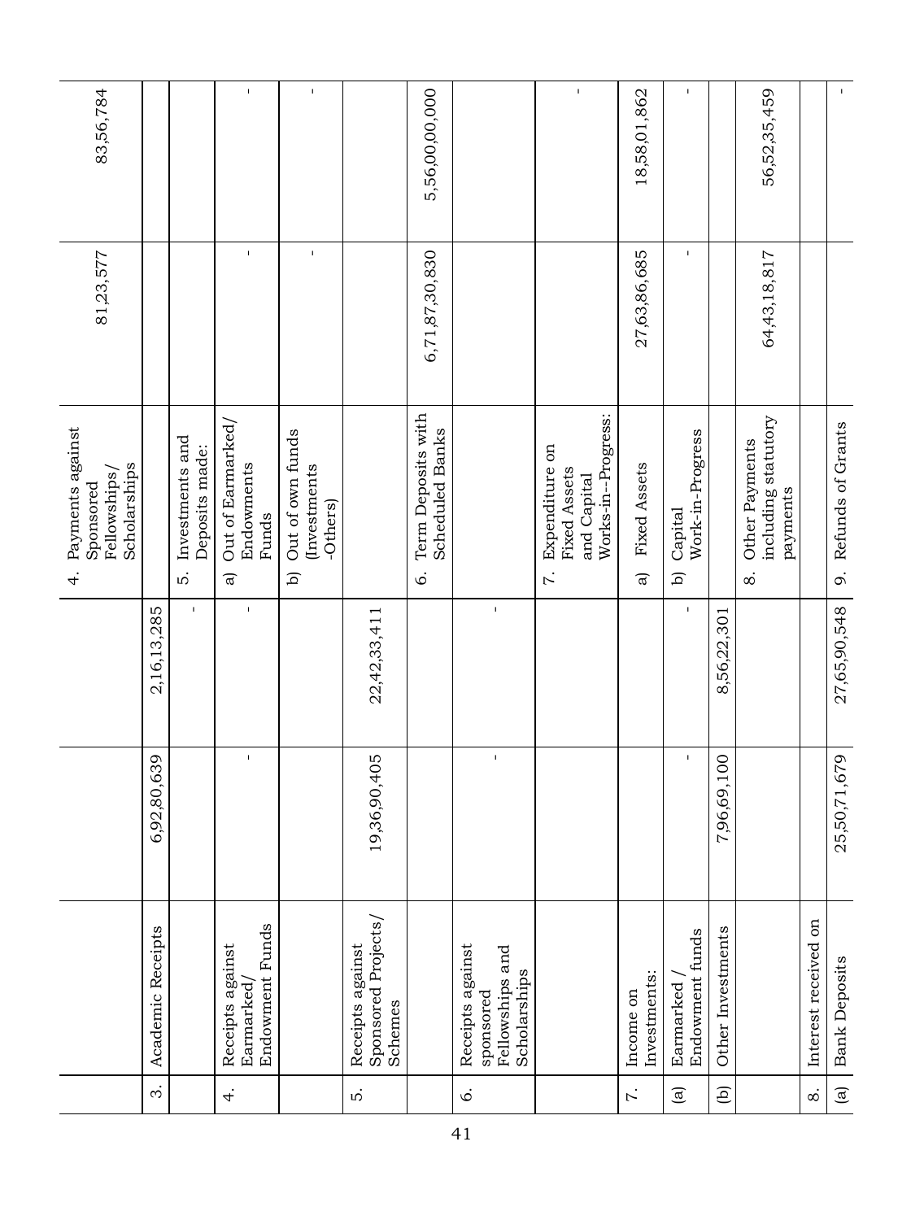| | | | | | | |
|---|---|---|---|---|---|---|
| | | | | 4. Payments against Sponsored Fellowships/ Scholarships | 81,23,577 | 83,56,784 |
| 3. | Academic Receipts | 6,92,80,639 | 2,16,13,285 | | | |
| | | | - | 5. Investments and Deposits made: | | |
| 4. | Receipts against Earmarked/ Endowment Funds | - | - | a) Out of Earmarked/ Endowments Funds | - | - |
| | | | | b) Out of own funds (Investments -Others) | - | - |
| 5. | Receipts against Sponsored Projects/ Schemes | 19,36,90,405 | 22,42,33,411 | | | |
| | | | | 6. Term Deposits with Scheduled Banks | 6,71,87,30,830 | 5,56,00,00,000 |
| 6. | Receipts against sponsored Fellowships and Scholarships | - | - | | | |
| | | | | 7. Expenditure on Fixed Assets and Capital Works-in--Progress: | | - |
| 7. | Income on Investments: | | | a) Fixed Assets | 27,63,86,685 | 18,58,01,862 |
| (a) | Earmarked / Endowment funds | - | - | b) Capital Work-in-Progress | - | - |
| (b) | Other Investments | 7,96,69,100 | 8,56,22,301 | | | |
| | | | | 8. Other Payments including statutory payments | 64,43,18,817 | 56,52,35,459 |
| 8. | Interest received on | | | | | |
| (a) | Bank Deposits | 25,50,71,679 | 27,65,90,548 | 9. Refunds of Grants | | - |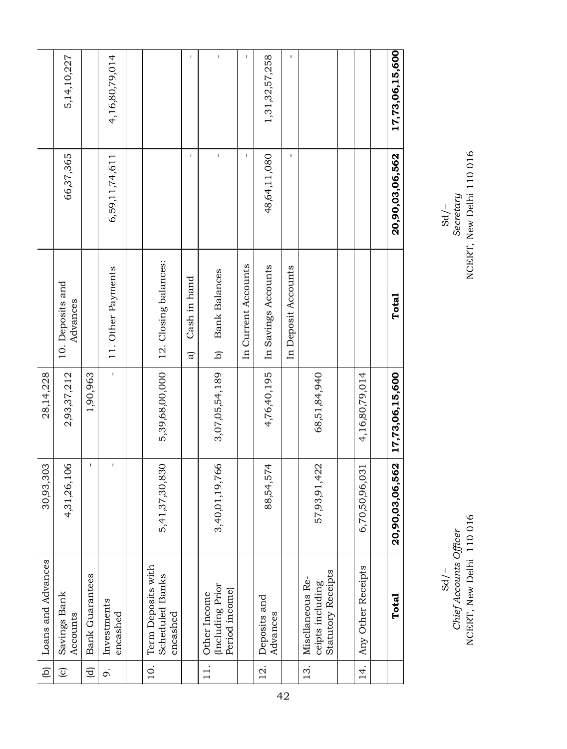| | Receipts | Current Year | Previous Year | Payments | Current Year | Previous Year |
|---|---|---|---|---|---|---|
| (b) | Loans and Advances | 30,93,303 | 28,14,228 | | | |
| (c) | Savings Bank Accounts | 4,31,26,106 | 2,93,37,212 | 10. Deposits and Advances | 66,37,365 | 5,14,10,227 |
| (d) | Bank Guarantees | - | 1,90,963 | | | |
| 9. | Investments encashed | - | - | 11. Other Payments | 6,59,11,74,611 | 4,16,80,79,014 |
| | | | | | | |
| 10. | Term Deposits with Scheduled Banks encashed | 5,41,37,30,830 | 5,39,68,00,000 | 12. Closing balances: | | |
| | | | | a) Cash in hand | - | - |
| 11. | Other Income (Including Prior Period income) | 3,40,01,19,766 | 3,07,05,54,189 | b) Bank Balances | - | - |
| | | | | In Current Accounts | - | - |
| 12. | Deposits and Advances | 88,54,574 | 4,76,40,195 | In Savings Accounts | 48,64,11,080 | 1,31,32,57,258 |
| | | | | In Deposit Accounts | - | - |
| 13. | Miscllaneous Receipts including Statutory Receipts | 57,93,91,422 | 68,51,84,940 | | | |
| | | | | | | |
| 14. | Any Other Receipts | 6,70,50,96,031 | 4,16,80,79,014 | | | |
| | | | | | | |
| | **Total** | **20,90,03,06,562** | **17,73,06,15,600** | **Total** | **20,90,03,06,562** | **17,73,06,15,600** |

Sd/–
*Chief Accounts Officer*
NCERT, New Delhi 110 016

Sd/–
*Secretary*
NCERT, New Delhi 110 016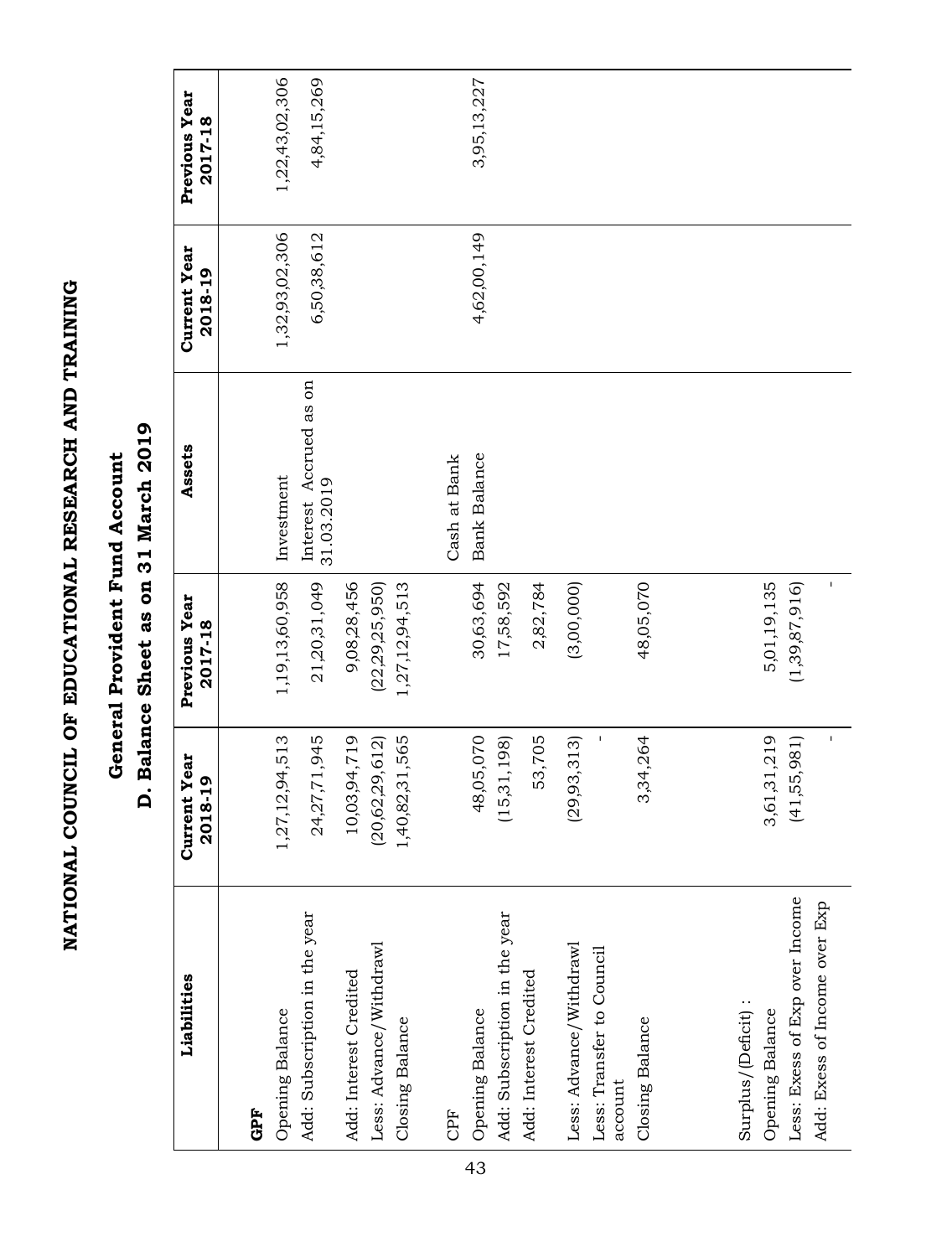# NATIONAL COUNCIL OF EDUCATIONAL RESEARCH AND TRAINING

## General Provident Fund Account

## D. Balance Sheet as on 31 March 2019

| Liabilities | Current Year 2018-19 | Previous Year 2017-18 | Assets | Current Year 2018-19 | Previous Year 2017-18 |
|---|---|---|---|---|---|
| **GPF** | | | | | |
| Opening Balance | 1,27,12,94,513 | 1,19,13,60,958 | Investment | 1,32,93,02,306 | 1,22,43,02,306 |
| Add: Subscription in the year | 24,27,71,945 | 21,20,31,049 | Interest Accrued as on 31.03.2019 | 6,50,38,612 | 4,84,15,269 |
| Add: Interest Credited | 10,03,94,719 | 9,08,28,456 | | | |
| Less: Advance/Withdrawl | (20,62,29,612) | (22,29,25,950) | | | |
| Closing Balance | 1,40,82,31,565 | 1,27,12,94,513 | | | |
| CPF | | | Cash at Bank | | |
| Opening Balance | 48,05,070 | 30,63,694 | Bank Balance | 4,62,00,149 | 3,95,13,227 |
| Add: Subscription in the year | (15,31,198) | 17,58,592 | | | |
| Add: Interest Credited | 53,705 | 2,82,784 | | | |
| Less: Advance/Withdrawl | (29,93,313) | (3,00,000) | | | |
| Less: Transfer to Council account | - | | | | |
| Closing Balance | 3,34,264 | 48,05,070 | | | |
| Surplus/(Deficit) : | | | | | |
| Opening Balance | 3,61,31,219 | 5,01,19,135 | | | |
| Less: Exess of Exp over Income | (41,55,981) | (1,39,87,916) | | | |
| Add: Exess of Income over Exp | - | - | | | |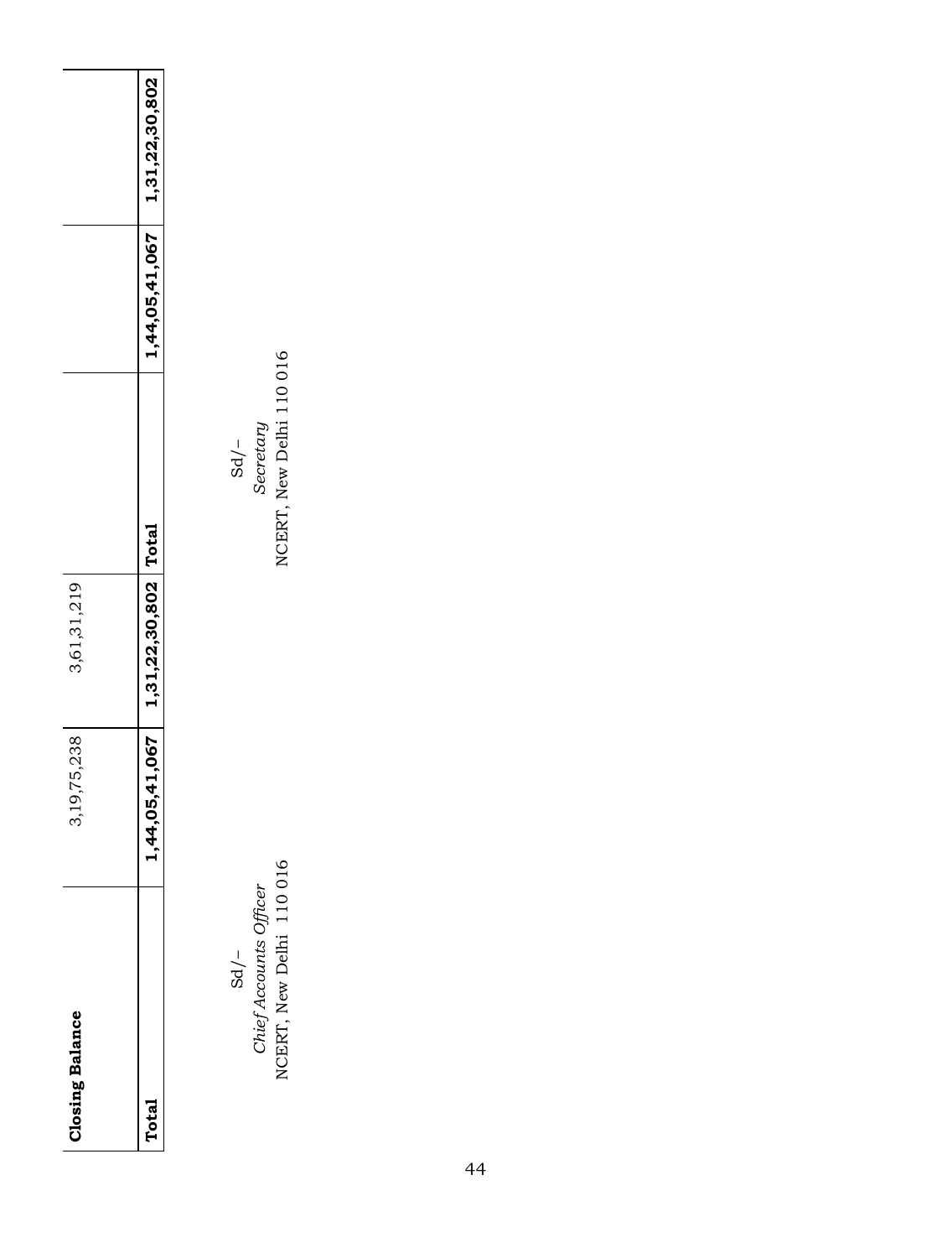| Closing Balance | 3,19,75,238 | 3,61,31,219 | | | |
|---|---|---|---|---|---|
| **Total** | **1,44,05,41,067** | **1,31,22,30,802** | **Total** | **1,44,05,41,067** | **1,31,22,30,802** |

Sd/–
*Chief Accounts Officer*
NCERT, New Delhi 110 016

Sd/–
*Secretary*
NCERT, New Delhi 110 016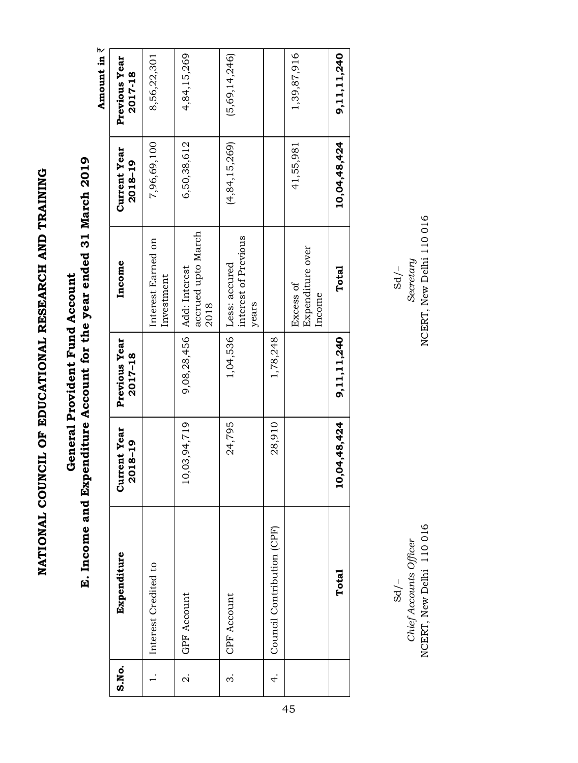# NATIONAL COUNCIL OF EDUCATIONAL RESEARCH AND TRAINING

## General Provident Fund Account

## E. Income and Expenditure Account for the year ended 31 March 2019

**Amount in ₹**

| S.No. | Expenditure | Current Year 2018–19 | Previous Year 2017–18 | Income | Current Year 2018–19 | Previous Year 2017-18 |
|---|---|---|---|---|---|---|
| 1. | Interest Credited to | | | Interest Earned on Investment | 7,96,69,100 | 8,56,22,301 |
| 2. | GPF Account | 10,03,94,719 | 9,08,28,456 | Add: Interest accrued upto March 2018 | 6,50,38,612 | 4,84,15,269 |
| 3. | CPF Account | 24,795 | 1,04,536 | Less: accured interest of Previous years | (4,84,15,269) | (5,69,14,246) |
| 4. | Council Contribution (CPF) | 28,910 | 1,78,248 | | | |
| | | | | Excess of Expenditure over Income | 41,55,981 | 1,39,87,916 |
| | **Total** | **10,04,48,424** | **9,11,11,240** | **Total** | **10,04,48,424** | **9,11,11,240** |

Sd/–
*Chief Accounts Officer*
NCERT, New Delhi 110 016

Sd/–
*Secretary*
NCERT, New Delhi 110 016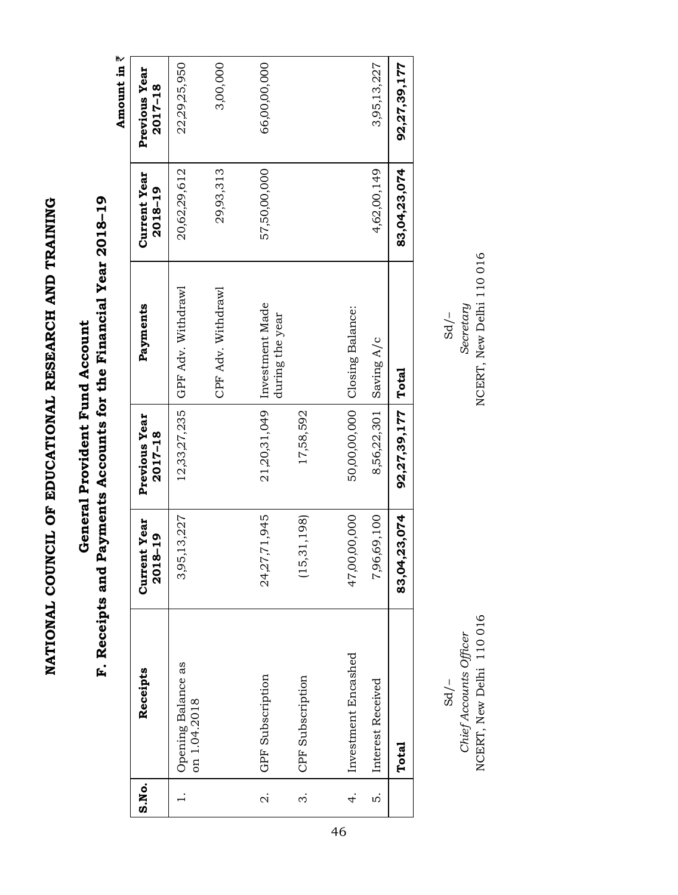# NATIONAL COUNCIL OF EDUCATIONAL RESEARCH AND TRAINING

## General Provident Fund Account

## F. Receipts and Payments Accounts for the Financial Year 2018–19

Amount in ₹

| S.No. | Receipts | Current Year 2018–19 | Previous Year 2017–18 | Payments | Current Year 2018–19 | Previous Year 2017–18 |
|---|---|---|---|---|---|---|
| 1. | Opening Balance as on 1.04.2018 | 3,95,13,227 | 12,33,27,235 | GPF Adv. Withdrawl | 20,62,29,612 | 22,29,25,950 |
| | | | | CPF Adv. Withdrawl | 29,93,313 | 3,00,000 |
| 2. | GPF Subscription | 24,27,71,945 | 21,20,31,049 | Investment Made during the year | 57,50,00,000 | 66,00,00,000 |
| 3. | CPF Subscription | (15,31,198) | 17,58,592 | | | |
| 4. | Investment Encashed | 47,00,00,000 | 50,00,00,000 | Closing Balance: | | |
| 5. | Interest Received | 7,96,69,100 | 8,56,22,301 | Saving A/c | 4,62,00,149 | 3,95,13,227 |
| | **Total** | **83,04,23,074** | **92,27,39,177** | **Total** | **83,04,23,074** | **92,27,39,177** |

Sd/–
*Chief Accounts Officer*
NCERT, New Delhi 110 016

Sd/–
*Secretary*
NCERT, New Delhi 110 016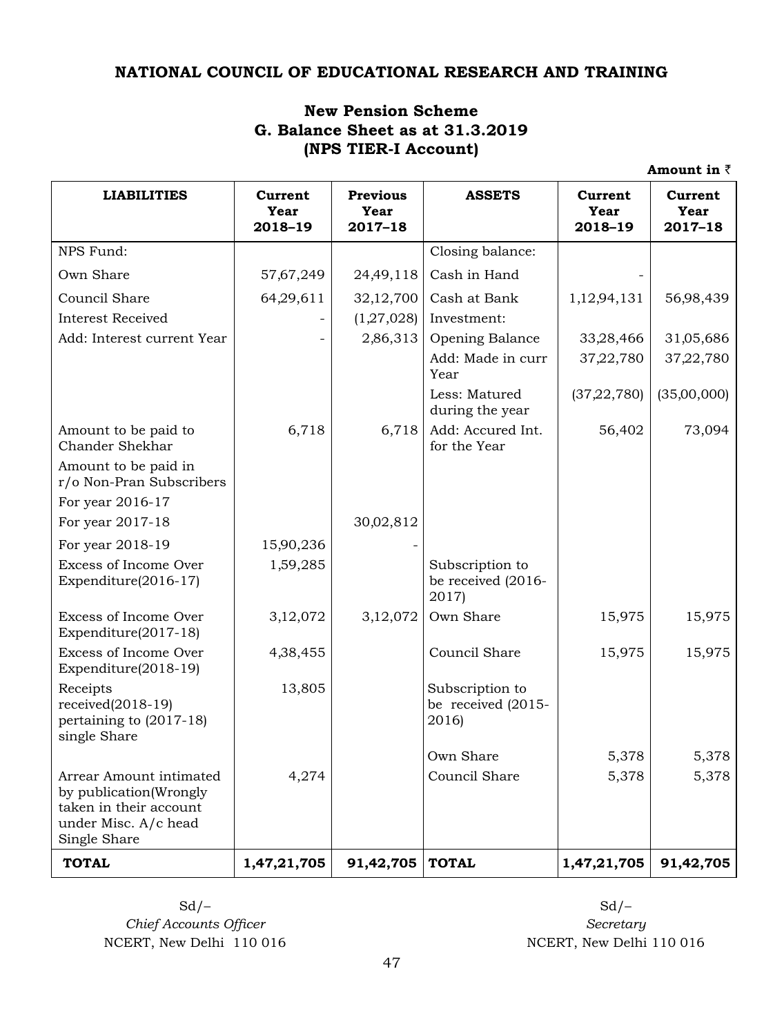**NATIONAL COUNCIL OF EDUCATIONAL RESEARCH AND TRAINING**

**New Pension Scheme**
**G. Balance Sheet as at 31.3.2019**
**(NPS TIER-I Account)**

**Amount in ₹**

| LIABILITIES | Current Year 2018–19 | Previous Year 2017–18 | ASSETS | Current Year 2018–19 | Current Year 2017–18 |
|---|---|---|---|---|---|
| NPS Fund: | | | Closing balance: | | |
| Own Share | 57,67,249 | 24,49,118 | Cash in Hand | - | |
| Council Share | 64,29,611 | 32,12,700 | Cash at Bank | 1,12,94,131 | 56,98,439 |
| Interest Received | - | (1,27,028) | Investment: | | |
| Add: Interest current Year | - | 2,86,313 | Opening Balance | 33,28,466 | 31,05,686 |
| | | | Add: Made in curr Year | 37,22,780 | 37,22,780 |
| | | | Less: Matured during the year | (37,22,780) | (35,00,000) |
| Amount to be paid to Chander Shekhar | 6,718 | 6,718 | Add: Accured Int. for the Year | 56,402 | 73,094 |
| Amount to be paid in r/o Non-Pran Subscribers | | | | | |
| For year 2016-17 | | | | | |
| For year 2017-18 | | 30,02,812 | | | |
| For year 2018-19 | 15,90,236 | - | | | |
| Excess of Income Over Expenditure(2016-17) | 1,59,285 | | Subscription to be received (2016-2017) | | |
| Excess of Income Over Expenditure(2017-18) | 3,12,072 | 3,12,072 | Own Share | 15,975 | 15,975 |
| Excess of Income Over Expenditure(2018-19) | 4,38,455 | | Council Share | 15,975 | 15,975 |
| Receipts received(2018-19) pertaining to (2017-18) single Share | 13,805 | | Subscription to be received (2015-2016) | | |
| | | | Own Share | 5,378 | 5,378 |
| Arrear Amount intimated by publication(Wrongly taken in their account under Misc. A/c head Single Share | 4,274 | | Council Share | 5,378 | 5,378 |
| **TOTAL** | **1,47,21,705** | **91,42,705** | **TOTAL** | **1,47,21,705** | **91,42,705** |

Sd/–
*Chief Accounts Officer*
NCERT, New Delhi 110 016

Sd/–
*Secretary*
NCERT, New Delhi 110 016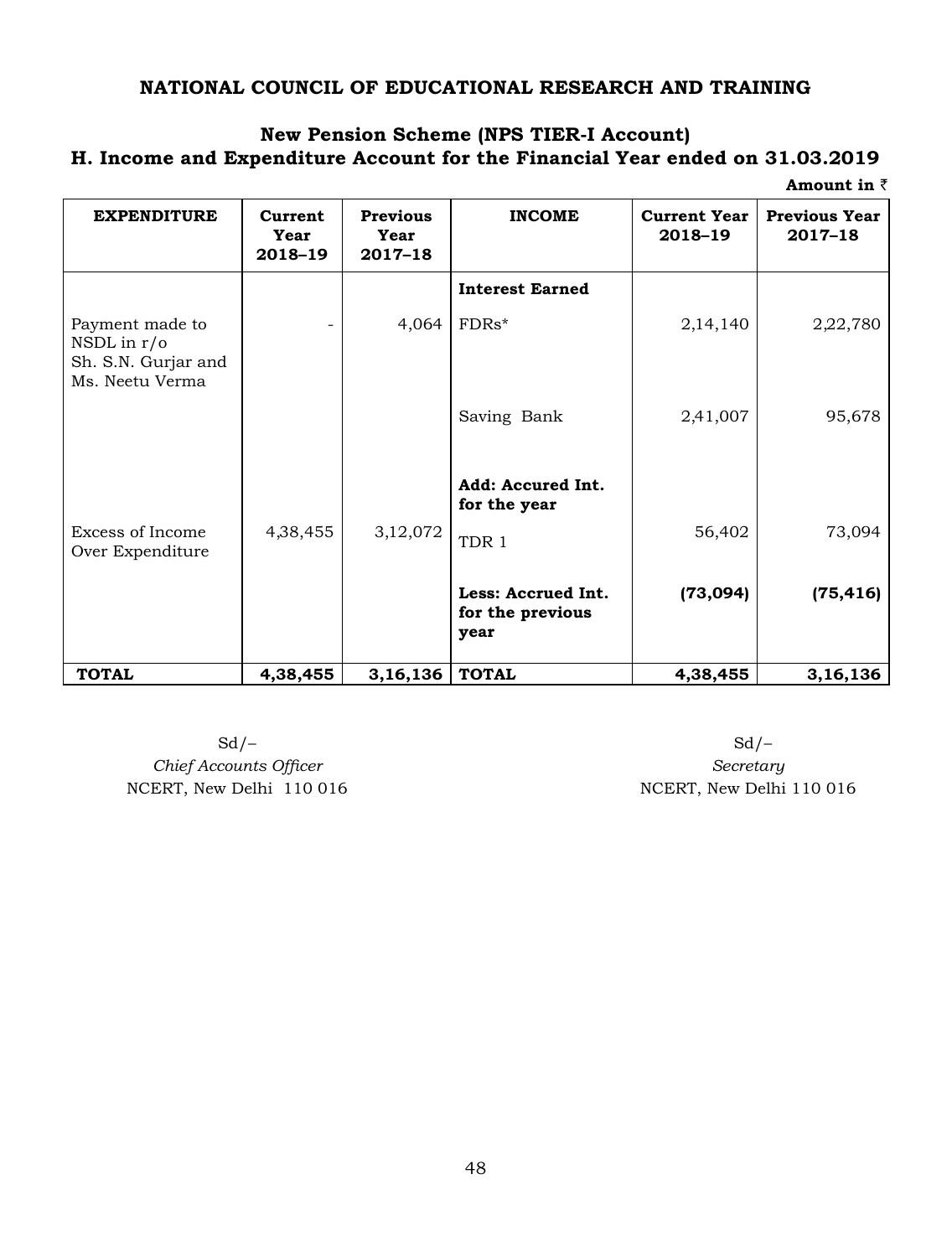## NATIONAL COUNCIL OF EDUCATIONAL RESEARCH AND TRAINING

### New Pension Scheme (NPS TIER-I Account)
### H. Income and Expenditure Account for the Financial Year ended on 31.03.2019

**Amount in ₹**

| EXPENDITURE | Current Year 2018–19 | Previous Year 2017–18 | INCOME | Current Year 2018–19 | Previous Year 2017–18 |
|---|---|---|---|---|---|
| | | | **Interest Earned** | | |
| Payment made to NSDL in r/o Sh. S.N. Gurjar and Ms. Neetu Verma | - | 4,064 | FDRs* | 2,14,140 | 2,22,780 |
| | | | Saving Bank | 2,41,007 | 95,678 |
| | | | **Add: Accured Int. for the year** | | |
| Excess of Income Over Expenditure | 4,38,455 | 3,12,072 | TDR 1 | 56,402 | 73,094 |
| | | | **Less: Accrued Int. for the previous year** | **(73,094)** | **(75,416)** |
| **TOTAL** | **4,38,455** | **3,16,136** | **TOTAL** | **4,38,455** | **3,16,136** |

Sd/–
*Chief Accounts Officer*
NCERT, New Delhi 110 016

Sd/–
*Secretary*
NCERT, New Delhi 110 016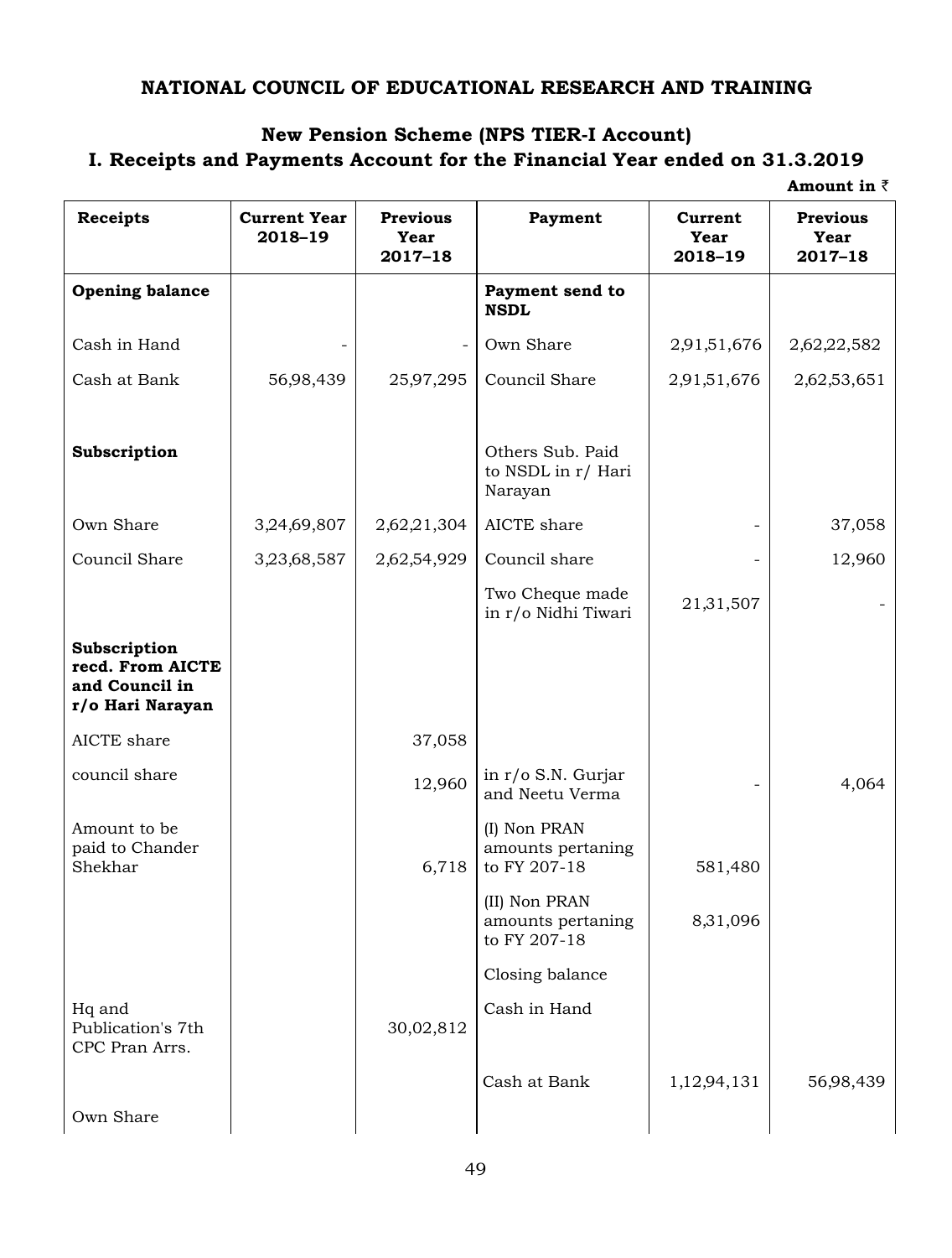**NATIONAL COUNCIL OF EDUCATIONAL RESEARCH AND TRAINING**

**New Pension Scheme (NPS TIER-I Account)**

**I. Receipts and Payments Account for the Financial Year ended on 31.3.2019**

**Amount in ₹**

| Receipts | Current Year 2018–19 | Previous Year 2017–18 | Payment | Current Year 2018–19 | Previous Year 2017–18 |
|---|---|---|---|---|---|
| **Opening balance** | | | **Payment send to NSDL** | | |
| Cash in Hand | - | - | Own Share | 2,91,51,676 | 2,62,22,582 |
| Cash at Bank | 56,98,439 | 25,97,295 | Council Share | 2,91,51,676 | 2,62,53,651 |
| **Subscription** | | | Others Sub. Paid to NSDL in r/ Hari Narayan | | |
| Own Share | 3,24,69,807 | 2,62,21,304 | AICTE share | - | 37,058 |
| Council Share | 3,23,68,587 | 2,62,54,929 | Council share | - | 12,960 |
| | | | Two Cheque made in r/o Nidhi Tiwari | 21,31,507 | - |
| **Subscription recd. From AICTE and Council in r/o Hari Narayan** | | | | | |
| AICTE share | | 37,058 | | | |
| council share | | 12,960 | in r/o S.N. Gurjar and Neetu Verma | - | 4,064 |
| Amount to be paid to Chander Shekhar | | 6,718 | (I) Non PRAN amounts pertaning to FY 207-18 | 581,480 | |
| | | | (II) Non PRAN amounts pertaning to FY 207-18 | 8,31,096 | |
| | | | Closing balance | | |
| Hq and Publication's 7th CPC Pran Arrs. | | 30,02,812 | Cash in Hand | | |
| | | | Cash at Bank | 1,12,94,131 | 56,98,439 |
| Own Share | | | | | |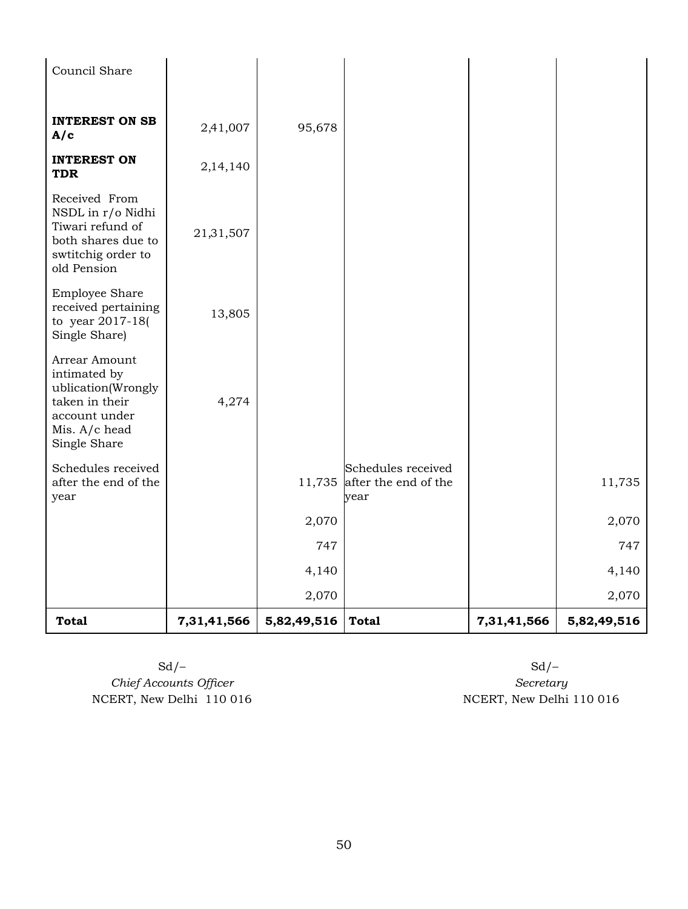| | | | | | |
|---|---|---|---|---|---|
| Council Share | | | | | |
| **INTEREST ON SB A/c** | 2,41,007 | 95,678 | | | |
| **INTEREST ON TDR** | 2,14,140 | | | | |
| Received From NSDL in r/o Nidhi Tiwari refund of both shares due to swtitchig order to old Pension | 21,31,507 | | | | |
| Employee Share received pertaining to year 2017-18( Single Share) | 13,805 | | | | |
| Arrear Amount intimated by ublication(Wrongly taken in their account under Mis. A/c head Single Share | 4,274 | | | | |
| Schedules received after the end of the year | | 11,735 | Schedules received after the end of the year | | 11,735 |
| | | 2,070 | | | 2,070 |
| | | 747 | | | 747 |
| | | 4,140 | | | 4,140 |
| | | 2,070 | | | 2,070 |
| **Total** | **7,31,41,566** | **5,82,49,516** | **Total** | **7,31,41,566** | **5,82,49,516** |

Sd/–
*Chief Accounts Officer*
NCERT, New Delhi 110 016

Sd/–
*Secretary*
NCERT, New Delhi 110 016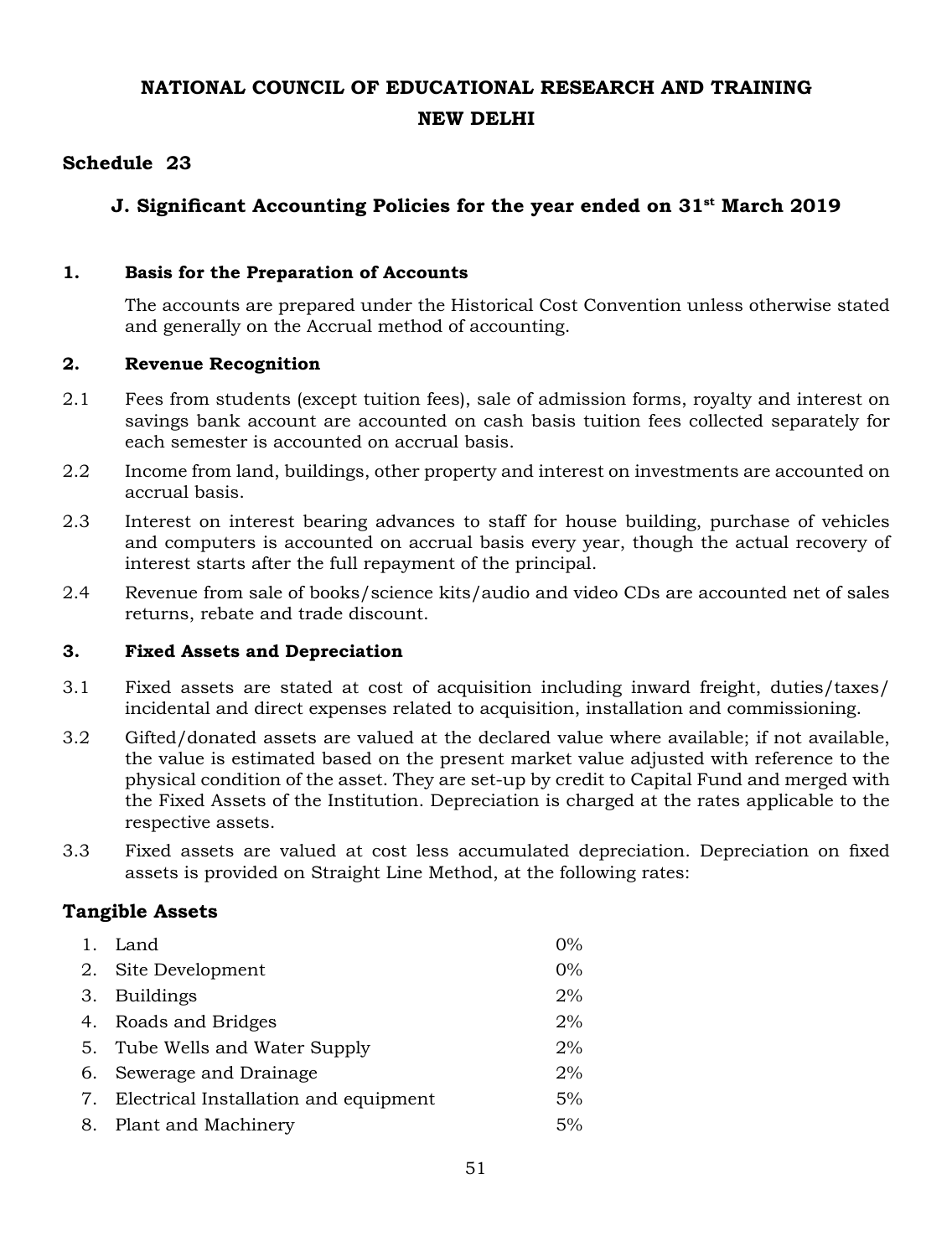**NATIONAL COUNCIL OF EDUCATIONAL RESEARCH AND TRAINING**
**NEW DELHI**

## Schedule 23

### J. Significant Accounting Policies for the year ended on 31st March 2019

**1. Basis for the Preparation of Accounts**

The accounts are prepared under the Historical Cost Convention unless otherwise stated and generally on the Accrual method of accounting.

**2. Revenue Recognition**

2.1 Fees from students (except tuition fees), sale of admission forms, royalty and interest on savings bank account are accounted on cash basis tuition fees collected separately for each semester is accounted on accrual basis.

2.2 Income from land, buildings, other property and interest on investments are accounted on accrual basis.

2.3 Interest on interest bearing advances to staff for house building, purchase of vehicles and computers is accounted on accrual basis every year, though the actual recovery of interest starts after the full repayment of the principal.

2.4 Revenue from sale of books/science kits/audio and video CDs are accounted net of sales returns, rebate and trade discount.

**3. Fixed Assets and Depreciation**

3.1 Fixed assets are stated at cost of acquisition including inward freight, duties/taxes/ incidental and direct expenses related to acquisition, installation and commissioning.

3.2 Gifted/donated assets are valued at the declared value where available; if not available, the value is estimated based on the present market value adjusted with reference to the physical condition of the asset. They are set-up by credit to Capital Fund and merged with the Fixed Assets of the Institution. Depreciation is charged at the rates applicable to the respective assets.

3.3 Fixed assets are valued at cost less accumulated depreciation. Depreciation on fixed assets is provided on Straight Line Method, at the following rates:

### Tangible Assets

| | | |
|---|---|---|
| 1. | Land | 0% |
| 2. | Site Development | 0% |
| 3. | Buildings | 2% |
| 4. | Roads and Bridges | 2% |
| 5. | Tube Wells and Water Supply | 2% |
| 6. | Sewerage and Drainage | 2% |
| 7. | Electrical Installation and equipment | 5% |
| 8. | Plant and Machinery | 5% |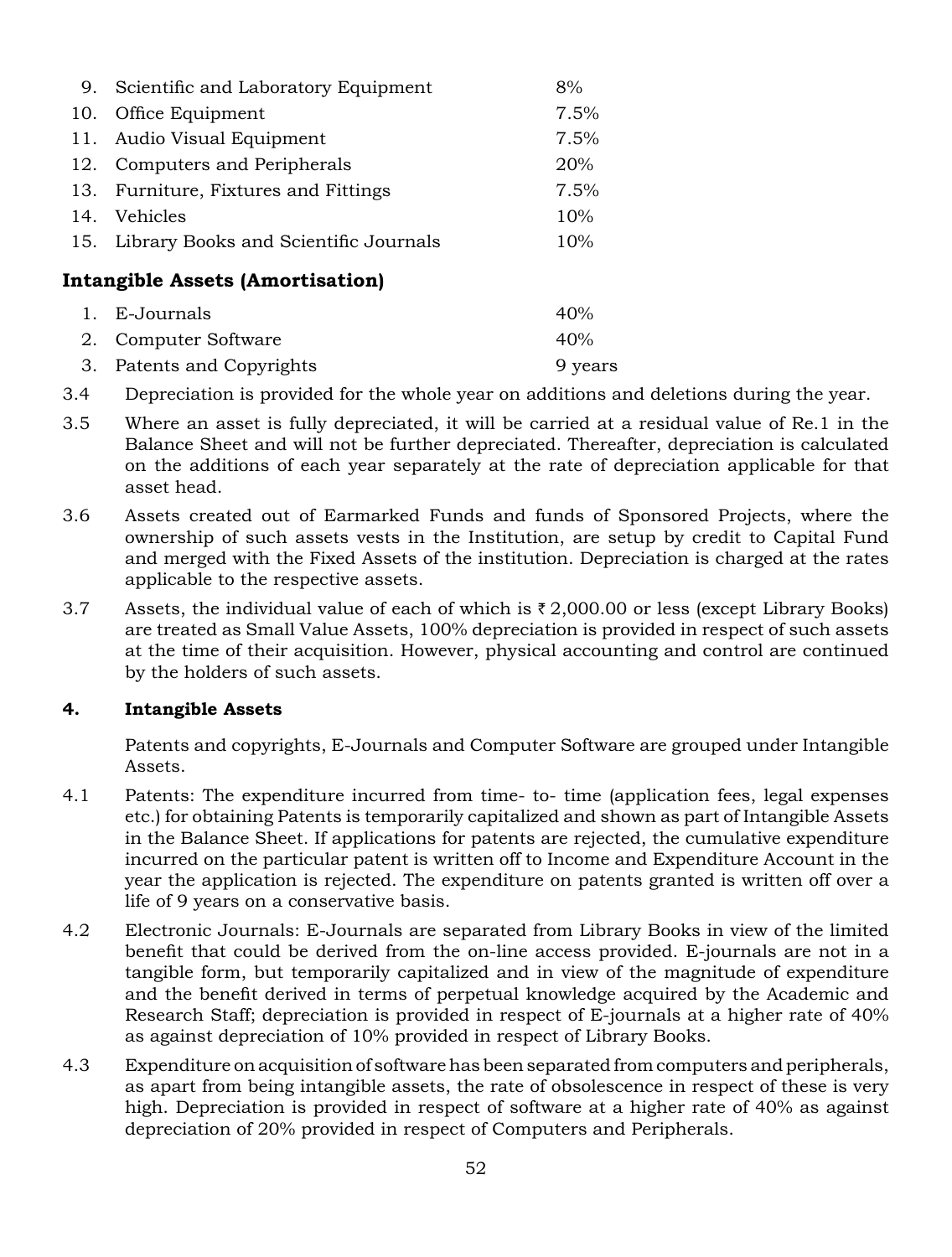| | | |
|---|---|---|
| 9. | Scientific and Laboratory Equipment | 8% |
| 10. | Office Equipment | 7.5% |
| 11. | Audio Visual Equipment | 7.5% |
| 12. | Computers and Peripherals | 20% |
| 13. | Furniture, Fixtures and Fittings | 7.5% |
| 14. | Vehicles | 10% |
| 15. | Library Books and Scientific Journals | 10% |

**Intangible Assets (Amortisation)**

| | | |
|---|---|---|
| 1. | E-Journals | 40% |
| 2. | Computer Software | 40% |
| 3. | Patents and Copyrights | 9 years |

3.4 Depreciation is provided for the whole year on additions and deletions during the year.

3.5 Where an asset is fully depreciated, it will be carried at a residual value of Re.1 in the Balance Sheet and will not be further depreciated. Thereafter, depreciation is calculated on the additions of each year separately at the rate of depreciation applicable for that asset head.

3.6 Assets created out of Earmarked Funds and funds of Sponsored Projects, where the ownership of such assets vests in the Institution, are setup by credit to Capital Fund and merged with the Fixed Assets of the institution. Depreciation is charged at the rates applicable to the respective assets.

3.7 Assets, the individual value of each of which is ₹ 2,000.00 or less (except Library Books) are treated as Small Value Assets, 100% depreciation is provided in respect of such assets at the time of their acquisition. However, physical accounting and control are continued by the holders of such assets.

**4. Intangible Assets**

Patents and copyrights, E-Journals and Computer Software are grouped under Intangible Assets.

4.1 Patents: The expenditure incurred from time- to- time (application fees, legal expenses etc.) for obtaining Patents is temporarily capitalized and shown as part of Intangible Assets in the Balance Sheet. If applications for patents are rejected, the cumulative expenditure incurred on the particular patent is written off to Income and Expenditure Account in the year the application is rejected. The expenditure on patents granted is written off over a life of 9 years on a conservative basis.

4.2 Electronic Journals: E-Journals are separated from Library Books in view of the limited benefit that could be derived from the on-line access provided. E-journals are not in a tangible form, but temporarily capitalized and in view of the magnitude of expenditure and the benefit derived in terms of perpetual knowledge acquired by the Academic and Research Staff; depreciation is provided in respect of E-journals at a higher rate of 40% as against depreciation of 10% provided in respect of Library Books.

4.3 Expenditure on acquisition of software has been separated from computers and peripherals, as apart from being intangible assets, the rate of obsolescence in respect of these is very high. Depreciation is provided in respect of software at a higher rate of 40% as against depreciation of 20% provided in respect of Computers and Peripherals.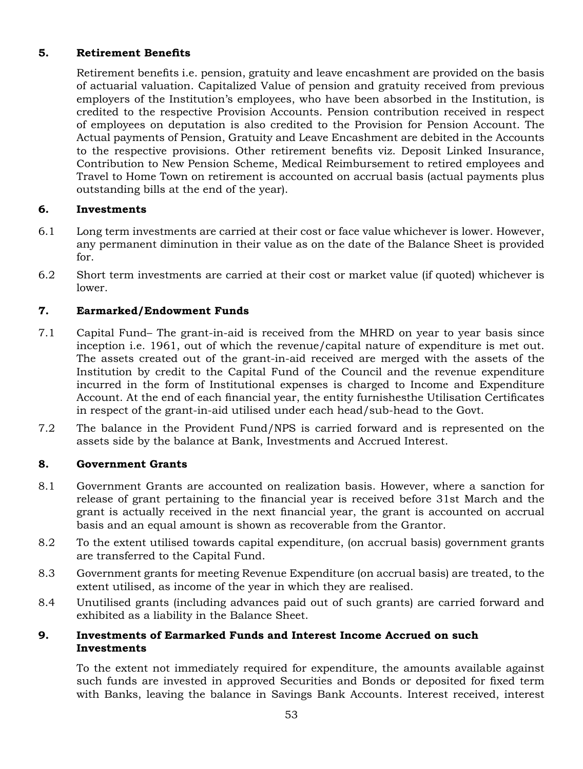**5. Retirement Benefits**

Retirement benefits i.e. pension, gratuity and leave encashment are provided on the basis of actuarial valuation. Capitalized Value of pension and gratuity received from previous employers of the Institution's employees, who have been absorbed in the Institution, is credited to the respective Provision Accounts. Pension contribution received in respect of employees on deputation is also credited to the Provision for Pension Account. The Actual payments of Pension, Gratuity and Leave Encashment are debited in the Accounts to the respective provisions. Other retirement benefits viz. Deposit Linked Insurance, Contribution to New Pension Scheme, Medical Reimbursement to retired employees and Travel to Home Town on retirement is accounted on accrual basis (actual payments plus outstanding bills at the end of the year).

**6. Investments**

6.1 Long term investments are carried at their cost or face value whichever is lower. However, any permanent diminution in their value as on the date of the Balance Sheet is provided for.

6.2 Short term investments are carried at their cost or market value (if quoted) whichever is lower.

**7. Earmarked/Endowment Funds**

7.1 Capital Fund– The grant-in-aid is received from the MHRD on year to year basis since inception i.e. 1961, out of which the revenue/capital nature of expenditure is met out. The assets created out of the grant-in-aid received are merged with the assets of the Institution by credit to the Capital Fund of the Council and the revenue expenditure incurred in the form of Institutional expenses is charged to Income and Expenditure Account. At the end of each financial year, the entity furnishesthe Utilisation Certificates in respect of the grant-in-aid utilised under each head/sub-head to the Govt.

7.2 The balance in the Provident Fund/NPS is carried forward and is represented on the assets side by the balance at Bank, Investments and Accrued Interest.

**8. Government Grants**

8.1 Government Grants are accounted on realization basis. However, where a sanction for release of grant pertaining to the financial year is received before 31st March and the grant is actually received in the next financial year, the grant is accounted on accrual basis and an equal amount is shown as recoverable from the Grantor.

8.2 To the extent utilised towards capital expenditure, (on accrual basis) government grants are transferred to the Capital Fund.

8.3 Government grants for meeting Revenue Expenditure (on accrual basis) are treated, to the extent utilised, as income of the year in which they are realised.

8.4 Unutilised grants (including advances paid out of such grants) are carried forward and exhibited as a liability in the Balance Sheet.

**9. Investments of Earmarked Funds and Interest Income Accrued on such Investments**

To the extent not immediately required for expenditure, the amounts available against such funds are invested in approved Securities and Bonds or deposited for fixed term with Banks, leaving the balance in Savings Bank Accounts. Interest received, interest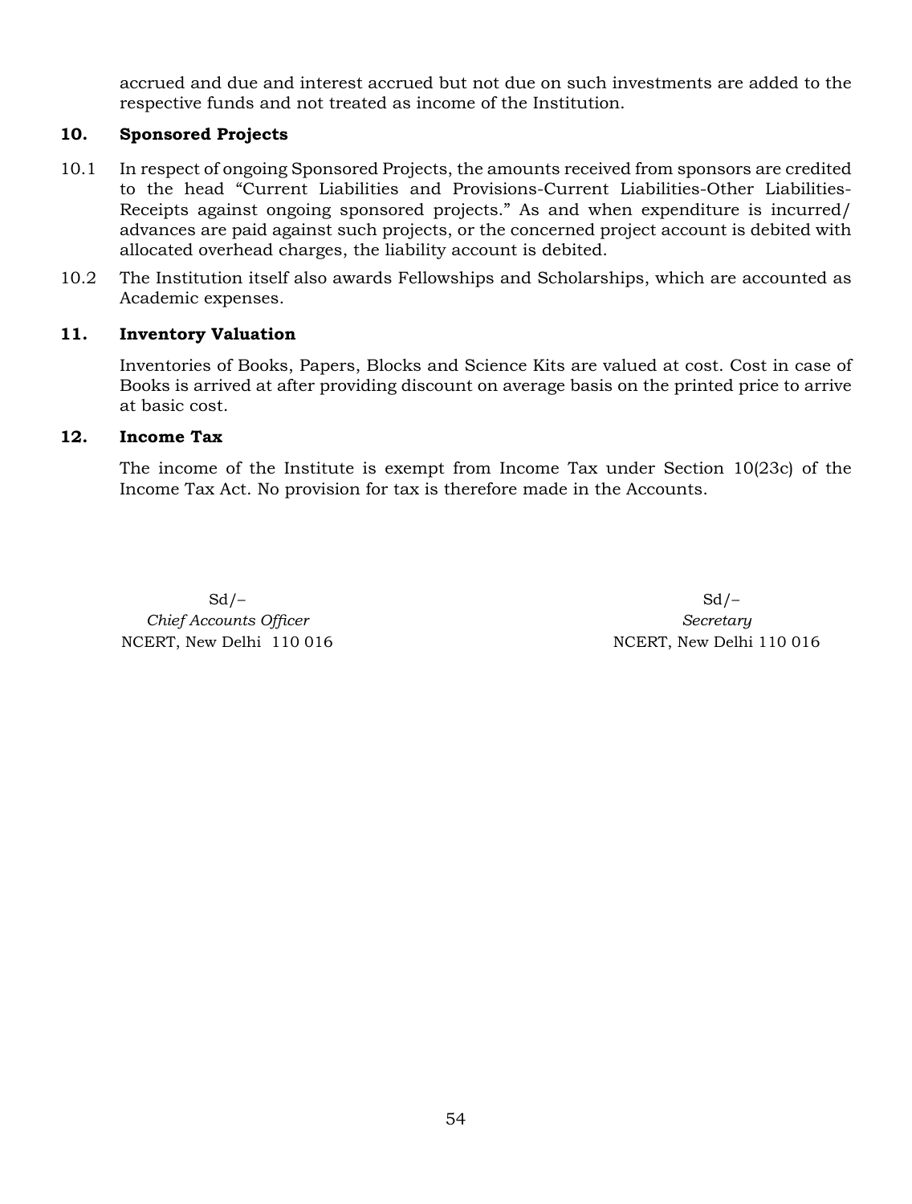accrued and due and interest accrued but not due on such investments are added to the respective funds and not treated as income of the Institution.

## 10. Sponsored Projects

10.1 In respect of ongoing Sponsored Projects, the amounts received from sponsors are credited to the head "Current Liabilities and Provisions-Current Liabilities-Other Liabilities-Receipts against ongoing sponsored projects." As and when expenditure is incurred/ advances are paid against such projects, or the concerned project account is debited with allocated overhead charges, the liability account is debited.

10.2 The Institution itself also awards Fellowships and Scholarships, which are accounted as Academic expenses.

## 11. Inventory Valuation

Inventories of Books, Papers, Blocks and Science Kits are valued at cost. Cost in case of Books is arrived at after providing discount on average basis on the printed price to arrive at basic cost.

## 12. Income Tax

The income of the Institute is exempt from Income Tax under Section 10(23c) of the Income Tax Act. No provision for tax is therefore made in the Accounts.

Sd/–
*Chief Accounts Officer*
NCERT, New Delhi 110 016

Sd/–
*Secretary*
NCERT, New Delhi 110 016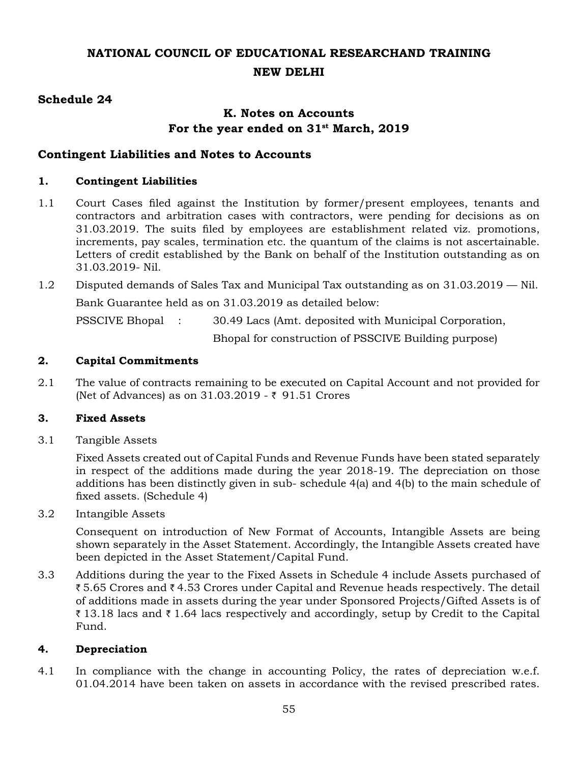# NATIONAL COUNCIL OF EDUCATIONAL RESEARCHAND TRAINING
## NEW DELHI

**Schedule 24**

### K. Notes on Accounts
### For the year ended on 31st March, 2019

### Contingent Liabilities and Notes to Accounts

**1. Contingent Liabilities**

1.1 Court Cases filed against the Institution by former/present employees, tenants and contractors and arbitration cases with contractors, were pending for decisions as on 31.03.2019. The suits filed by employees are establishment related viz. promotions, increments, pay scales, termination etc. the quantum of the claims is not ascertainable. Letters of credit established by the Bank on behalf of the Institution outstanding as on 31.03.2019- Nil.

1.2 Disputed demands of Sales Tax and Municipal Tax outstanding as on 31.03.2019 — Nil.

Bank Guarantee held as on 31.03.2019 as detailed below:

PSSCIVE Bhopal : 30.49 Lacs (Amt. deposited with Municipal Corporation, Bhopal for construction of PSSCIVE Building purpose)

**2. Capital Commitments**

2.1 The value of contracts remaining to be executed on Capital Account and not provided for (Net of Advances) as on 31.03.2019 - ₹ 91.51 Crores

**3. Fixed Assets**

3.1 Tangible Assets

Fixed Assets created out of Capital Funds and Revenue Funds have been stated separately in respect of the additions made during the year 2018-19. The depreciation on those additions has been distinctly given in sub- schedule 4(a) and 4(b) to the main schedule of fixed assets. (Schedule 4)

3.2 Intangible Assets

Consequent on introduction of New Format of Accounts, Intangible Assets are being shown separately in the Asset Statement. Accordingly, the Intangible Assets created have been depicted in the Asset Statement/Capital Fund.

3.3 Additions during the year to the Fixed Assets in Schedule 4 include Assets purchased of ₹ 5.65 Crores and ₹ 4.53 Crores under Capital and Revenue heads respectively. The detail of additions made in assets during the year under Sponsored Projects/Gifted Assets is of ₹ 13.18 lacs and ₹ 1.64 lacs respectively and accordingly, setup by Credit to the Capital Fund.

**4. Depreciation**

4.1 In compliance with the change in accounting Policy, the rates of depreciation w.e.f. 01.04.2014 have been taken on assets in accordance with the revised prescribed rates.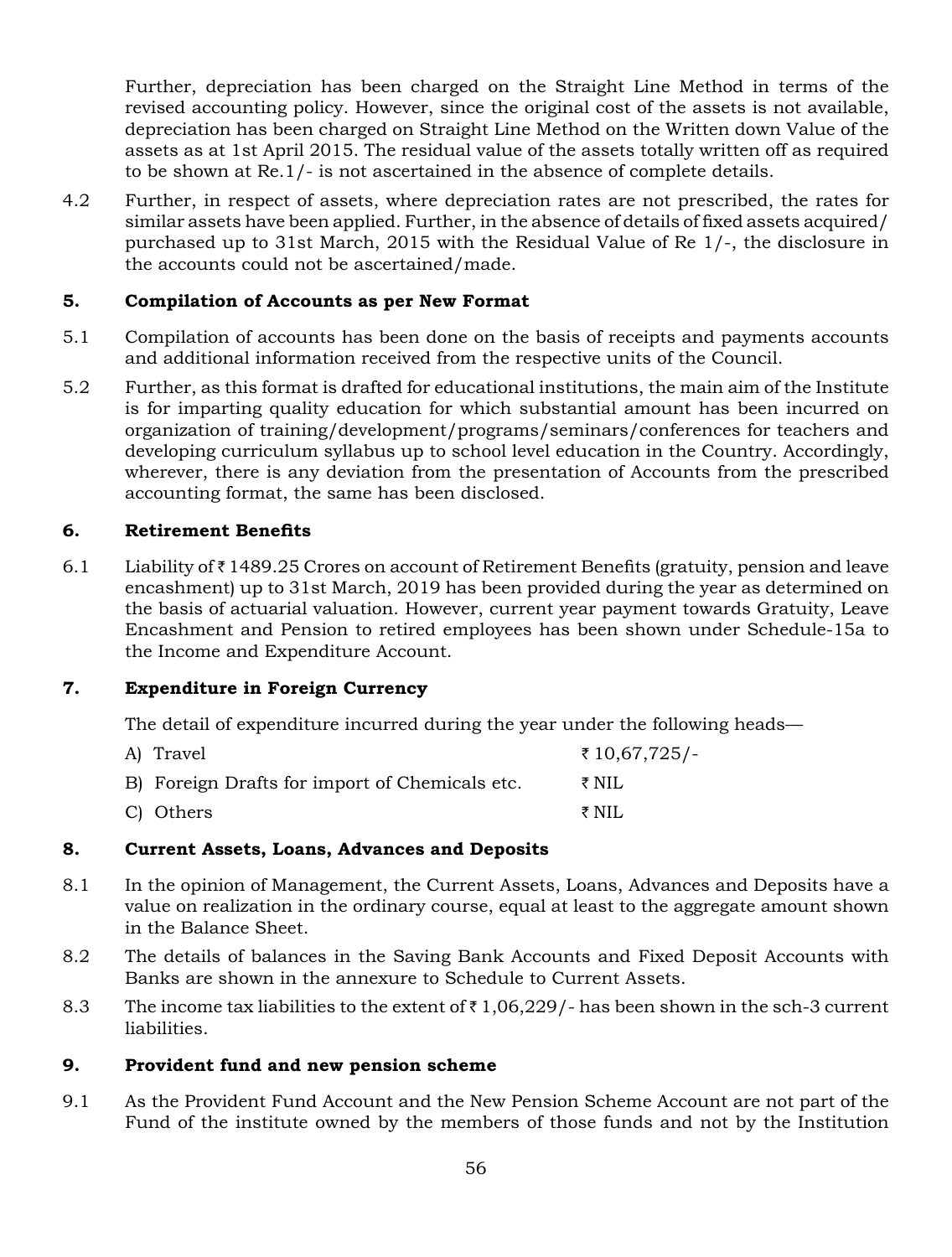Further, depreciation has been charged on the Straight Line Method in terms of the revised accounting policy. However, since the original cost of the assets is not available, depreciation has been charged on Straight Line Method on the Written down Value of the assets as at 1st April 2015. The residual value of the assets totally written off as required to be shown at Re.1/- is not ascertained in the absence of complete details.

4.2 Further, in respect of assets, where depreciation rates are not prescribed, the rates for similar assets have been applied. Further, in the absence of details of fixed assets acquired/ purchased up to 31st March, 2015 with the Residual Value of Re 1/-, the disclosure in the accounts could not be ascertained/made.

## 5. Compilation of Accounts as per New Format

5.1 Compilation of accounts has been done on the basis of receipts and payments accounts and additional information received from the respective units of the Council.

5.2 Further, as this format is drafted for educational institutions, the main aim of the Institute is for imparting quality education for which substantial amount has been incurred on organization of training/development/programs/seminars/conferences for teachers and developing curriculum syllabus up to school level education in the Country. Accordingly, wherever, there is any deviation from the presentation of Accounts from the prescribed accounting format, the same has been disclosed.

## 6. Retirement Benefits

6.1 Liability of ₹ 1489.25 Crores on account of Retirement Benefits (gratuity, pension and leave encashment) up to 31st March, 2019 has been provided during the year as determined on the basis of actuarial valuation. However, current year payment towards Gratuity, Leave Encashment and Pension to retired employees has been shown under Schedule-15a to the Income and Expenditure Account.

## 7. Expenditure in Foreign Currency

The detail of expenditure incurred during the year under the following heads—

| | |
|---|---|
| A) Travel | ₹ 10,67,725/- |
| B) Foreign Drafts for import of Chemicals etc. | ₹ NIL |
| C) Others | ₹ NIL |

## 8. Current Assets, Loans, Advances and Deposits

8.1 In the opinion of Management, the Current Assets, Loans, Advances and Deposits have a value on realization in the ordinary course, equal at least to the aggregate amount shown in the Balance Sheet.

8.2 The details of balances in the Saving Bank Accounts and Fixed Deposit Accounts with Banks are shown in the annexure to Schedule to Current Assets.

8.3 The income tax liabilities to the extent of ₹ 1,06,229/- has been shown in the sch-3 current liabilities.

## 9. Provident fund and new pension scheme

9.1 As the Provident Fund Account and the New Pension Scheme Account are not part of the Fund of the institute owned by the members of those funds and not by the Institution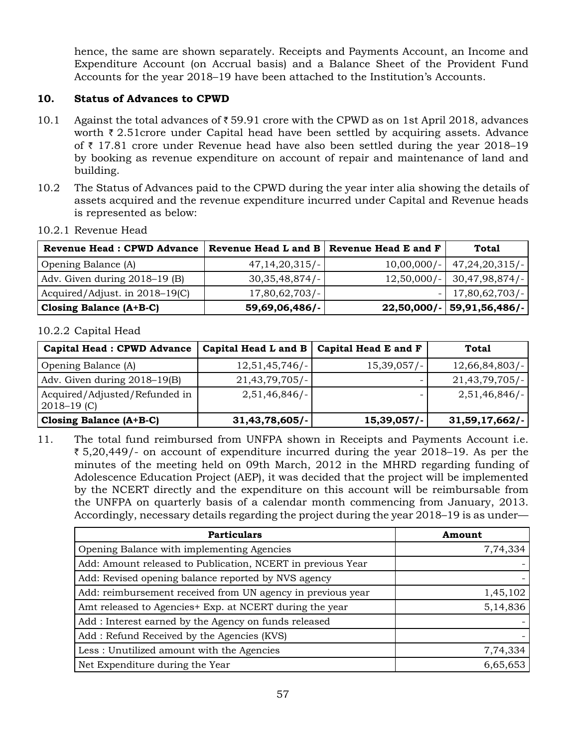hence, the same are shown separately. Receipts and Payments Account, an Income and Expenditure Account (on Accrual basis) and a Balance Sheet of the Provident Fund Accounts for the year 2018–19 have been attached to the Institution's Accounts.

## 10. Status of Advances to CPWD

10.1 Against the total advances of ₹ 59.91 crore with the CPWD as on 1st April 2018, advances worth ₹ 2.51crore under Capital head have been settled by acquiring assets. Advance of ₹ 17.81 crore under Revenue head have also been settled during the year 2018–19 by booking as revenue expenditure on account of repair and maintenance of land and building.

10.2 The Status of Advances paid to the CPWD during the year inter alia showing the details of assets acquired and the revenue expenditure incurred under Capital and Revenue heads is represented as below:

10.2.1 Revenue Head

| Revenue Head : CPWD Advance | Revenue Head L and B | Revenue Head E and F | Total |
|---|---|---|---|
| Opening Balance (A) | 47,14,20,315/- | 10,00,000/- | 47,24,20,315/- |
| Adv. Given during 2018–19 (B) | 30,35,48,874/- | 12,50,000/- | 30,47,98,874/- |
| Acquired/Adjust. in 2018–19(C) | 17,80,62,703/- | - | 17,80,62,703/- |
| **Closing Balance (A+B-C)** | **59,69,06,486/-** | **22,50,000/-** | **59,91,56,486/-** |

10.2.2 Capital Head

| Capital Head : CPWD Advance | Capital Head L and B | Capital Head E and F | Total |
|---|---|---|---|
| Opening Balance (A) | 12,51,45,746/- | 15,39,057/- | 12,66,84,803/- |
| Adv. Given during 2018–19(B) | 21,43,79,705/- | - | 21,43,79,705/- |
| Acquired/Adjusted/Refunded in 2018–19 (C) | 2,51,46,846/- | - | 2,51,46,846/- |
| **Closing Balance (A+B-C)** | **31,43,78,605/-** | **15,39,057/-** | **31,59,17,662/-** |

11. The total fund reimbursed from UNFPA shown in Receipts and Payments Account i.e. ₹ 5,20,449/- on account of expenditure incurred during the year 2018–19. As per the minutes of the meeting held on 09th March, 2012 in the MHRD regarding funding of Adolescence Education Project (AEP), it was decided that the project will be implemented by the NCERT directly and the expenditure on this account will be reimbursable from the UNFPA on quarterly basis of a calendar month commencing from January, 2013. Accordingly, necessary details regarding the project during the year 2018–19 is as under—

| Particulars | Amount |
|---|---|
| Opening Balance with implementing Agencies | 7,74,334 |
| Add: Amount released to Publication, NCERT in previous Year | - |
| Add: Revised opening balance reported by NVS agency | - |
| Add: reimbursement received from UN agency in previous year | 1,45,102 |
| Amt released to Agencies+ Exp. at NCERT during the year | 5,14,836 |
| Add : Interest earned by the Agency on funds released | - |
| Add : Refund Received by the Agencies (KVS) | - |
| Less : Unutilized amount with the Agencies | 7,74,334 |
| Net Expenditure during the Year | 6,65,653 |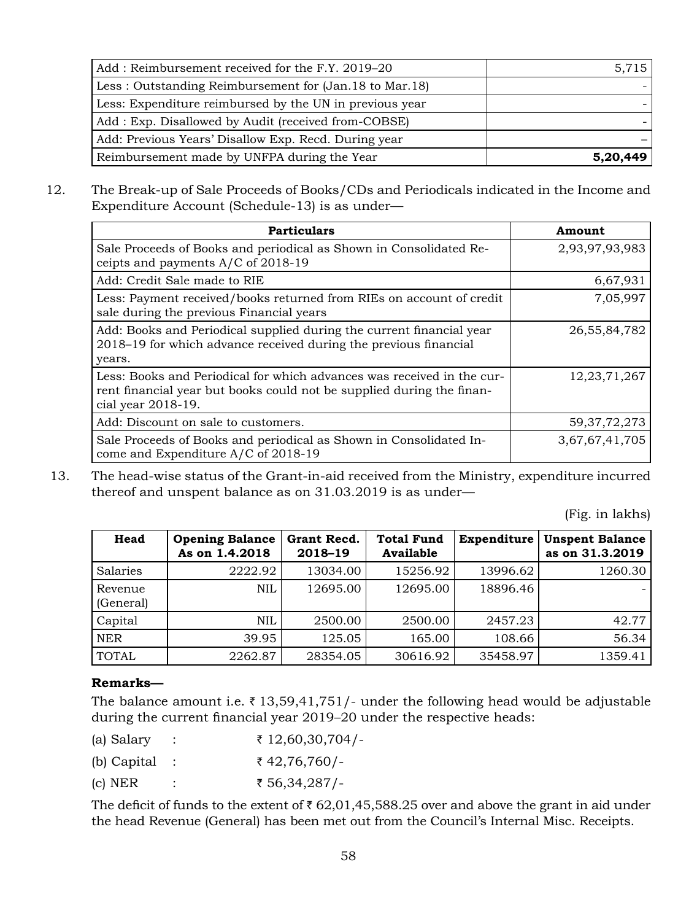| | |
|---|---|
| Add : Reimbursement received for the F.Y. 2019–20 | 5,715 |
| Less : Outstanding Reimbursement for (Jan.18 to Mar.18) | - |
| Less: Expenditure reimbursed by the UN in previous year | - |
| Add : Exp. Disallowed by Audit (received from-COBSE) | - |
| Add: Previous Years' Disallow Exp. Recd. During year | – |
| Reimbursement made by UNFPA during the Year | **5,20,449** |

12. The Break-up of Sale Proceeds of Books/CDs and Periodicals indicated in the Income and Expenditure Account (Schedule-13) is as under—

| Particulars | Amount |
|---|---|
| Sale Proceeds of Books and periodical as Shown in Consolidated Receipts and payments A/C of 2018-19 | 2,93,97,93,983 |
| Add: Credit Sale made to RIE | 6,67,931 |
| Less: Payment received/books returned from RIEs on account of credit sale during the previous Financial years | 7,05,997 |
| Add: Books and Periodical supplied during the current financial year 2018–19 for which advance received during the previous financial years. | 26,55,84,782 |
| Less: Books and Periodical for which advances was received in the current financial year but books could not be supplied during the financial year 2018-19. | 12,23,71,267 |
| Add: Discount on sale to customers. | 59,37,72,273 |
| Sale Proceeds of Books and periodical as Shown in Consolidated Income and Expenditure A/C of 2018-19 | 3,67,67,41,705 |

13. The head-wise status of the Grant-in-aid received from the Ministry, expenditure incurred thereof and unspent balance as on 31.03.2019 is as under—

(Fig. in lakhs)

| Head | Opening Balance As on 1.4.2018 | Grant Recd. 2018–19 | Total Fund Available | Expenditure | Unspent Balance as on 31.3.2019 |
|---|---|---|---|---|---|
| Salaries | 2222.92 | 13034.00 | 15256.92 | 13996.62 | 1260.30 |
| Revenue (General) | NIL | 12695.00 | 12695.00 | 18896.46 | - |
| Capital | NIL | 2500.00 | 2500.00 | 2457.23 | 42.77 |
| NER | 39.95 | 125.05 | 165.00 | 108.66 | 56.34 |
| TOTAL | 2262.87 | 28354.05 | 30616.92 | 35458.97 | 1359.41 |

**Remarks—**

The balance amount i.e. ₹ 13,59,41,751/- under the following head would be adjustable during the current financial year 2019–20 under the respective heads:

(a) Salary : ₹ 12,60,30,704/-

(b) Capital : ₹ 42,76,760/-

(c) NER : ₹ 56,34,287/-

The deficit of funds to the extent of ₹ 62,01,45,588.25 over and above the grant in aid under the head Revenue (General) has been met out from the Council's Internal Misc. Receipts.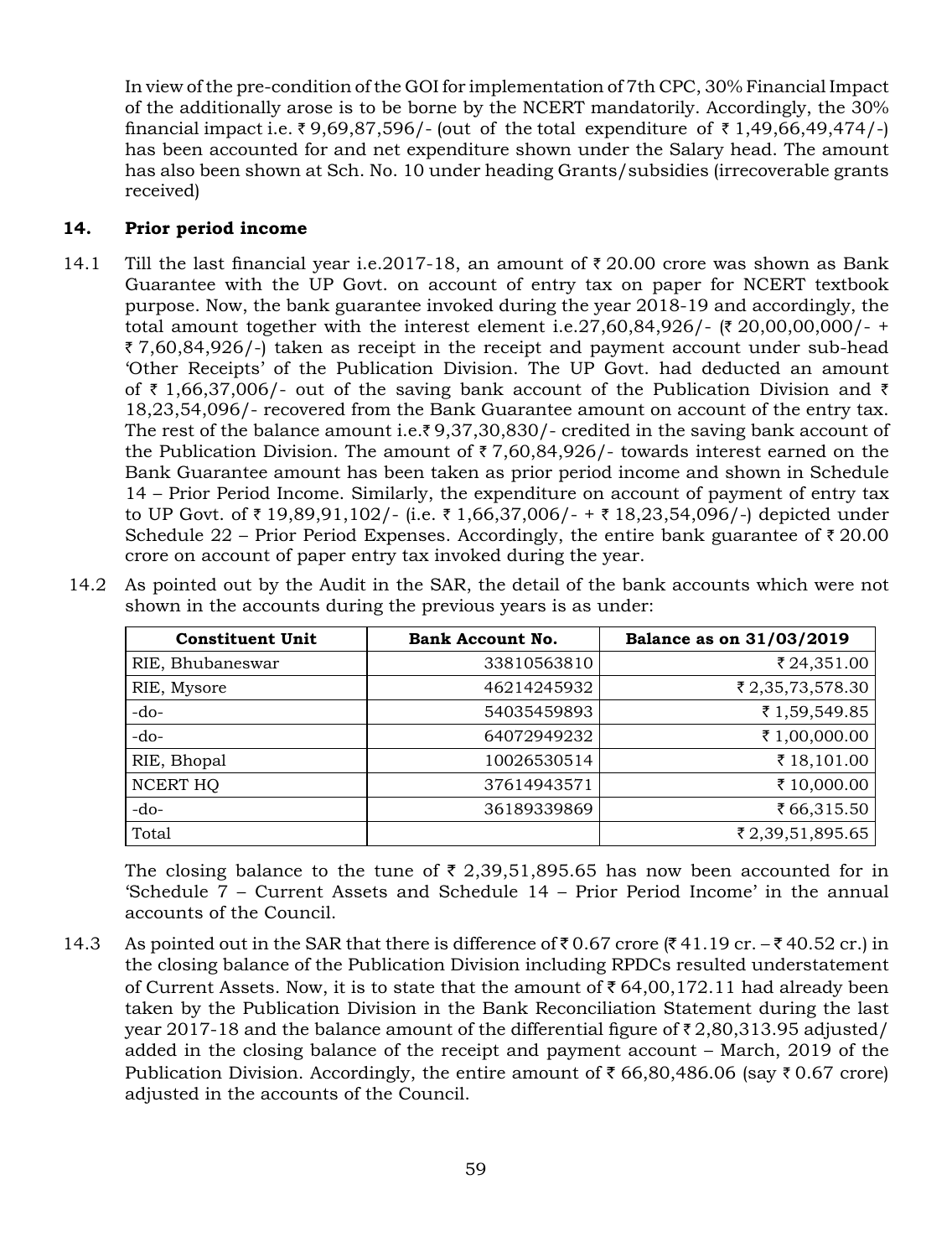In view of the pre-condition of the GOI for implementation of 7th CPC, 30% Financial Impact of the additionally arose is to be borne by the NCERT mandatorily. Accordingly, the 30% financial impact i.e. ₹ 9,69,87,596/- (out of the total expenditure of ₹ 1,49,66,49,474/-) has been accounted for and net expenditure shown under the Salary head. The amount has also been shown at Sch. No. 10 under heading Grants/subsidies (irrecoverable grants received)

## 14. Prior period income

14.1 Till the last financial year i.e.2017-18, an amount of ₹ 20.00 crore was shown as Bank Guarantee with the UP Govt. on account of entry tax on paper for NCERT textbook purpose. Now, the bank guarantee invoked during the year 2018-19 and accordingly, the total amount together with the interest element i.e.27,60,84,926/- (₹ 20,00,00,000/- + ₹ 7,60,84,926/-) taken as receipt in the receipt and payment account under sub-head 'Other Receipts' of the Publication Division. The UP Govt. had deducted an amount of ₹ 1,66,37,006/- out of the saving bank account of the Publication Division and ₹ 18,23,54,096/- recovered from the Bank Guarantee amount on account of the entry tax. The rest of the balance amount i.e.₹ 9,37,30,830/- credited in the saving bank account of the Publication Division. The amount of ₹ 7,60,84,926/- towards interest earned on the Bank Guarantee amount has been taken as prior period income and shown in Schedule 14 – Prior Period Income. Similarly, the expenditure on account of payment of entry tax to UP Govt. of ₹ 19,89,91,102/- (i.e. ₹ 1,66,37,006/- + ₹ 18,23,54,096/-) depicted under Schedule 22 – Prior Period Expenses. Accordingly, the entire bank guarantee of ₹ 20.00 crore on account of paper entry tax invoked during the year.

14.2 As pointed out by the Audit in the SAR, the detail of the bank accounts which were not shown in the accounts during the previous years is as under:

| Constituent Unit | Bank Account No. | Balance as on 31/03/2019 |
|---|---|---|
| RIE, Bhubaneswar | 33810563810 | ₹ 24,351.00 |
| RIE, Mysore | 46214245932 | ₹ 2,35,73,578.30 |
| -do- | 54035459893 | ₹ 1,59,549.85 |
| -do- | 64072949232 | ₹ 1,00,000.00 |
| RIE, Bhopal | 10026530514 | ₹ 18,101.00 |
| NCERT HQ | 37614943571 | ₹ 10,000.00 |
| -do- | 36189339869 | ₹ 66,315.50 |
| Total | | ₹ 2,39,51,895.65 |

The closing balance to the tune of ₹ 2,39,51,895.65 has now been accounted for in 'Schedule 7 – Current Assets and Schedule 14 – Prior Period Income' in the annual accounts of the Council.

14.3 As pointed out in the SAR that there is difference of ₹ 0.67 crore (₹ 41.19 cr. – ₹ 40.52 cr.) in the closing balance of the Publication Division including RPDCs resulted understatement of Current Assets. Now, it is to state that the amount of ₹ 64,00,172.11 had already been taken by the Publication Division in the Bank Reconciliation Statement during the last year 2017-18 and the balance amount of the differential figure of ₹ 2,80,313.95 adjusted/ added in the closing balance of the receipt and payment account – March, 2019 of the Publication Division. Accordingly, the entire amount of ₹ 66,80,486.06 (say ₹ 0.67 crore) adjusted in the accounts of the Council.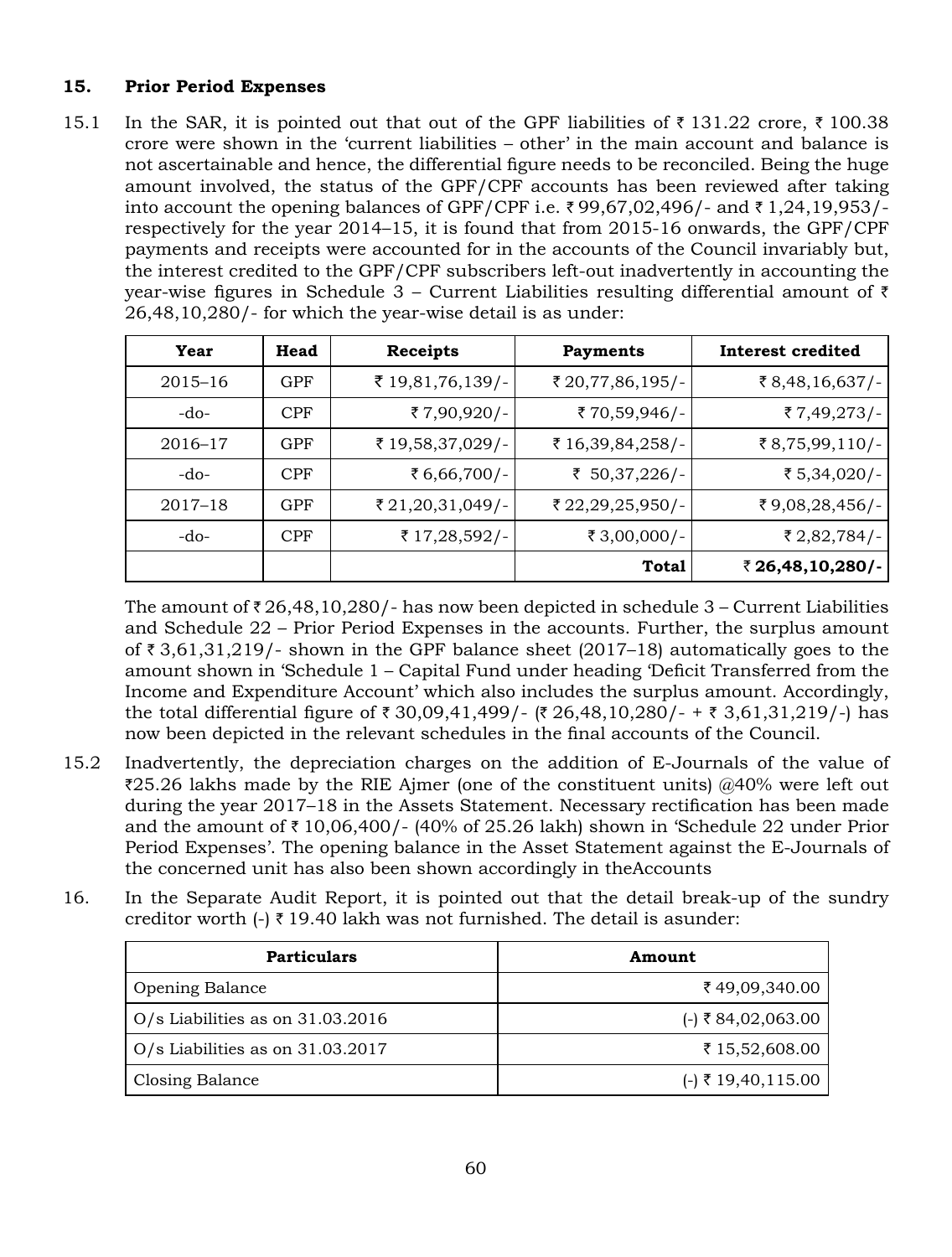### 15. Prior Period Expenses

15.1 In the SAR, it is pointed out that out of the GPF liabilities of ₹ 131.22 crore, ₹ 100.38 crore were shown in the 'current liabilities – other' in the main account and balance is not ascertainable and hence, the differential figure needs to be reconciled. Being the huge amount involved, the status of the GPF/CPF accounts has been reviewed after taking into account the opening balances of GPF/CPF i.e. ₹ 99,67,02,496/- and ₹ 1,24,19,953/- respectively for the year 2014–15, it is found that from 2015-16 onwards, the GPF/CPF payments and receipts were accounted for in the accounts of the Council invariably but, the interest credited to the GPF/CPF subscribers left-out inadvertently in accounting the year-wise figures in Schedule 3 – Current Liabilities resulting differential amount of ₹ 26,48,10,280/- for which the year-wise detail is as under:

| Year | Head | Receipts | Payments | Interest credited |
|---|---|---|---|---|
| 2015–16 | GPF | ₹ 19,81,76,139/- | ₹ 20,77,86,195/- | ₹ 8,48,16,637/- |
| -do- | CPF | ₹ 7,90,920/- | ₹ 70,59,946/- | ₹ 7,49,273/- |
| 2016–17 | GPF | ₹ 19,58,37,029/- | ₹ 16,39,84,258/- | ₹ 8,75,99,110/- |
| -do- | CPF | ₹ 6,66,700/- | ₹ 50,37,226/- | ₹ 5,34,020/- |
| 2017–18 | GPF | ₹ 21,20,31,049/- | ₹ 22,29,25,950/- | ₹ 9,08,28,456/- |
| -do- | CPF | ₹ 17,28,592/- | ₹ 3,00,000/- | ₹ 2,82,784/- |
| | | | **Total** | **₹ 26,48,10,280/-** |

The amount of ₹ 26,48,10,280/- has now been depicted in schedule 3 – Current Liabilities and Schedule 22 – Prior Period Expenses in the accounts. Further, the surplus amount of ₹ 3,61,31,219/- shown in the GPF balance sheet (2017–18) automatically goes to the amount shown in 'Schedule 1 – Capital Fund under heading 'Deficit Transferred from the Income and Expenditure Account' which also includes the surplus amount. Accordingly, the total differential figure of ₹ 30,09,41,499/- (₹ 26,48,10,280/- + ₹ 3,61,31,219/-) has now been depicted in the relevant schedules in the final accounts of the Council.

15.2 Inadvertently, the depreciation charges on the addition of E-Journals of the value of ₹25.26 lakhs made by the RIE Ajmer (one of the constituent units) @40% were left out during the year 2017–18 in the Assets Statement. Necessary rectification has been made and the amount of ₹ 10,06,400/- (40% of 25.26 lakh) shown in 'Schedule 22 under Prior Period Expenses'. The opening balance in the Asset Statement against the E-Journals of the concerned unit has also been shown accordingly in theAccounts

16. In the Separate Audit Report, it is pointed out that the detail break-up of the sundry creditor worth (-) ₹ 19.40 lakh was not furnished. The detail is asunder:

| Particulars | Amount |
|---|---|
| Opening Balance | ₹ 49,09,340.00 |
| O/s Liabilities as on 31.03.2016 | (-) ₹ 84,02,063.00 |
| O/s Liabilities as on 31.03.2017 | ₹ 15,52,608.00 |
| Closing Balance | (-) ₹ 19,40,115.00 |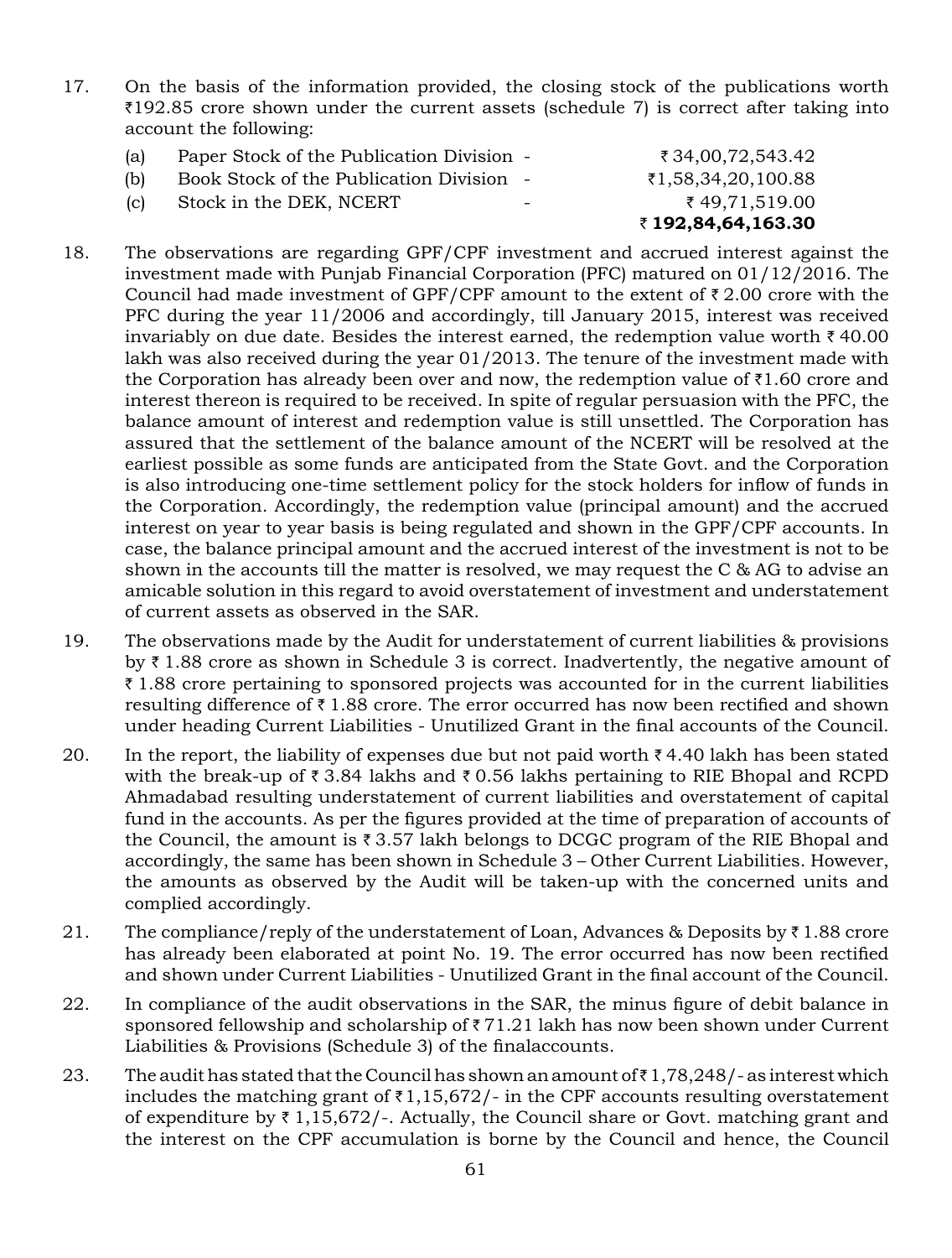17. On the basis of the information provided, the closing stock of the publications worth ₹192.85 crore shown under the current assets (schedule 7) is correct after taking into account the following:

| | | | |
|---|---|---|---|
| (a) | Paper Stock of the Publication Division | - | ₹ 34,00,72,543.42 |
| (b) | Book Stock of the Publication Division | - | ₹1,58,34,20,100.88 |
| (c) | Stock in the DEK, NCERT | - | ₹ 49,71,519.00 |
| | | | **₹ 192,84,64,163.30** |

18. The observations are regarding GPF/CPF investment and accrued interest against the investment made with Punjab Financial Corporation (PFC) matured on 01/12/2016. The Council had made investment of GPF/CPF amount to the extent of ₹ 2.00 crore with the PFC during the year 11/2006 and accordingly, till January 2015, interest was received invariably on due date. Besides the interest earned, the redemption value worth ₹ 40.00 lakh was also received during the year 01/2013. The tenure of the investment made with the Corporation has already been over and now, the redemption value of ₹1.60 crore and interest thereon is required to be received. In spite of regular persuasion with the PFC, the balance amount of interest and redemption value is still unsettled. The Corporation has assured that the settlement of the balance amount of the NCERT will be resolved at the earliest possible as some funds are anticipated from the State Govt. and the Corporation is also introducing one-time settlement policy for the stock holders for inflow of funds in the Corporation. Accordingly, the redemption value (principal amount) and the accrued interest on year to year basis is being regulated and shown in the GPF/CPF accounts. In case, the balance principal amount and the accrued interest of the investment is not to be shown in the accounts till the matter is resolved, we may request the C & AG to advise an amicable solution in this regard to avoid overstatement of investment and understatement of current assets as observed in the SAR.

19. The observations made by the Audit for understatement of current liabilities & provisions by ₹ 1.88 crore as shown in Schedule 3 is correct. Inadvertently, the negative amount of ₹ 1.88 crore pertaining to sponsored projects was accounted for in the current liabilities resulting difference of ₹ 1.88 crore. The error occurred has now been rectified and shown under heading Current Liabilities - Unutilized Grant in the final accounts of the Council.

20. In the report, the liability of expenses due but not paid worth ₹ 4.40 lakh has been stated with the break-up of ₹ 3.84 lakhs and ₹ 0.56 lakhs pertaining to RIE Bhopal and RCPD Ahmadabad resulting understatement of current liabilities and overstatement of capital fund in the accounts. As per the figures provided at the time of preparation of accounts of the Council, the amount is ₹ 3.57 lakh belongs to DCGC program of the RIE Bhopal and accordingly, the same has been shown in Schedule 3 – Other Current Liabilities. However, the amounts as observed by the Audit will be taken-up with the concerned units and complied accordingly.

21. The compliance/reply of the understatement of Loan, Advances & Deposits by ₹ 1.88 crore has already been elaborated at point No. 19. The error occurred has now been rectified and shown under Current Liabilities - Unutilized Grant in the final account of the Council.

22. In compliance of the audit observations in the SAR, the minus figure of debit balance in sponsored fellowship and scholarship of ₹ 71.21 lakh has now been shown under Current Liabilities & Provisions (Schedule 3) of the finalaccounts.

23. The audit has stated that the Council has shown an amount of ₹ 1,78,248/- as interest which includes the matching grant of ₹ 1,15,672/- in the CPF accounts resulting overstatement of expenditure by ₹ 1,15,672/-. Actually, the Council share or Govt. matching grant and the interest on the CPF accumulation is borne by the Council and hence, the Council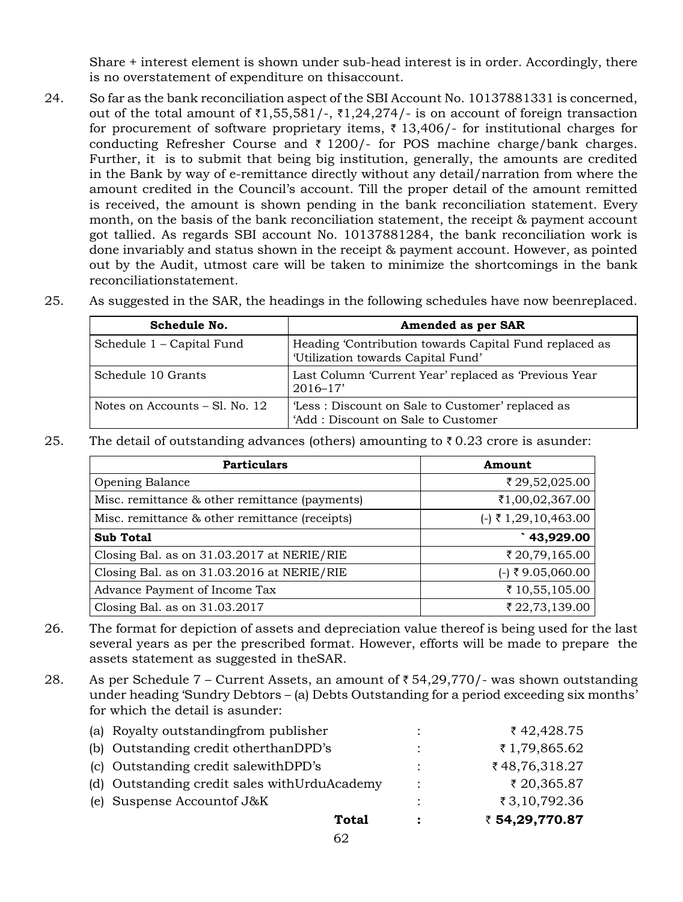Share + interest element is shown under sub-head interest is in order. Accordingly, there is no overstatement of expenditure on thisaccount.

24. So far as the bank reconciliation aspect of the SBI Account No. 10137881331 is concerned, out of the total amount of ₹1,55,581/-, ₹1,24,274/- is on account of foreign transaction for procurement of software proprietary items, ₹ 13,406/- for institutional charges for conducting Refresher Course and ₹ 1200/- for POS machine charge/bank charges. Further, it is to submit that being big institution, generally, the amounts are credited in the Bank by way of e-remittance directly without any detail/narration from where the amount credited in the Council's account. Till the proper detail of the amount remitted is received, the amount is shown pending in the bank reconciliation statement. Every month, on the basis of the bank reconciliation statement, the receipt & payment account got tallied. As regards SBI account No. 10137881284, the bank reconciliation work is done invariably and status shown in the receipt & payment account. However, as pointed out by the Audit, utmost care will be taken to minimize the shortcomings in the bank reconciliationstatement.

25. As suggested in the SAR, the headings in the following schedules have now beenreplaced.

| Schedule No. | Amended as per SAR |
|---|---|
| Schedule 1 – Capital Fund | Heading 'Contribution towards Capital Fund replaced as 'Utilization towards Capital Fund' |
| Schedule 10 Grants | Last Column 'Current Year' replaced as 'Previous Year 2016–17' |
| Notes on Accounts – Sl. No. 12 | 'Less : Discount on Sale to Customer' replaced as 'Add : Discount on Sale to Customer |

25. The detail of outstanding advances (others) amounting to ₹ 0.23 crore is asunder:

| Particulars | Amount |
|---|---|
| Opening Balance | ₹ 29,52,025.00 |
| Misc. remittance & other remittance (payments) | ₹1,00,02,367.00 |
| Misc. remittance & other remittance (receipts) | (-) ₹ 1,29,10,463.00 |
| **Sub Total** | **` 43,929.00** |
| Closing Bal. as on 31.03.2017 at NERIE/RIE | ₹ 20,79,165.00 |
| Closing Bal. as on 31.03.2016 at NERIE/RIE | (-) ₹ 9.05,060.00 |
| Advance Payment of Income Tax | ₹ 10,55,105.00 |
| Closing Bal. as on 31.03.2017 | ₹ 22,73,139.00 |

26. The format for depiction of assets and depreciation value thereof is being used for the last several years as per the prescribed format. However, efforts will be made to prepare the assets statement as suggested in theSAR.

28. As per Schedule 7 – Current Assets, an amount of ₹ 54,29,770/- was shown outstanding under heading 'Sundry Debtors – (a) Debts Outstanding for a period exceeding six months' for which the detail is asunder:

| | | |
|---|---|---|
| (a) Royalty outstandingfrom publisher | : | ₹ 42,428.75 |
| (b) Outstanding credit otherthanDPD's | : | ₹ 1,79,865.62 |
| (c) Outstanding credit salewithDPD's | : | ₹ 48,76,318.27 |
| (d) Outstanding credit sales withUrduAcademy | : | ₹ 20,365.87 |
| (e) Suspense Accountof J&K | : | ₹ 3,10,792.36 |
| **Total** | **:** | **₹ 54,29,770.87** |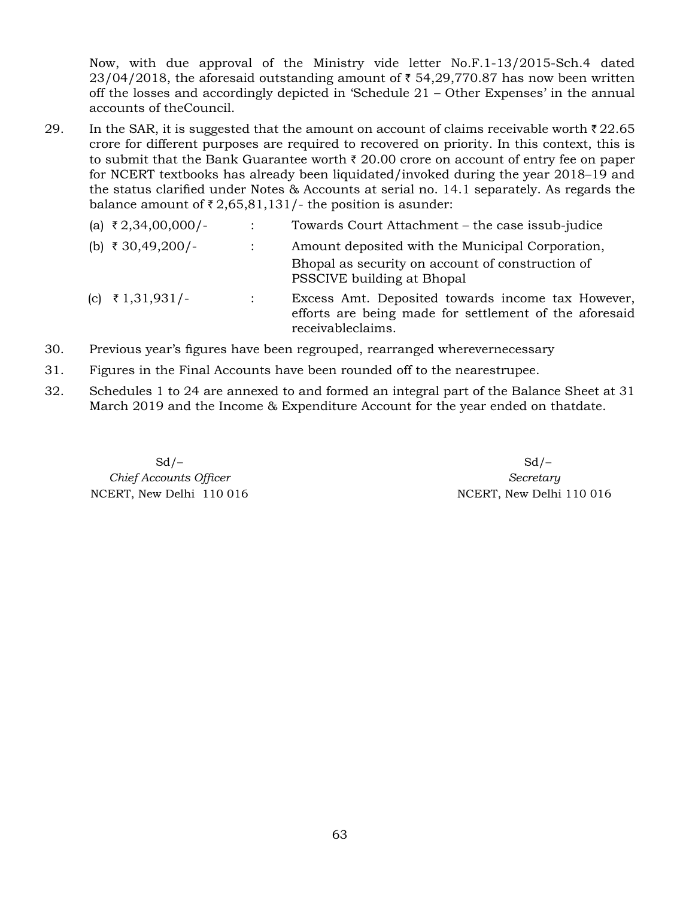Now, with due approval of the Ministry vide letter No.F.1-13/2015-Sch.4 dated 23/04/2018, the aforesaid outstanding amount of ₹ 54,29,770.87 has now been written off the losses and accordingly depicted in 'Schedule 21 – Other Expenses' in the annual accounts of theCouncil.

29. In the SAR, it is suggested that the amount on account of claims receivable worth ₹ 22.65 crore for different purposes are required to recovered on priority. In this context, this is to submit that the Bank Guarantee worth ₹ 20.00 crore on account of entry fee on paper for NCERT textbooks has already been liquidated/invoked during the year 2018–19 and the status clarified under Notes & Accounts at serial no. 14.1 separately. As regards the balance amount of ₹ 2,65,81,131/- the position is asunder:

| | | |
|---|---|---|
| (a) ₹ 2,34,00,000/- | : | Towards Court Attachment – the case issub-judice |
| (b) ₹ 30,49,200/- | : | Amount deposited with the Municipal Corporation, Bhopal as security on account of construction of PSSCIVE building at Bhopal |
| (c) ₹ 1,31,931/- | : | Excess Amt. Deposited towards income tax However, efforts are being made for settlement of the aforesaid receivableclaims. |

30. Previous year's figures have been regrouped, rearranged wherevernecessary

31. Figures in the Final Accounts have been rounded off to the nearestrupee.

32. Schedules 1 to 24 are annexed to and formed an integral part of the Balance Sheet at 31 March 2019 and the Income & Expenditure Account for the year ended on thatdate.

Sd/–
*Chief Accounts Officer*
NCERT, New Delhi 110 016

Sd/–
*Secretary*
NCERT, New Delhi 110 016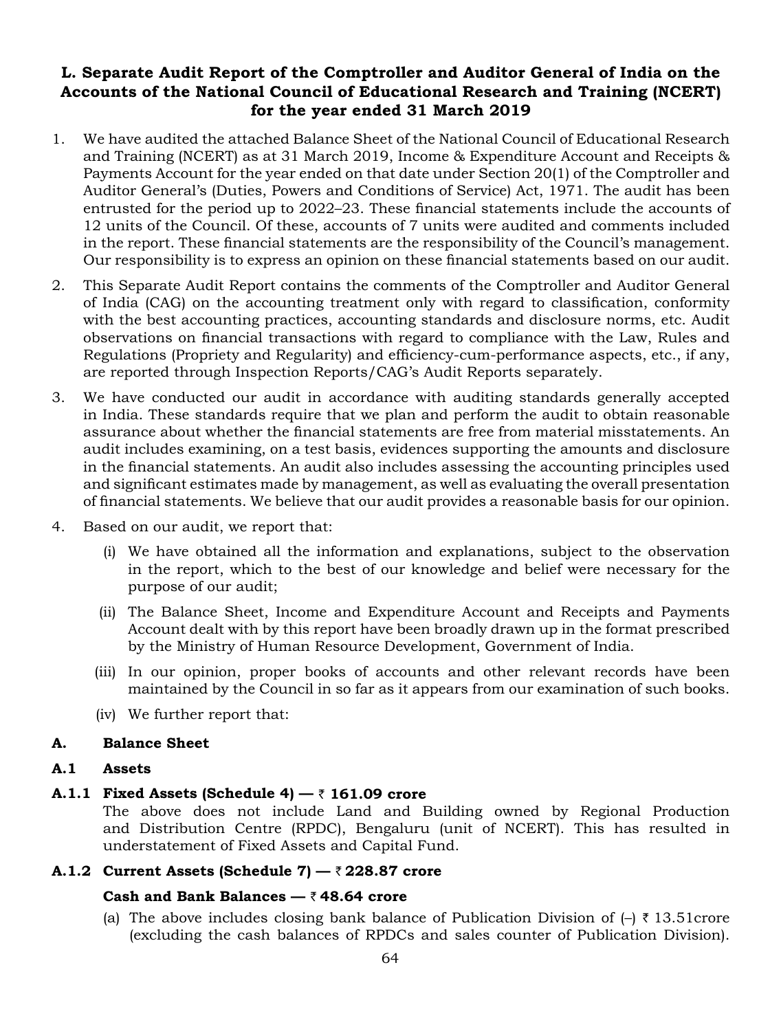## L. Separate Audit Report of the Comptroller and Auditor General of India on the Accounts of the National Council of Educational Research and Training (NCERT) for the year ended 31 March 2019

1. We have audited the attached Balance Sheet of the National Council of Educational Research and Training (NCERT) as at 31 March 2019, Income & Expenditure Account and Receipts & Payments Account for the year ended on that date under Section 20(1) of the Comptroller and Auditor General's (Duties, Powers and Conditions of Service) Act, 1971. The audit has been entrusted for the period up to 2022–23. These financial statements include the accounts of 12 units of the Council. Of these, accounts of 7 units were audited and comments included in the report. These financial statements are the responsibility of the Council's management. Our responsibility is to express an opinion on these financial statements based on our audit.

2. This Separate Audit Report contains the comments of the Comptroller and Auditor General of India (CAG) on the accounting treatment only with regard to classification, conformity with the best accounting practices, accounting standards and disclosure norms, etc. Audit observations on financial transactions with regard to compliance with the Law, Rules and Regulations (Propriety and Regularity) and efficiency-cum-performance aspects, etc., if any, are reported through Inspection Reports/CAG's Audit Reports separately.

3. We have conducted our audit in accordance with auditing standards generally accepted in India. These standards require that we plan and perform the audit to obtain reasonable assurance about whether the financial statements are free from material misstatements. An audit includes examining, on a test basis, evidences supporting the amounts and disclosure in the financial statements. An audit also includes assessing the accounting principles used and significant estimates made by management, as well as evaluating the overall presentation of financial statements. We believe that our audit provides a reasonable basis for our opinion.

4. Based on our audit, we report that:

   (i) We have obtained all the information and explanations, subject to the observation in the report, which to the best of our knowledge and belief were necessary for the purpose of our audit;

   (ii) The Balance Sheet, Income and Expenditure Account and Receipts and Payments Account dealt with by this report have been broadly drawn up in the format prescribed by the Ministry of Human Resource Development, Government of India.

   (iii) In our opinion, proper books of accounts and other relevant records have been maintained by the Council in so far as it appears from our examination of such books.

   (iv) We further report that:

### A. Balance Sheet

### A.1 Assets

#### A.1.1 Fixed Assets (Schedule 4) — ₹ 161.09 crore

The above does not include Land and Building owned by Regional Production and Distribution Centre (RPDC), Bengaluru (unit of NCERT). This has resulted in understatement of Fixed Assets and Capital Fund.

#### A.1.2 Current Assets (Schedule 7) — ₹ 228.87 crore

**Cash and Bank Balances — ₹ 48.64 crore**

(a) The above includes closing bank balance of Publication Division of (–) ₹ 13.51crore (excluding the cash balances of RPDCs and sales counter of Publication Division).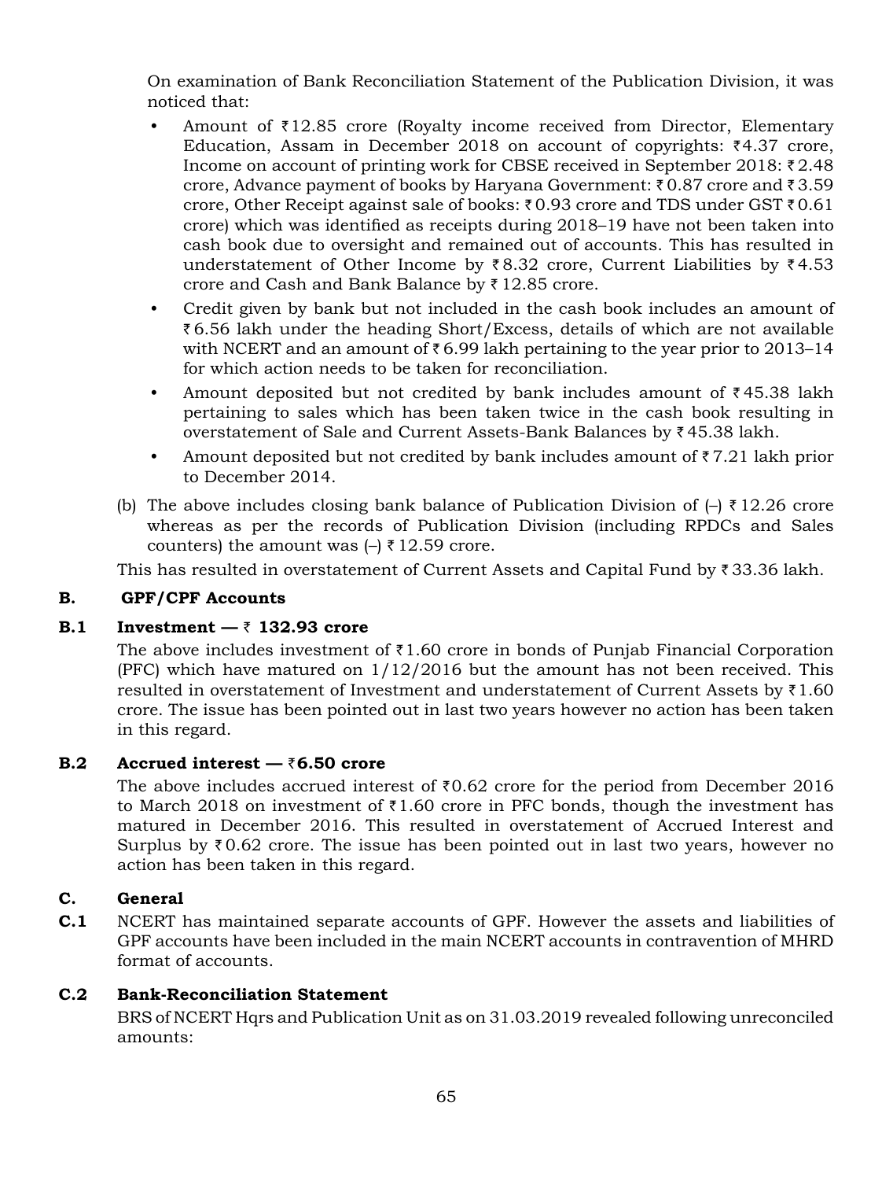On examination of Bank Reconciliation Statement of the Publication Division, it was noticed that:

- Amount of ₹12.85 crore (Royalty income received from Director, Elementary Education, Assam in December 2018 on account of copyrights: ₹4.37 crore, Income on account of printing work for CBSE received in September 2018: ₹2.48 crore, Advance payment of books by Haryana Government: ₹0.87 crore and ₹3.59 crore, Other Receipt against sale of books: ₹0.93 crore and TDS under GST ₹0.61 crore) which was identified as receipts during 2018–19 have not been taken into cash book due to oversight and remained out of accounts. This has resulted in understatement of Other Income by ₹8.32 crore, Current Liabilities by ₹4.53 crore and Cash and Bank Balance by ₹12.85 crore.
- Credit given by bank but not included in the cash book includes an amount of ₹6.56 lakh under the heading Short/Excess, details of which are not available with NCERT and an amount of ₹6.99 lakh pertaining to the year prior to 2013–14 for which action needs to be taken for reconciliation.
- Amount deposited but not credited by bank includes amount of ₹45.38 lakh pertaining to sales which has been taken twice in the cash book resulting in overstatement of Sale and Current Assets-Bank Balances by ₹45.38 lakh.
- Amount deposited but not credited by bank includes amount of ₹7.21 lakh prior to December 2014.

(b) The above includes closing bank balance of Publication Division of (–) ₹12.26 crore whereas as per the records of Publication Division (including RPDCs and Sales counters) the amount was (–) ₹12.59 crore.

This has resulted in overstatement of Current Assets and Capital Fund by ₹33.36 lakh.

### B. GPF/CPF Accounts

#### B.1 Investment — ₹ 132.93 crore

The above includes investment of ₹1.60 crore in bonds of Punjab Financial Corporation (PFC) which have matured on 1/12/2016 but the amount has not been received. This resulted in overstatement of Investment and understatement of Current Assets by ₹1.60 crore. The issue has been pointed out in last two years however no action has been taken in this regard.

#### B.2 Accrued interest — ₹6.50 crore

The above includes accrued interest of ₹0.62 crore for the period from December 2016 to March 2018 on investment of ₹1.60 crore in PFC bonds, though the investment has matured in December 2016. This resulted in overstatement of Accrued Interest and Surplus by ₹0.62 crore. The issue has been pointed out in last two years, however no action has been taken in this regard.

### C. General

**C.1** NCERT has maintained separate accounts of GPF. However the assets and liabilities of GPF accounts have been included in the main NCERT accounts in contravention of MHRD format of accounts.

#### C.2 Bank-Reconciliation Statement

BRS of NCERT Hqrs and Publication Unit as on 31.03.2019 revealed following unreconciled amounts: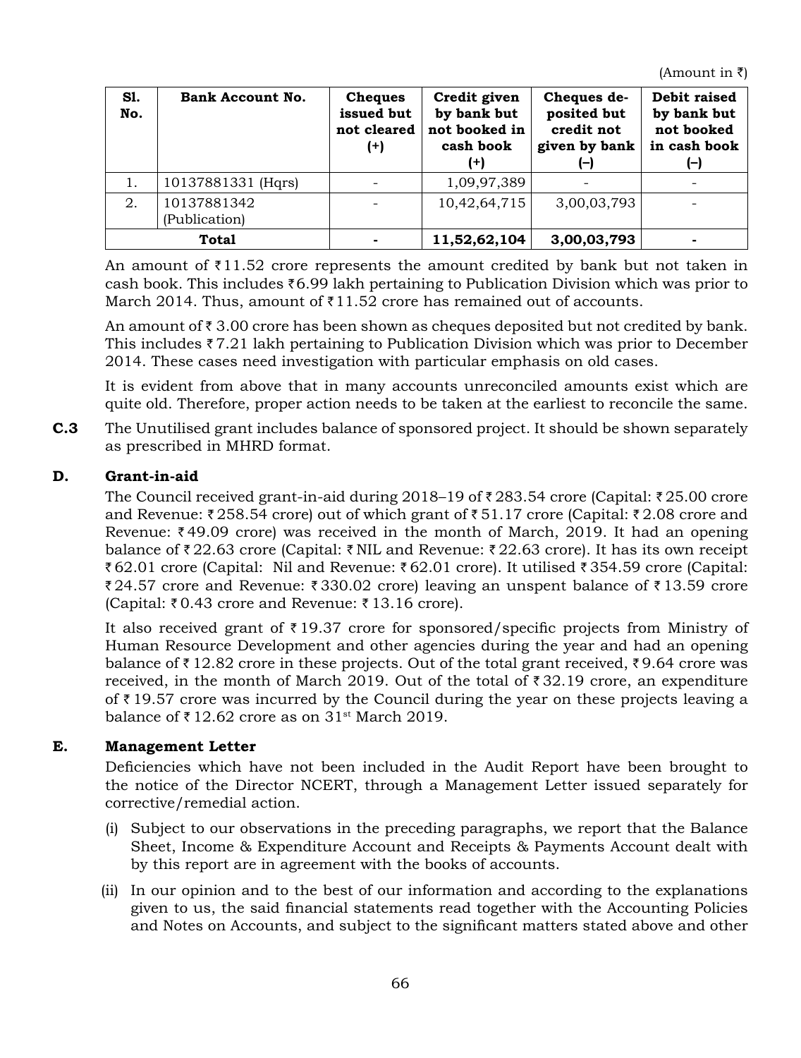(Amount in ₹)

| Sl. No. | Bank Account No. | Cheques issued but not cleared (+) | Credit given by bank but not booked in cash book (+) | Cheques deposited but credit not given by bank (–) | Debit raised by bank but not booked in cash book (–) |
|---|---|---|---|---|---|
| 1. | 10137881331 (Hqrs) | - | 1,09,97,389 | - | - |
| 2. | 10137881342 (Publication) | - | 10,42,64,715 | 3,00,03,793 | - |
| **Total** | | **-** | **11,52,62,104** | **3,00,03,793** | **-** |

An amount of ₹11.52 crore represents the amount credited by bank but not taken in cash book. This includes ₹6.99 lakh pertaining to Publication Division which was prior to March 2014. Thus, amount of ₹11.52 crore has remained out of accounts.

An amount of ₹ 3.00 crore has been shown as cheques deposited but not credited by bank. This includes ₹ 7.21 lakh pertaining to Publication Division which was prior to December 2014. These cases need investigation with particular emphasis on old cases.

It is evident from above that in many accounts unreconciled amounts exist which are quite old. Therefore, proper action needs to be taken at the earliest to reconcile the same.

**C.3** The Unutilised grant includes balance of sponsored project. It should be shown separately as prescribed in MHRD format.

### D. Grant-in-aid

The Council received grant-in-aid during 2018–19 of ₹ 283.54 crore (Capital: ₹ 25.00 crore and Revenue: ₹ 258.54 crore) out of which grant of ₹ 51.17 crore (Capital: ₹ 2.08 crore and Revenue: ₹ 49.09 crore) was received in the month of March, 2019. It had an opening balance of ₹ 22.63 crore (Capital: ₹ NIL and Revenue: ₹ 22.63 crore). It has its own receipt ₹ 62.01 crore (Capital: Nil and Revenue: ₹ 62.01 crore). It utilised ₹ 354.59 crore (Capital: ₹ 24.57 crore and Revenue: ₹ 330.02 crore) leaving an unspent balance of ₹ 13.59 crore (Capital: ₹ 0.43 crore and Revenue: ₹ 13.16 crore).

It also received grant of ₹ 19.37 crore for sponsored/specific projects from Ministry of Human Resource Development and other agencies during the year and had an opening balance of ₹ 12.82 crore in these projects. Out of the total grant received, ₹ 9.64 crore was received, in the month of March 2019. Out of the total of ₹ 32.19 crore, an expenditure of ₹ 19.57 crore was incurred by the Council during the year on these projects leaving a balance of ₹ 12.62 crore as on 31st March 2019.

### E. Management Letter

Deficiencies which have not been included in the Audit Report have been brought to the notice of the Director NCERT, through a Management Letter issued separately for corrective/remedial action.

(i) Subject to our observations in the preceding paragraphs, we report that the Balance Sheet, Income & Expenditure Account and Receipts & Payments Account dealt with by this report are in agreement with the books of accounts.

(ii) In our opinion and to the best of our information and according to the explanations given to us, the said financial statements read together with the Accounting Policies and Notes on Accounts, and subject to the significant matters stated above and other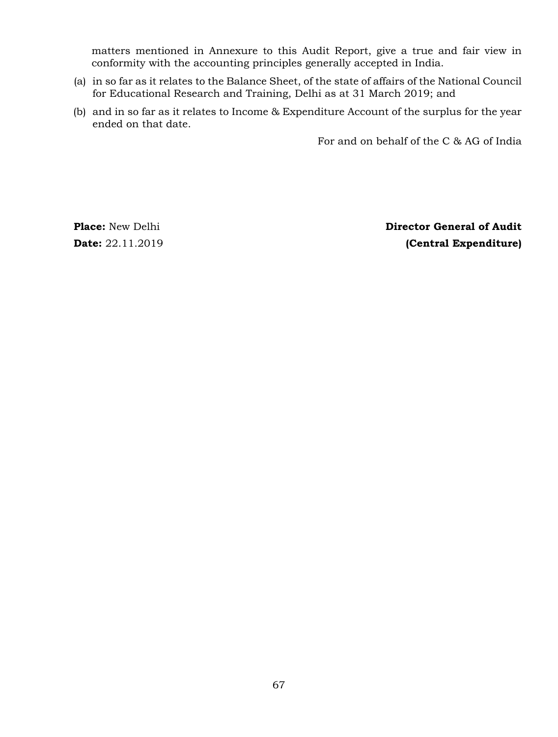matters mentioned in Annexure to this Audit Report, give a true and fair view in conformity with the accounting principles generally accepted in India.

(a) in so far as it relates to the Balance Sheet, of the state of affairs of the National Council for Educational Research and Training, Delhi as at 31 March 2019; and

(b) and in so far as it relates to Income & Expenditure Account of the surplus for the year ended on that date.

For and on behalf of the C & AG of India

**Place:** New Delhi

**Date:** 22.11.2019

**Director General of Audit**
**(Central Expenditure)**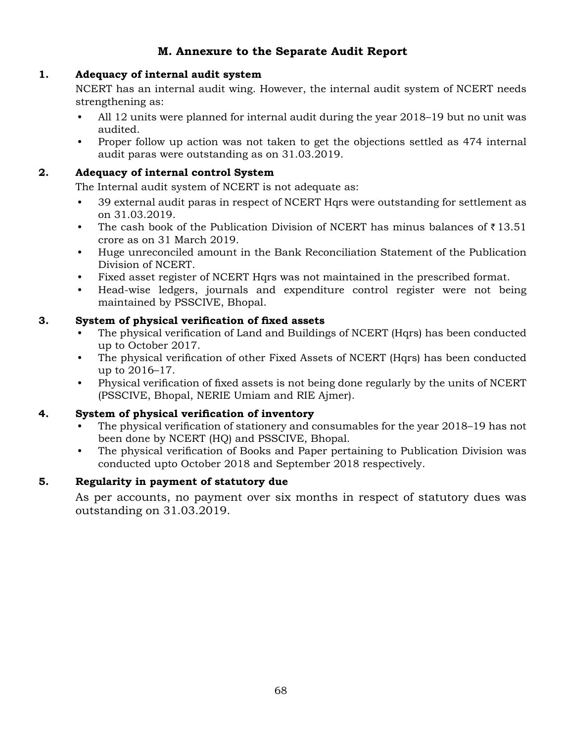# M. Annexure to the Separate Audit Report

**1. Adequacy of internal audit system**

NCERT has an internal audit wing. However, the internal audit system of NCERT needs strengthening as:

- All 12 units were planned for internal audit during the year 2018–19 but no unit was audited.
- Proper follow up action was not taken to get the objections settled as 474 internal audit paras were outstanding as on 31.03.2019.

**2. Adequacy of internal control System**

The Internal audit system of NCERT is not adequate as:

- 39 external audit paras in respect of NCERT Hqrs were outstanding for settlement as on 31.03.2019.
- The cash book of the Publication Division of NCERT has minus balances of ₹ 13.51 crore as on 31 March 2019.
- Huge unreconciled amount in the Bank Reconciliation Statement of the Publication Division of NCERT.
- Fixed asset register of NCERT Hqrs was not maintained in the prescribed format.
- Head-wise ledgers, journals and expenditure control register were not being maintained by PSSCIVE, Bhopal.

**3. System of physical verification of fixed assets**

- The physical verification of Land and Buildings of NCERT (Hqrs) has been conducted up to October 2017.
- The physical verification of other Fixed Assets of NCERT (Hqrs) has been conducted up to 2016–17.
- Physical verification of fixed assets is not being done regularly by the units of NCERT (PSSCIVE, Bhopal, NERIE Umiam and RIE Ajmer).

**4. System of physical verification of inventory**

- The physical verification of stationery and consumables for the year 2018–19 has not been done by NCERT (HQ) and PSSCIVE, Bhopal.
- The physical verification of Books and Paper pertaining to Publication Division was conducted upto October 2018 and September 2018 respectively.

**5. Regularity in payment of statutory due**

As per accounts, no payment over six months in respect of statutory dues was outstanding on 31.03.2019.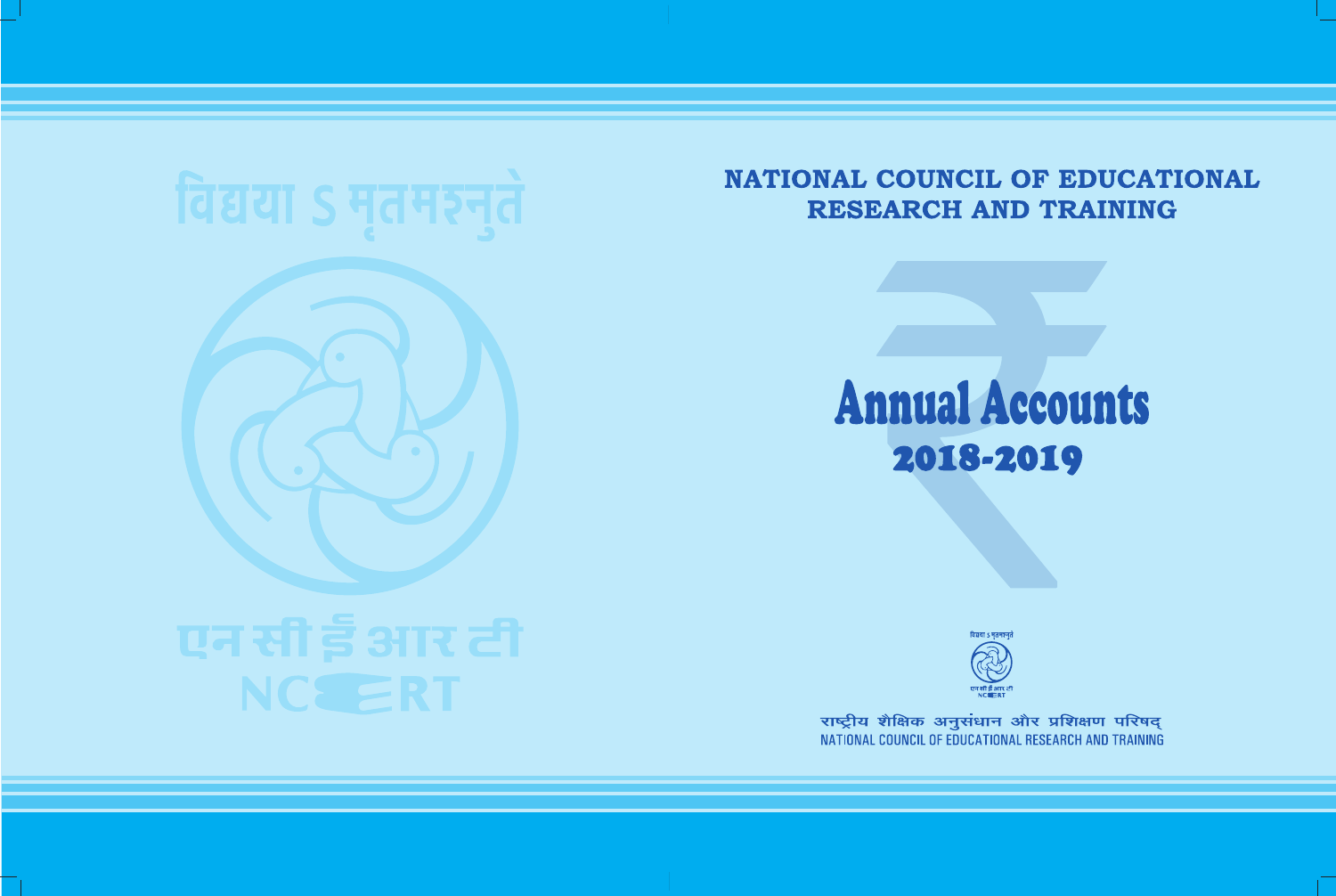विद्यया ऽ मृतमश्नुते

एन सी ई आर टी
NCERT

# NATIONAL COUNCIL OF EDUCATIONAL RESEARCH AND TRAINING

# Annual Accounts
## 2018-2019

विद्यया ऽ मृतमश्नुते
एन सी ई आर टी
NCERT

राष्ट्रीय शैक्षिक अनुसंधान और प्रशिक्षण परिषद्
NATIONAL COUNCIL OF EDUCATIONAL RESEARCH AND TRAINING